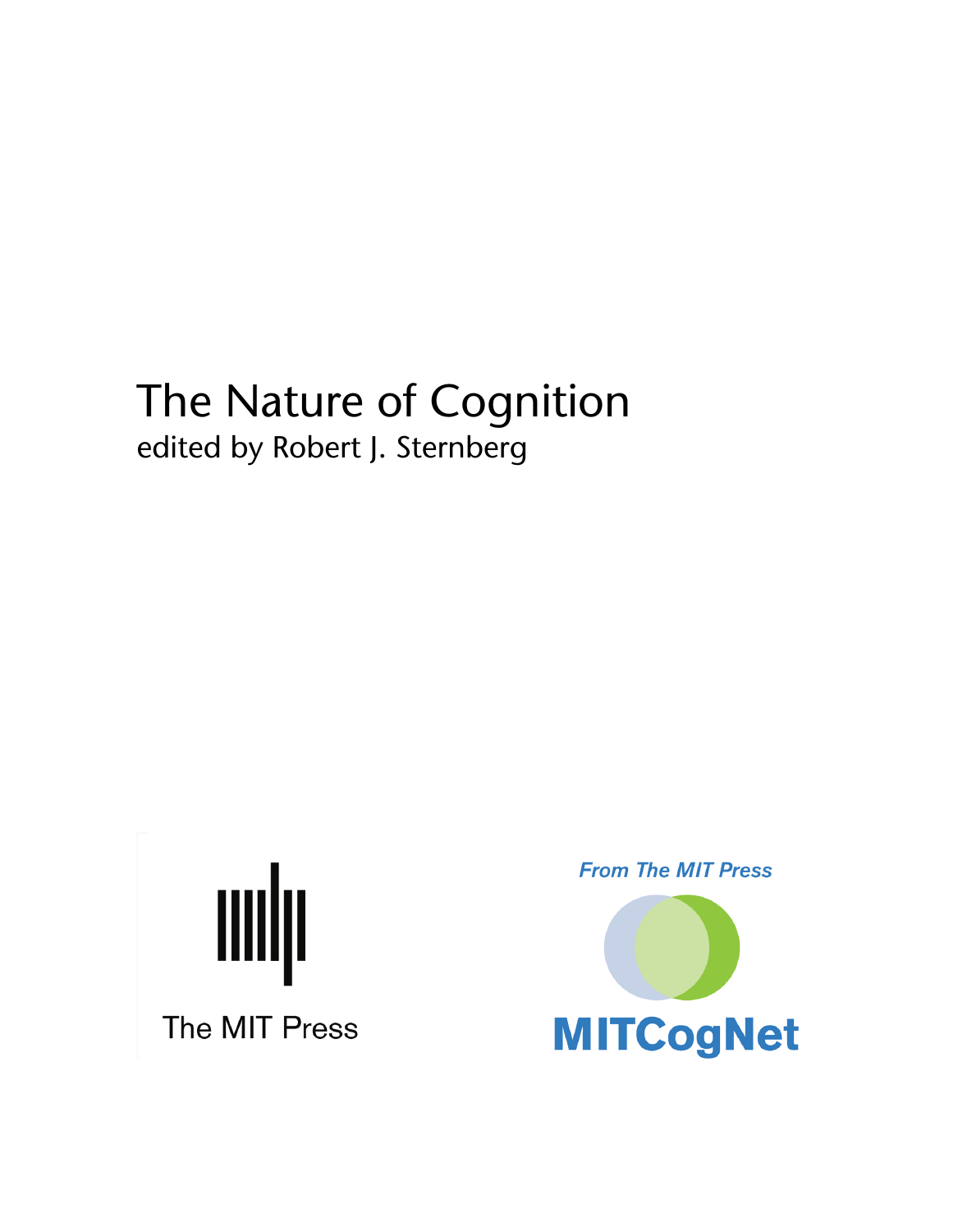# The Nature of Cognition

edited by Robert J. Sternberg

The MIT Press

*From The MIT Press*

MITCogNet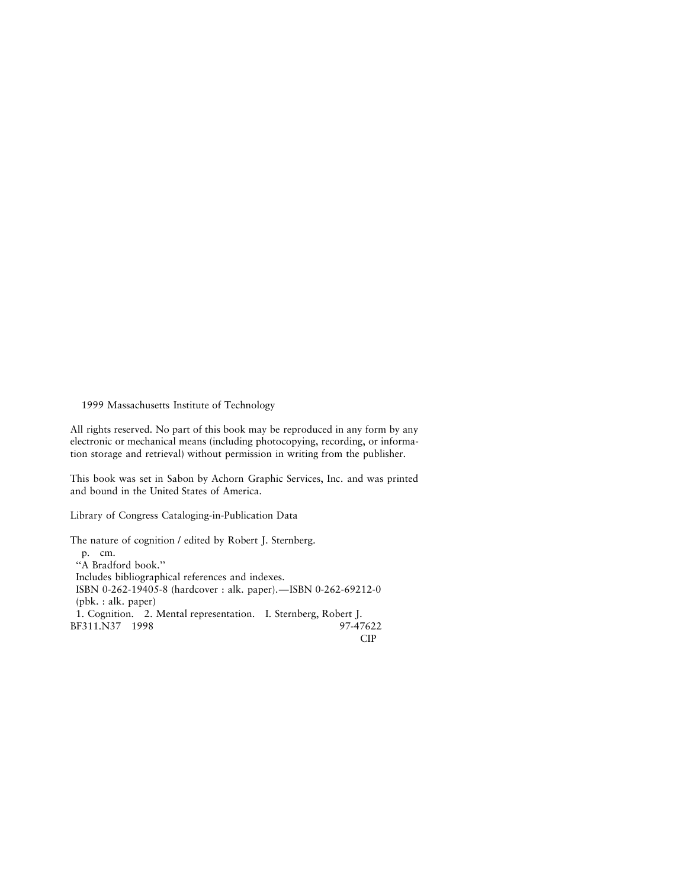1999 Massachusetts Institute of Technology

All rights reserved. No part of this book may be reproduced in any form by any electronic or mechanical means (including photocopying, recording, or information storage and retrieval) without permission in writing from the publisher.

This book was set in Sabon by Achorn Graphic Services, Inc. and was printed and bound in the United States of America.

Library of Congress Cataloging-in-Publication Data

The nature of cognition / edited by Robert J. Sternberg.
p. cm.
"A Bradford book."
Includes bibliographical references and indexes.
ISBN 0-262-19405-8 (hardcover : alk. paper).—ISBN 0-262-69212-0 (pbk. : alk. paper)
1. Cognition. 2. Mental representation. I. Sternberg, Robert J.
BF311.N37 1998 97-47622
CIP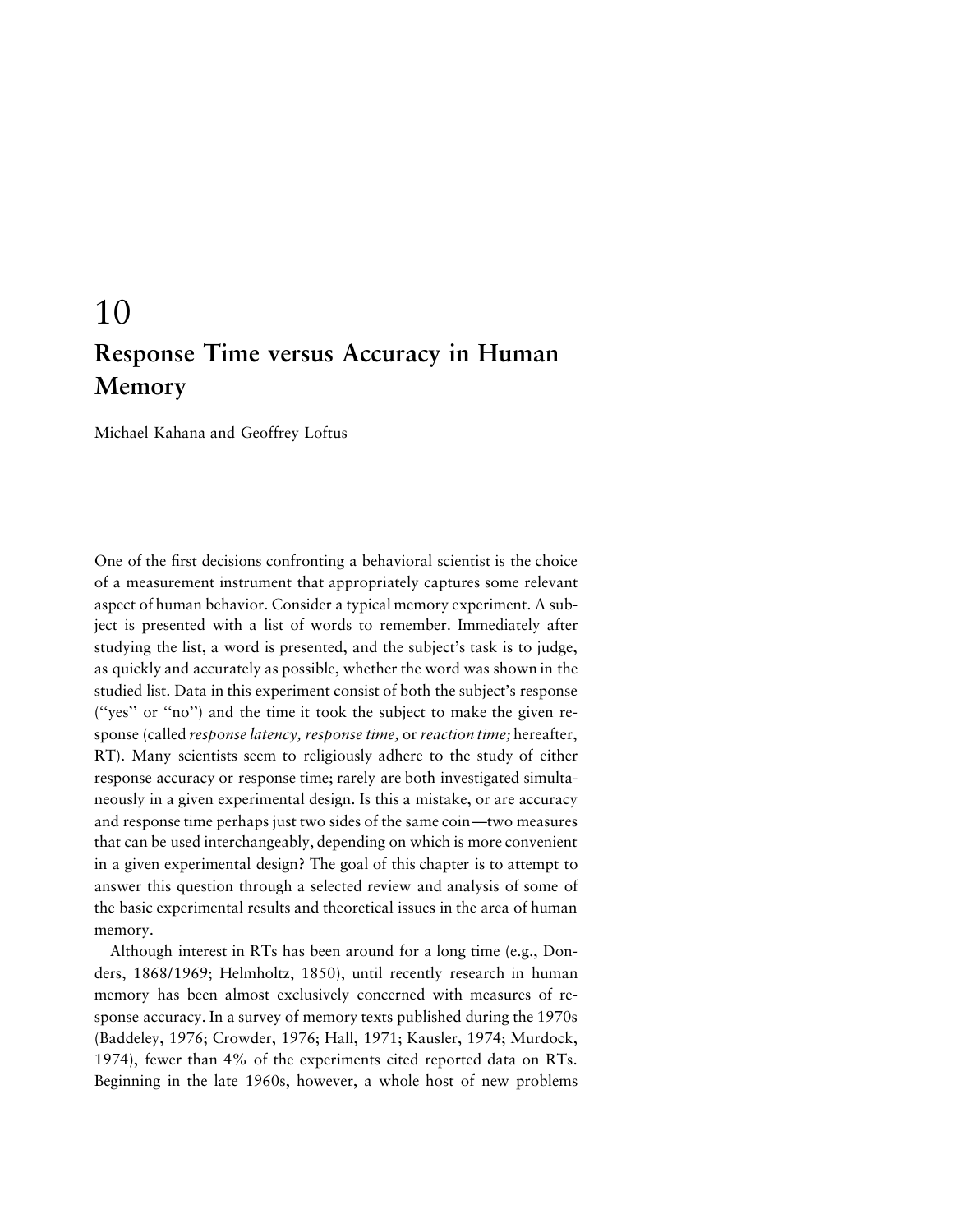# 10

## Response Time versus Accuracy in Human Memory

Michael Kahana and Geoffrey Loftus

One of the first decisions confronting a behavioral scientist is the choice of a measurement instrument that appropriately captures some relevant aspect of human behavior. Consider a typical memory experiment. A subject is presented with a list of words to remember. Immediately after studying the list, a word is presented, and the subject's task is to judge, as quickly and accurately as possible, whether the word was shown in the studied list. Data in this experiment consist of both the subject's response ("yes" or "no") and the time it took the subject to make the given response (called *response latency, response time,* or *reaction time;* hereafter, RT). Many scientists seem to religiously adhere to the study of either response accuracy or response time; rarely are both investigated simultaneously in a given experimental design. Is this a mistake, or are accuracy and response time perhaps just two sides of the same coin—two measures that can be used interchangeably, depending on which is more convenient in a given experimental design? The goal of this chapter is to attempt to answer this question through a selected review and analysis of some of the basic experimental results and theoretical issues in the area of human memory.

Although interest in RTs has been around for a long time (e.g., Donders, 1868/1969; Helmholtz, 1850), until recently research in human memory has been almost exclusively concerned with measures of response accuracy. In a survey of memory texts published during the 1970s (Baddeley, 1976; Crowder, 1976; Hall, 1971; Kausler, 1974; Murdock, 1974), fewer than 4% of the experiments cited reported data on RTs. Beginning in the late 1960s, however, a whole host of new problems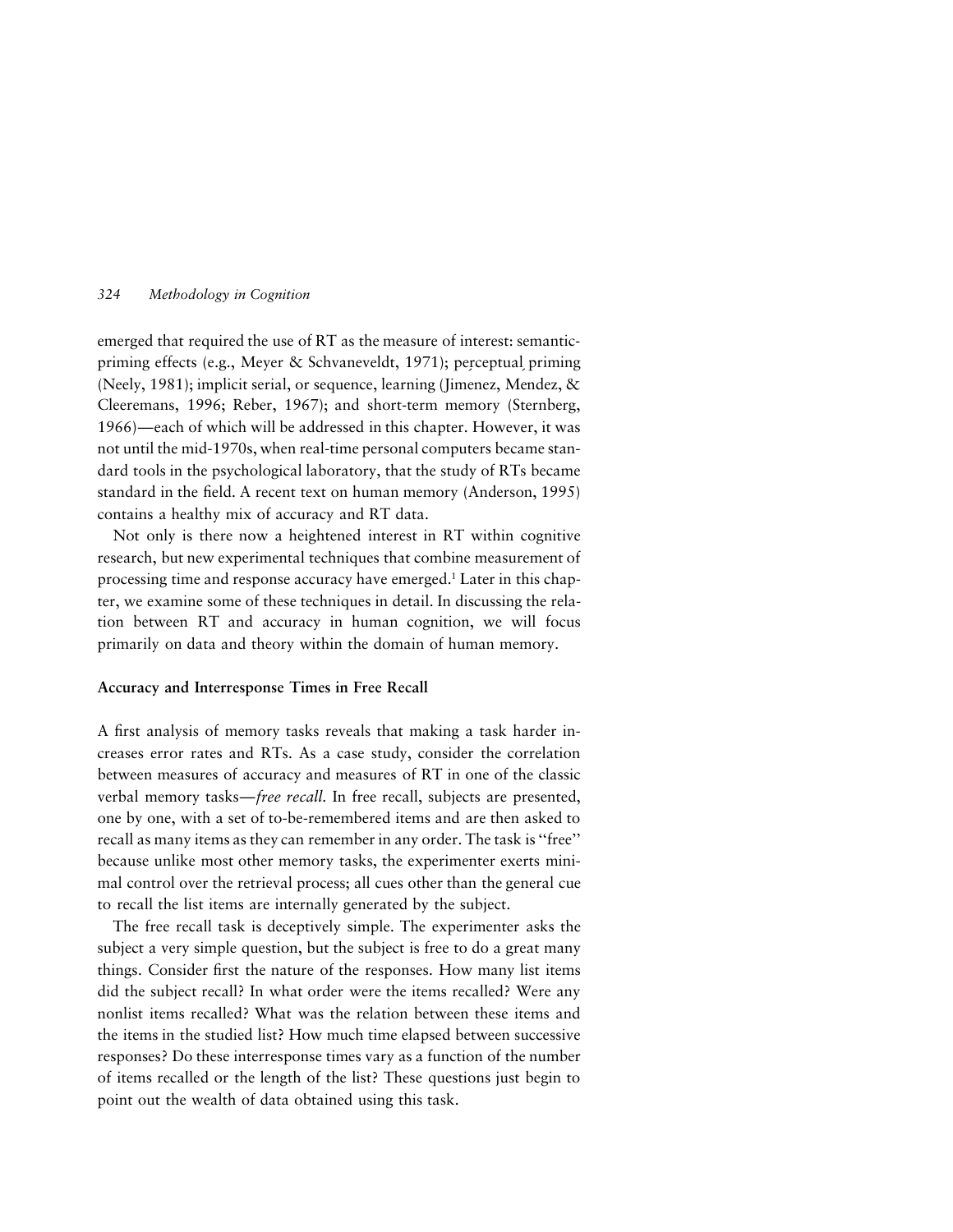emerged that required the use of RT as the measure of interest: semantic-priming effects (e.g., Meyer & Schvaneveldt, 1971); perceptual priming (Neely, 1981); implicit serial, or sequence, learning (Jimenez, Mendez, & Cleeremans, 1996; Reber, 1967); and short-term memory (Sternberg, 1966)—each of which will be addressed in this chapter. However, it was not until the mid-1970s, when real-time personal computers became standard tools in the psychological laboratory, that the study of RTs became standard in the field. A recent text on human memory (Anderson, 1995) contains a healthy mix of accuracy and RT data.

Not only is there now a heightened interest in RT within cognitive research, but new experimental techniques that combine measurement of processing time and response accuracy have emerged.[1] Later in this chapter, we examine some of these techniques in detail. In discussing the relation between RT and accuracy in human cognition, we will focus primarily on data and theory within the domain of human memory.

### Accuracy and Interresponse Times in Free Recall

A first analysis of memory tasks reveals that making a task harder increases error rates and RTs. As a case study, consider the correlation between measures of accuracy and measures of RT in one of the classic verbal memory tasks—*free recall*. In free recall, subjects are presented, one by one, with a set of to-be-remembered items and are then asked to recall as many items as they can remember in any order. The task is "free" because unlike most other memory tasks, the experimenter exerts minimal control over the retrieval process; all cues other than the general cue to recall the list items are internally generated by the subject.

The free recall task is deceptively simple. The experimenter asks the subject a very simple question, but the subject is free to do a great many things. Consider first the nature of the responses. How many list items did the subject recall? In what order were the items recalled? Were any nonlist items recalled? What was the relation between these items and the items in the studied list? How much time elapsed between successive responses? Do these interresponse times vary as a function of the number of items recalled or the length of the list? These questions just begin to point out the wealth of data obtained using this task.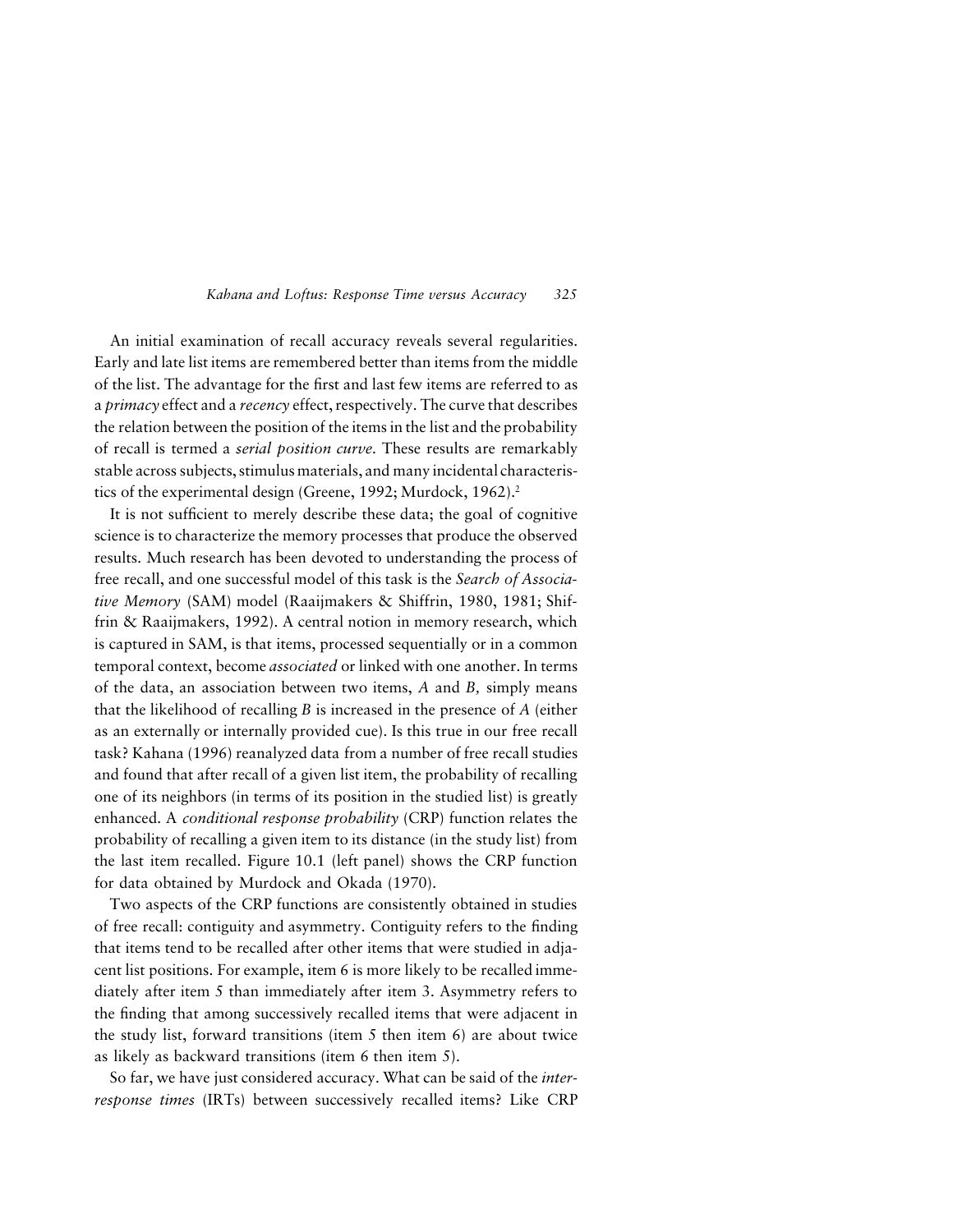An initial examination of recall accuracy reveals several regularities. Early and late list items are remembered better than items from the middle of the list. The advantage for the first and last few items are referred to as a *primacy* effect and a *recency* effect, respectively. The curve that describes the relation between the position of the items in the list and the probability of recall is termed a *serial position curve*. These results are remarkably stable across subjects, stimulus materials, and many incidental characteristics of the experimental design (Greene, 1992; Murdock, 1962).[2]

It is not sufficient to merely describe these data; the goal of cognitive science is to characterize the memory processes that produce the observed results. Much research has been devoted to understanding the process of free recall, and one successful model of this task is the *Search of Associative Memory* (SAM) model (Raaijmakers & Shiffrin, 1980, 1981; Shiffrin & Raaijmakers, 1992). A central notion in memory research, which is captured in SAM, is that items, processed sequentially or in a common temporal context, become *associated* or linked with one another. In terms of the data, an association between two items, *A* and *B,* simply means that the likelihood of recalling *B* is increased in the presence of *A* (either as an externally or internally provided cue). Is this true in our free recall task? Kahana (1996) reanalyzed data from a number of free recall studies and found that after recall of a given list item, the probability of recalling one of its neighbors (in terms of its position in the studied list) is greatly enhanced. A *conditional response probability* (CRP) function relates the probability of recalling a given item to its distance (in the study list) from the last item recalled. Figure 10.1 (left panel) shows the CRP function for data obtained by Murdock and Okada (1970).

Two aspects of the CRP functions are consistently obtained in studies of free recall: contiguity and asymmetry. Contiguity refers to the finding that items tend to be recalled after other items that were studied in adjacent list positions. For example, item 6 is more likely to be recalled immediately after item 5 than immediately after item 3. Asymmetry refers to the finding that among successively recalled items that were adjacent in the study list, forward transitions (item 5 then item 6) are about twice as likely as backward transitions (item 6 then item 5).

So far, we have just considered accuracy. What can be said of the *inter-response times* (IRTs) between successively recalled items? Like CRP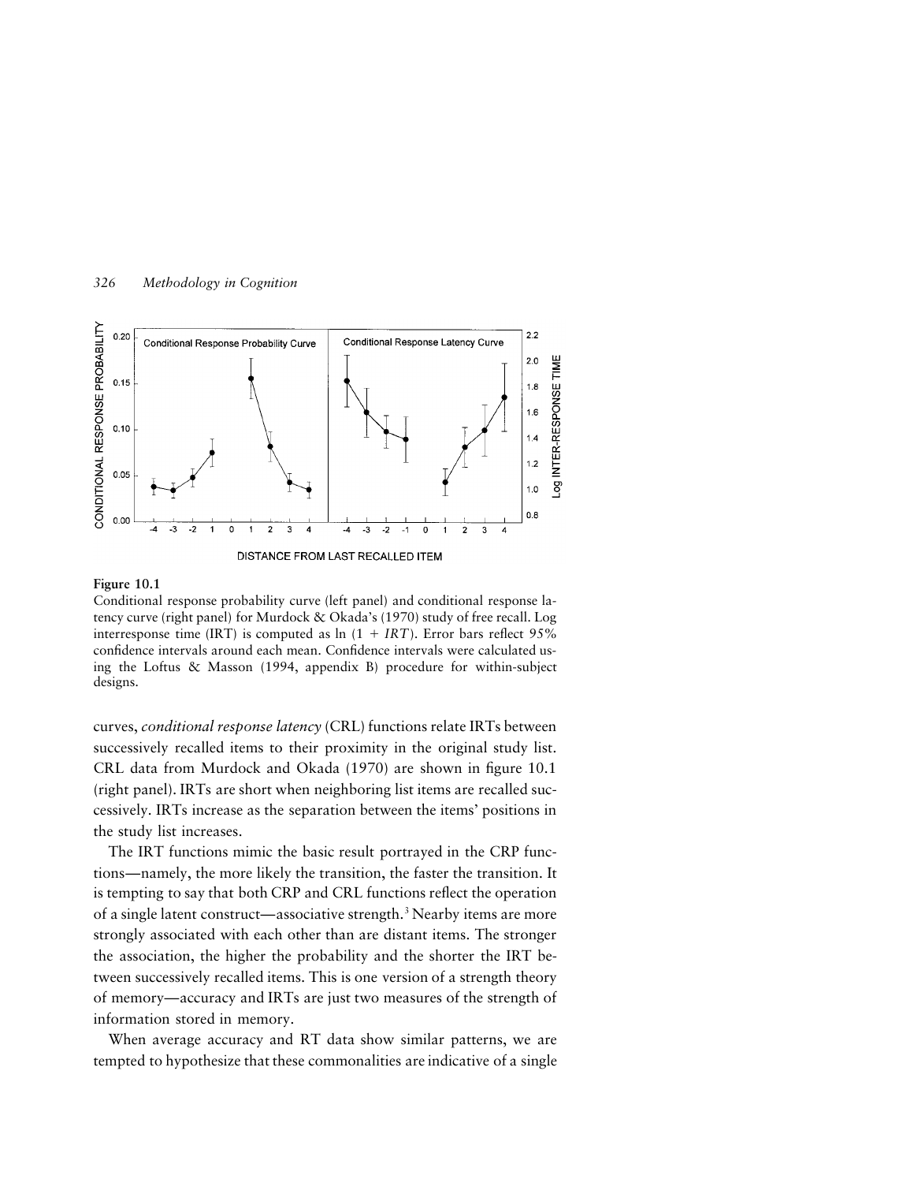**Figure 10.1**
Conditional response probability curve (left panel) and conditional response latency curve (right panel) for Murdock & Okada's (1970) study of free recall. Log interresponse time (IRT) is computed as $\ln(1 + IRT)$. Error bars reflect 95% confidence intervals around each mean. Confidence intervals were calculated using the Loftus & Masson (1994, appendix B) procedure for within-subject designs.

curves, *conditional response latency* (CRL) functions relate IRTs between successively recalled items to their proximity in the original study list. CRL data from Murdock and Okada (1970) are shown in figure 10.1 (right panel). IRTs are short when neighboring list items are recalled successively. IRTs increase as the separation between the items' positions in the study list increases.

The IRT functions mimic the basic result portrayed in the CRP functions—namely, the more likely the transition, the faster the transition. It is tempting to say that both CRP and CRL functions reflect the operation of a single latent construct—associative strength.[3] Nearby items are more strongly associated with each other than are distant items. The stronger the association, the higher the probability and the shorter the IRT between successively recalled items. This is one version of a strength theory of memory—accuracy and IRTs are just two measures of the strength of information stored in memory.

When average accuracy and RT data show similar patterns, we are tempted to hypothesize that these commonalities are indicative of a single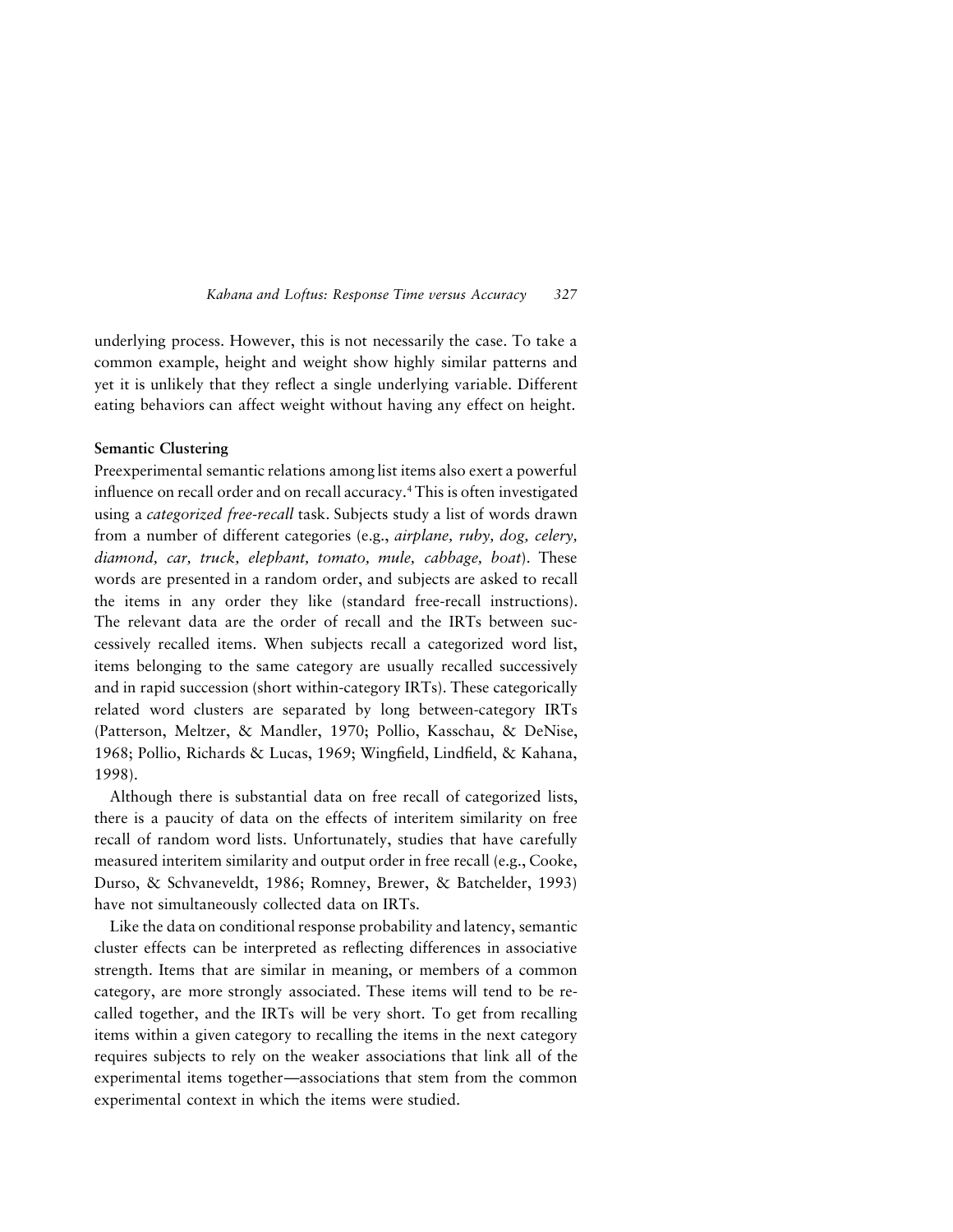underlying process. However, this is not necessarily the case. To take a common example, height and weight show highly similar patterns and yet it is unlikely that they reflect a single underlying variable. Different eating behaviors can affect weight without having any effect on height.

### Semantic Clustering

Preexperimental semantic relations among list items also exert a powerful influence on recall order and on recall accuracy.[4] This is often investigated using a *categorized free-recall* task. Subjects study a list of words drawn from a number of different categories (e.g., *airplane, ruby, dog, celery, diamond, car, truck, elephant, tomato, mule, cabbage, boat*). These words are presented in a random order, and subjects are asked to recall the items in any order they like (standard free-recall instructions). The relevant data are the order of recall and the IRTs between successively recalled items. When subjects recall a categorized word list, items belonging to the same category are usually recalled successively and in rapid succession (short within-category IRTs). These categorically related word clusters are separated by long between-category IRTs (Patterson, Meltzer, & Mandler, 1970; Pollio, Kasschau, & DeNise, 1968; Pollio, Richards & Lucas, 1969; Wingfield, Lindfield, & Kahana, 1998).

Although there is substantial data on free recall of categorized lists, there is a paucity of data on the effects of interitem similarity on free recall of random word lists. Unfortunately, studies that have carefully measured interitem similarity and output order in free recall (e.g., Cooke, Durso, & Schvaneveldt, 1986; Romney, Brewer, & Batchelder, 1993) have not simultaneously collected data on IRTs.

Like the data on conditional response probability and latency, semantic cluster effects can be interpreted as reflecting differences in associative strength. Items that are similar in meaning, or members of a common category, are more strongly associated. These items will tend to be recalled together, and the IRTs will be very short. To get from recalling items within a given category to recalling the items in the next category requires subjects to rely on the weaker associations that link all of the experimental items together—associations that stem from the common experimental context in which the items were studied.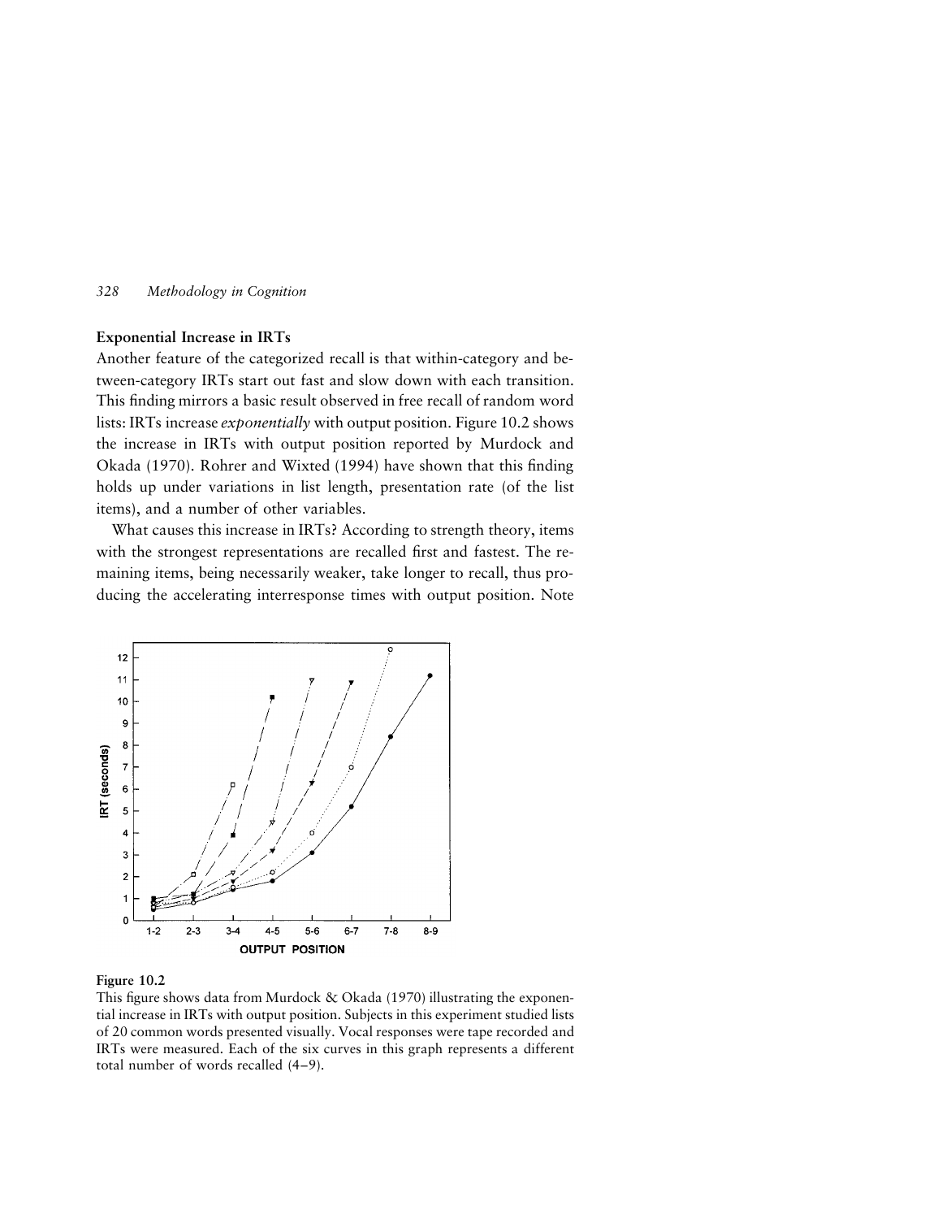## Exponential Increase in IRTs

Another feature of the categorized recall is that within-category and between-category IRTs start out fast and slow down with each transition. This finding mirrors a basic result observed in free recall of random word lists: IRTs increase *exponentially* with output position. Figure 10.2 shows the increase in IRTs with output position reported by Murdock and Okada (1970). Rohrer and Wixted (1994) have shown that this finding holds up under variations in list length, presentation rate (of the list items), and a number of other variables.

What causes this increase in IRTs? According to strength theory, items with the strongest representations are recalled first and fastest. The remaining items, being necessarily weaker, take longer to recall, thus producing the accelerating interresponse times with output position. Note

**Figure 10.2**

This figure shows data from Murdock & Okada (1970) illustrating the exponential increase in IRTs with output position. Subjects in this experiment studied lists of 20 common words presented visually. Vocal responses were tape recorded and IRTs were measured. Each of the six curves in this graph represents a different total number of words recalled (4–9).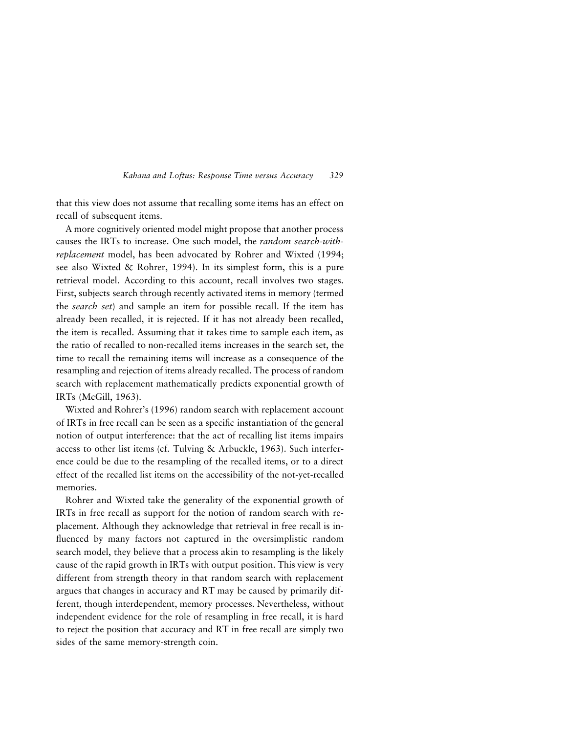that this view does not assume that recalling some items has an effect on recall of subsequent items.

A more cognitively oriented model might propose that another process causes the IRTs to increase. One such model, the *random search-with-replacement* model, has been advocated by Rohrer and Wixted (1994; see also Wixted & Rohrer, 1994). In its simplest form, this is a pure retrieval model. According to this account, recall involves two stages. First, subjects search through recently activated items in memory (termed the *search set*) and sample an item for possible recall. If the item has already been recalled, it is rejected. If it has not already been recalled, the item is recalled. Assuming that it takes time to sample each item, as the ratio of recalled to non-recalled items increases in the search set, the time to recall the remaining items will increase as a consequence of the resampling and rejection of items already recalled. The process of random search with replacement mathematically predicts exponential growth of IRTs (McGill, 1963).

Wixted and Rohrer's (1996) random search with replacement account of IRTs in free recall can be seen as a specific instantiation of the general notion of output interference: that the act of recalling list items impairs access to other list items (cf. Tulving & Arbuckle, 1963). Such interference could be due to the resampling of the recalled items, or to a direct effect of the recalled list items on the accessibility of the not-yet-recalled memories.

Rohrer and Wixted take the generality of the exponential growth of IRTs in free recall as support for the notion of random search with replacement. Although they acknowledge that retrieval in free recall is influenced by many factors not captured in the oversimplistic random search model, they believe that a process akin to resampling is the likely cause of the rapid growth in IRTs with output position. This view is very different from strength theory in that random search with replacement argues that changes in accuracy and RT may be caused by primarily different, though interdependent, memory processes. Nevertheless, without independent evidence for the role of resampling in free recall, it is hard to reject the position that accuracy and RT in free recall are simply two sides of the same memory-strength coin.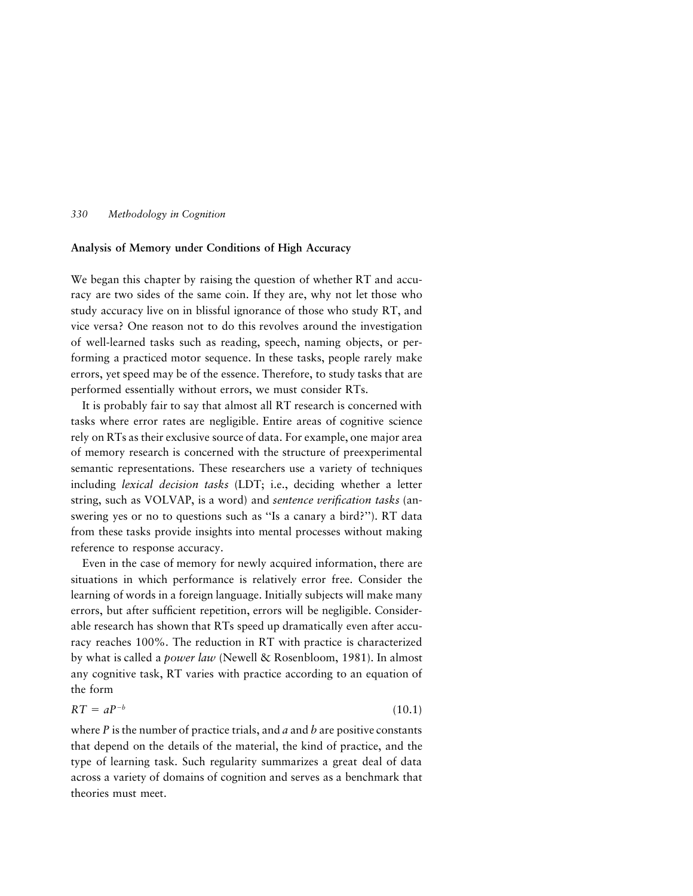## Analysis of Memory under Conditions of High Accuracy

We began this chapter by raising the question of whether RT and accuracy are two sides of the same coin. If they are, why not let those who study accuracy live on in blissful ignorance of those who study RT, and vice versa? One reason not to do this revolves around the investigation of well-learned tasks such as reading, speech, naming objects, or performing a practiced motor sequence. In these tasks, people rarely make errors, yet speed may be of the essence. Therefore, to study tasks that are performed essentially without errors, we must consider RTs.

It is probably fair to say that almost all RT research is concerned with tasks where error rates are negligible. Entire areas of cognitive science rely on RTs as their exclusive source of data. For example, one major area of memory research is concerned with the structure of preexperimental semantic representations. These researchers use a variety of techniques including *lexical decision tasks* (LDT; i.e., deciding whether a letter string, such as VOLVAP, is a word) and *sentence verification tasks* (answering yes or no to questions such as "Is a canary a bird?"). RT data from these tasks provide insights into mental processes without making reference to response accuracy.

Even in the case of memory for newly acquired information, there are situations in which performance is relatively error free. Consider the learning of words in a foreign language. Initially subjects will make many errors, but after sufficient repetition, errors will be negligible. Considerable research has shown that RTs speed up dramatically even after accuracy reaches 100%. The reduction in RT with practice is characterized by what is called a *power law* (Newell & Rosenbloom, 1981). In almost any cognitive task, RT varies with practice according to an equation of the form

$$RT = aP^{-b} \tag{10.1}$$

where $P$ is the number of practice trials, and $a$ and $b$ are positive constants that depend on the details of the material, the kind of practice, and the type of learning task. Such regularity summarizes a great deal of data across a variety of domains of cognition and serves as a benchmark that theories must meet.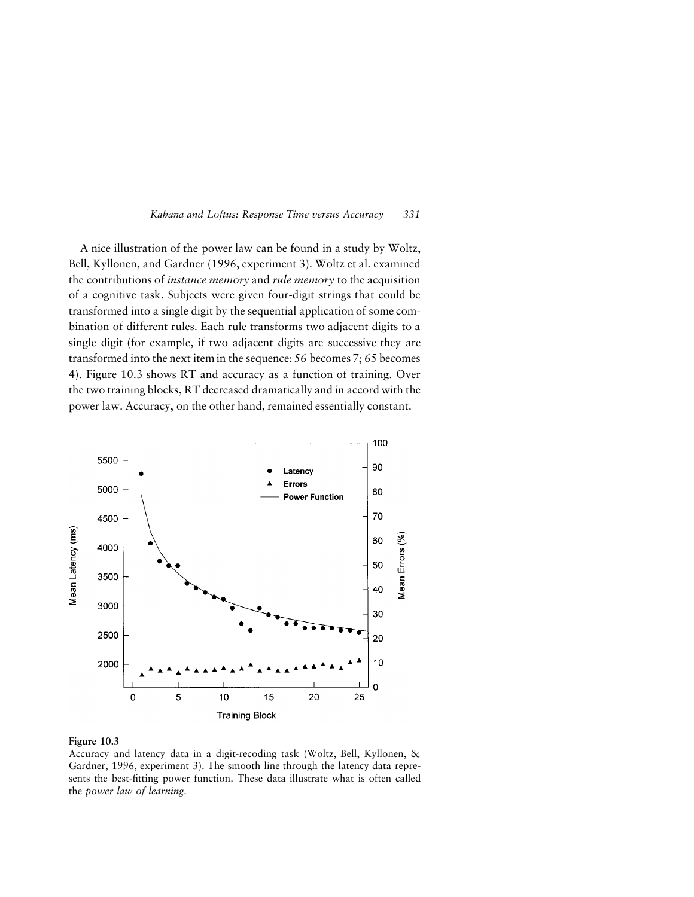A nice illustration of the power law can be found in a study by Woltz, Bell, Kyllonen, and Gardner (1996, experiment 3). Woltz et al. examined the contributions of *instance memory* and *rule memory* to the acquisition of a cognitive task. Subjects were given four-digit strings that could be transformed into a single digit by the sequential application of some combination of different rules. Each rule transforms two adjacent digits to a single digit (for example, if two adjacent digits are successive they are transformed into the next item in the sequence: 56 becomes 7; 65 becomes 4). Figure 10.3 shows RT and accuracy as a function of training. Over the two training blocks, RT decreased dramatically and in accord with the power law. Accuracy, on the other hand, remained essentially constant.

**Figure 10.3**
Accuracy and latency data in a digit-recoding task (Woltz, Bell, Kyllonen, & Gardner, 1996, experiment 3). The smooth line through the latency data represents the best-fitting power function. These data illustrate what is often called the *power law of learning*.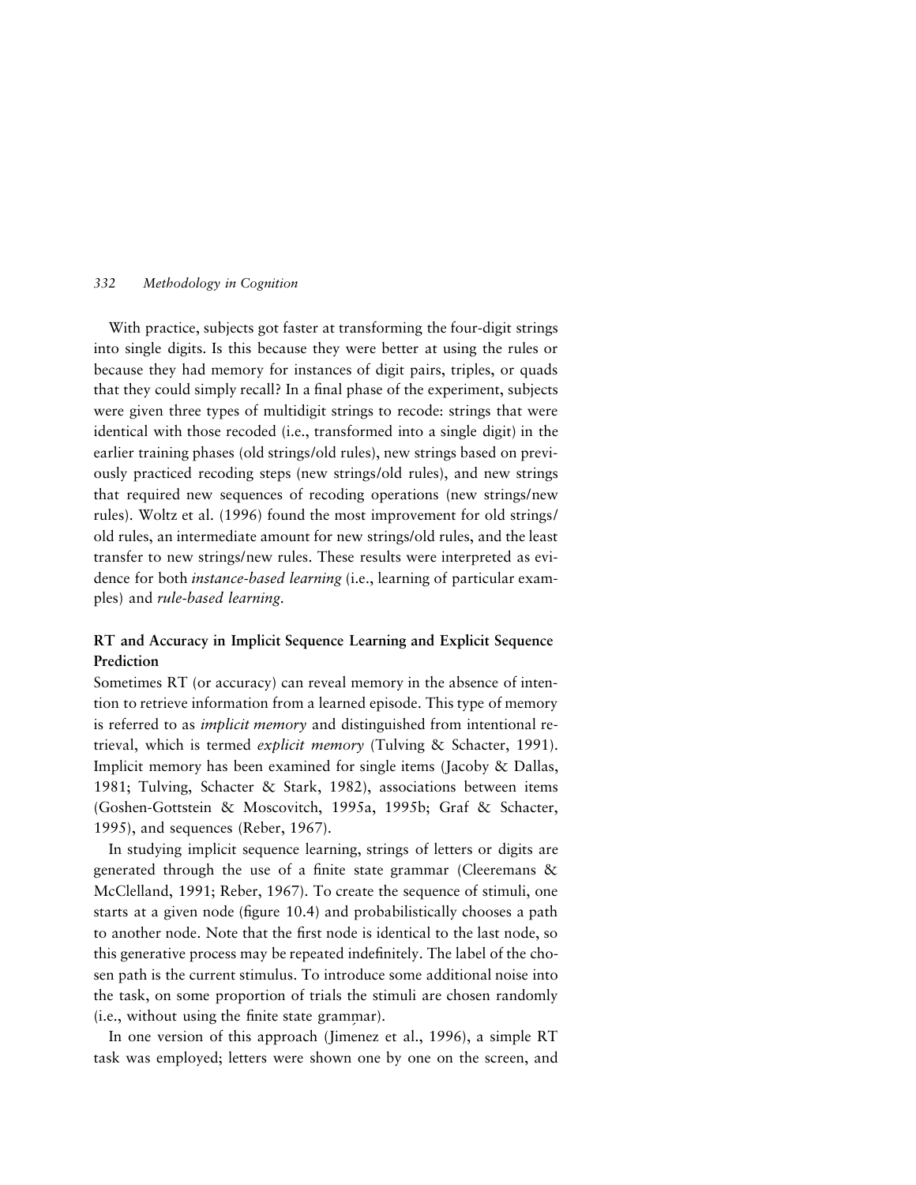With practice, subjects got faster at transforming the four-digit strings into single digits. Is this because they were better at using the rules or because they had memory for instances of digit pairs, triples, or quads that they could simply recall? In a final phase of the experiment, subjects were given three types of multidigit strings to recode: strings that were identical with those recoded (i.e., transformed into a single digit) in the earlier training phases (old strings/old rules), new strings based on previously practiced recoding steps (new strings/old rules), and new strings that required new sequences of recoding operations (new strings/new rules). Woltz et al. (1996) found the most improvement for old strings/old rules, an intermediate amount for new strings/old rules, and the least transfer to new strings/new rules. These results were interpreted as evidence for both *instance-based learning* (i.e., learning of particular examples) and *rule-based learning*.

### RT and Accuracy in Implicit Sequence Learning and Explicit Sequence Prediction

Sometimes RT (or accuracy) can reveal memory in the absence of intention to retrieve information from a learned episode. This type of memory is referred to as *implicit memory* and distinguished from intentional retrieval, which is termed *explicit memory* (Tulving & Schacter, 1991). Implicit memory has been examined for single items (Jacoby & Dallas, 1981; Tulving, Schacter & Stark, 1982), associations between items (Goshen-Gottstein & Moscovitch, 1995a, 1995b; Graf & Schacter, 1995), and sequences (Reber, 1967).

In studying implicit sequence learning, strings of letters or digits are generated through the use of a finite state grammar (Cleeremans & McClelland, 1991; Reber, 1967). To create the sequence of stimuli, one starts at a given node (figure 10.4) and probabilistically chooses a path to another node. Note that the first node is identical to the last node, so this generative process may be repeated indefinitely. The label of the chosen path is the current stimulus. To introduce some additional noise into the task, on some proportion of trials the stimuli are chosen randomly (i.e., without using the finite state grammar).

In one version of this approach (Jimenez et al., 1996), a simple RT task was employed; letters were shown one by one on the screen, and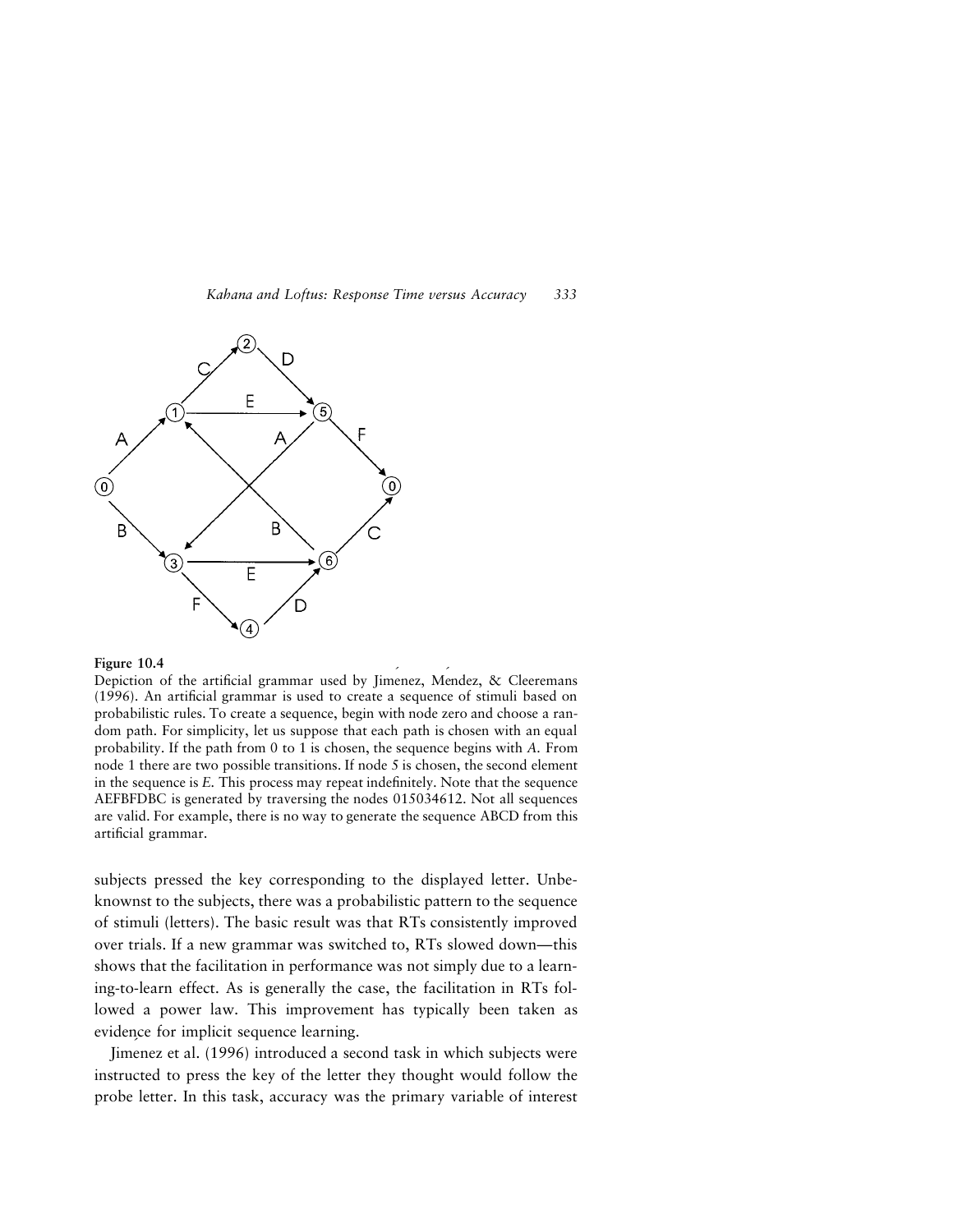**Figure 10.4**
Depiction of the artificial grammar used by Jimenez, Mendez, & Cleeremans (1996). An artificial grammar is used to create a sequence of stimuli based on probabilistic rules. To create a sequence, begin with node zero and choose a random path. For simplicity, let us suppose that each path is chosen with an equal probability. If the path from 0 to 1 is chosen, the sequence begins with *A*. From node 1 there are two possible transitions. If node 5 is chosen, the second element in the sequence is *E*. This process may repeat indefinitely. Note that the sequence AEFBFDBC is generated by traversing the nodes 015034612. Not all sequences are valid. For example, there is no way to generate the sequence ABCD from this artificial grammar.

subjects pressed the key corresponding to the displayed letter. Unbeknownst to the subjects, there was a probabilistic pattern to the sequence of stimuli (letters). The basic result was that RTs consistently improved over trials. If a new grammar was switched to, RTs slowed down—this shows that the facilitation in performance was not simply due to a learning-to-learn effect. As is generally the case, the facilitation in RTs followed a power law. This improvement has typically been taken as evidence for implicit sequence learning.

Jimenez et al. (1996) introduced a second task in which subjects were instructed to press the key of the letter they thought would follow the probe letter. In this task, accuracy was the primary variable of interest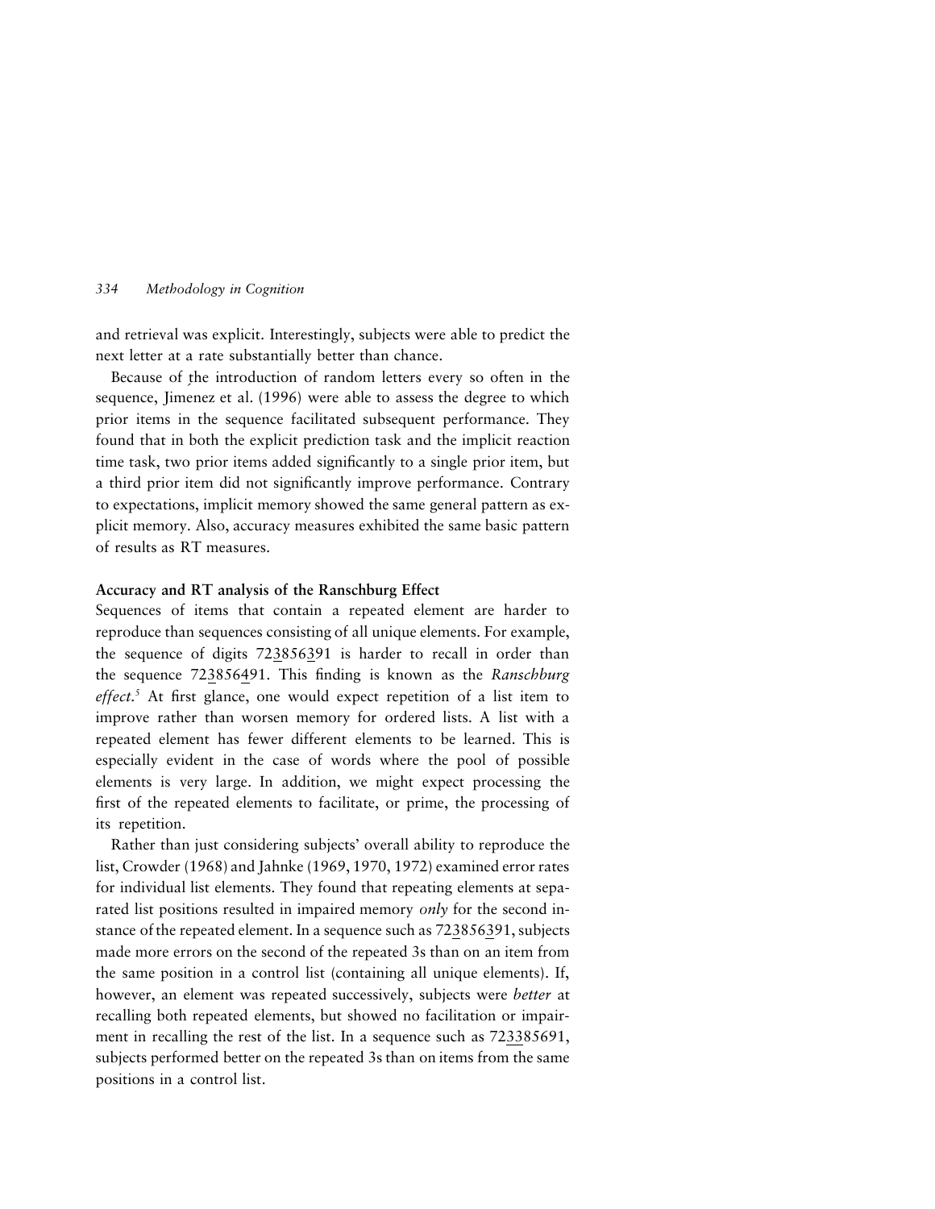and retrieval was explicit. Interestingly, subjects were able to predict the next letter at a rate substantially better than chance.

Because of the introduction of random letters every so often in the sequence, Jimenez et al. (1996) were able to assess the degree to which prior items in the sequence facilitated subsequent performance. They found that in both the explicit prediction task and the implicit reaction time task, two prior items added significantly to a single prior item, but a third prior item did not significantly improve performance. Contrary to expectations, implicit memory showed the same general pattern as explicit memory. Also, accuracy measures exhibited the same basic pattern of results as RT measures.

### Accuracy and RT analysis of the Ranschburg Effect

Sequences of items that contain a repeated element are harder to reproduce than sequences consisting of all unique elements. For example, the sequence of digits 723856391 is harder to recall in order than the sequence 723856491. This finding is known as the *Ranschburg effect*.[5] At first glance, one would expect repetition of a list item to improve rather than worsen memory for ordered lists. A list with a repeated element has fewer different elements to be learned. This is especially evident in the case of words where the pool of possible elements is very large. In addition, we might expect processing the first of the repeated elements to facilitate, or prime, the processing of its repetition.

Rather than just considering subjects' overall ability to reproduce the list, Crowder (1968) and Jahnke (1969, 1970, 1972) examined error rates for individual list elements. They found that repeating elements at separated list positions resulted in impaired memory *only* for the second instance of the repeated element. In a sequence such as 723856391, subjects made more errors on the second of the repeated 3s than on an item from the same position in a control list (containing all unique elements). If, however, an element was repeated successively, subjects were *better* at recalling both repeated elements, but showed no facilitation or impairment in recalling the rest of the list. In a sequence such as 723385691, subjects performed better on the repeated 3s than on items from the same positions in a control list.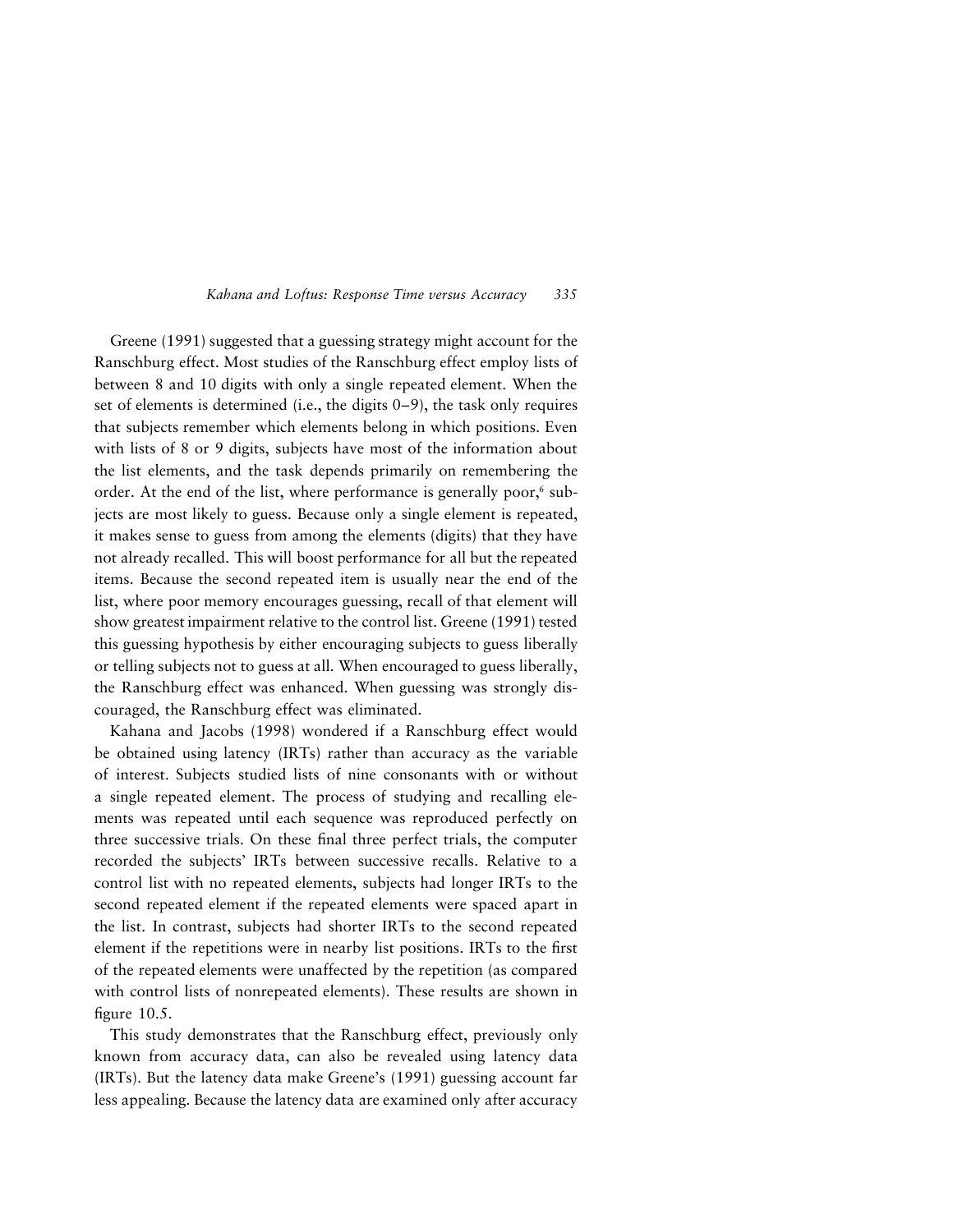Greene (1991) suggested that a guessing strategy might account for the Ranschburg effect. Most studies of the Ranschburg effect employ lists of between 8 and 10 digits with only a single repeated element. When the set of elements is determined (i.e., the digits 0–9), the task only requires that subjects remember which elements belong in which positions. Even with lists of 8 or 9 digits, subjects have most of the information about the list elements, and the task depends primarily on remembering the order. At the end of the list, where performance is generally poor,[6] subjects are most likely to guess. Because only a single element is repeated, it makes sense to guess from among the elements (digits) that they have not already recalled. This will boost performance for all but the repeated items. Because the second repeated item is usually near the end of the list, where poor memory encourages guessing, recall of that element will show greatest impairment relative to the control list. Greene (1991) tested this guessing hypothesis by either encouraging subjects to guess liberally or telling subjects not to guess at all. When encouraged to guess liberally, the Ranschburg effect was enhanced. When guessing was strongly discouraged, the Ranschburg effect was eliminated.

Kahana and Jacobs (1998) wondered if a Ranschburg effect would be obtained using latency (IRTs) rather than accuracy as the variable of interest. Subjects studied lists of nine consonants with or without a single repeated element. The process of studying and recalling elements was repeated until each sequence was reproduced perfectly on three successive trials. On these final three perfect trials, the computer recorded the subjects' IRTs between successive recalls. Relative to a control list with no repeated elements, subjects had longer IRTs to the second repeated element if the repeated elements were spaced apart in the list. In contrast, subjects had shorter IRTs to the second repeated element if the repetitions were in nearby list positions. IRTs to the first of the repeated elements were unaffected by the repetition (as compared with control lists of nonrepeated elements). These results are shown in figure 10.5.

This study demonstrates that the Ranschburg effect, previously only known from accuracy data, can also be revealed using latency data (IRTs). But the latency data make Greene's (1991) guessing account far less appealing. Because the latency data are examined only after accuracy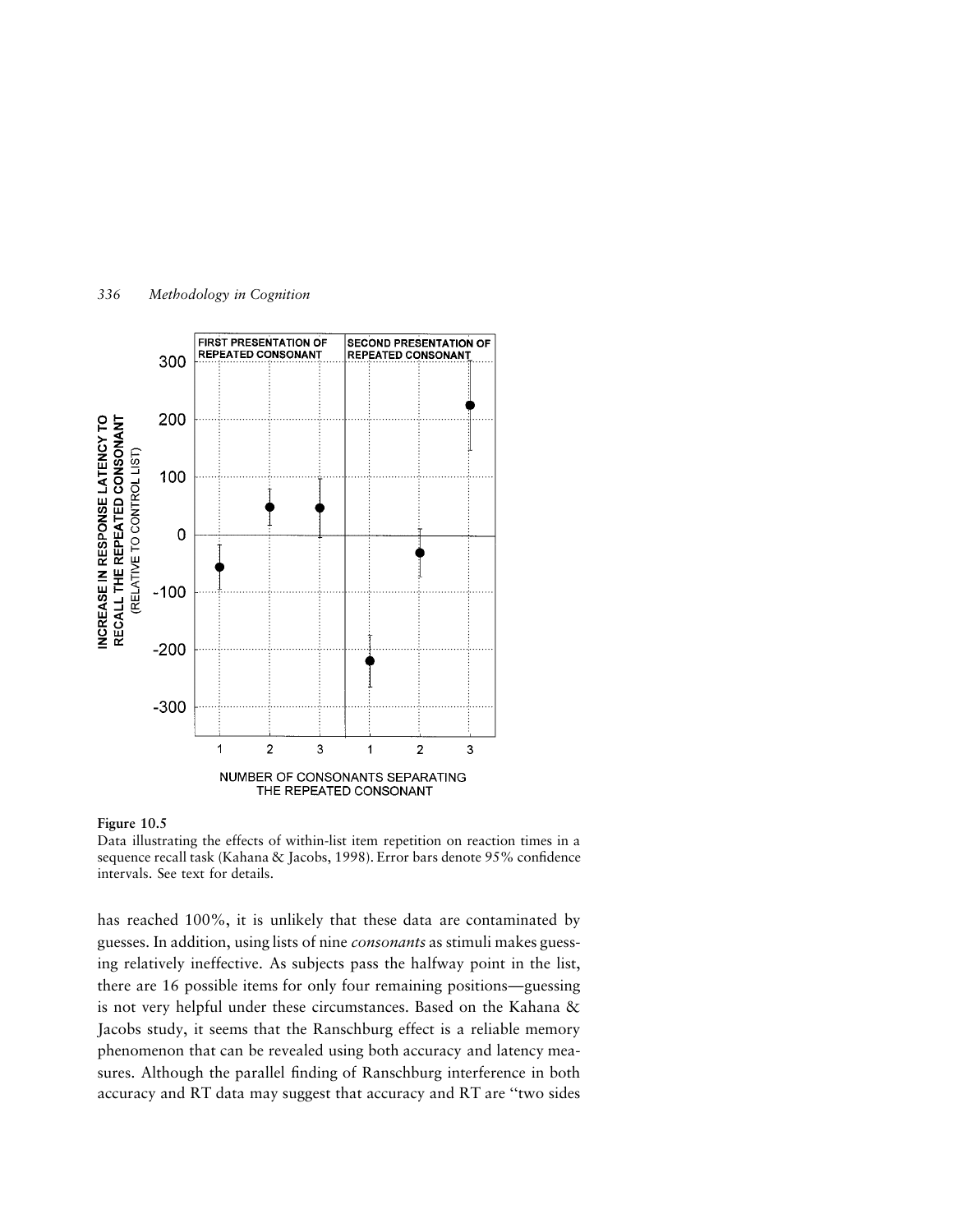**Figure 10.5**
Data illustrating the effects of within-list item repetition on reaction times in a sequence recall task (Kahana & Jacobs, 1998). Error bars denote 95% confidence intervals. See text for details.

has reached 100%, it is unlikely that these data are contaminated by guesses. In addition, using lists of nine *consonants* as stimuli makes guessing relatively ineffective. As subjects pass the halfway point in the list, there are 16 possible items for only four remaining positions—guessing is not very helpful under these circumstances. Based on the Kahana & Jacobs study, it seems that the Ranschburg effect is a reliable memory phenomenon that can be revealed using both accuracy and latency measures. Although the parallel finding of Ranschburg interference in both accuracy and RT data may suggest that accuracy and RT are "two sides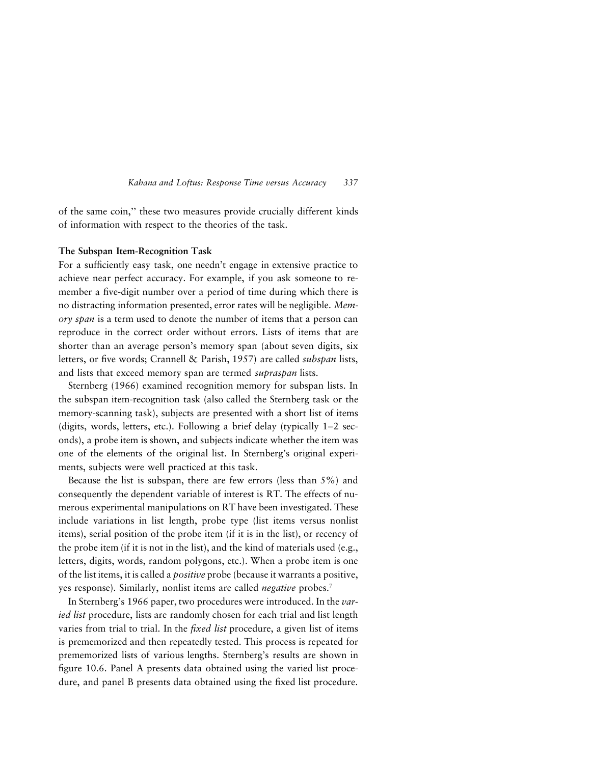of the same coin,'' these two measures provide crucially different kinds of information with respect to the theories of the task.

### The Subspan Item-Recognition Task

For a sufficiently easy task, one needn't engage in extensive practice to achieve near perfect accuracy. For example, if you ask someone to remember a five-digit number over a period of time during which there is no distracting information presented, error rates will be negligible. *Memory span* is a term used to denote the number of items that a person can reproduce in the correct order without errors. Lists of items that are shorter than an average person's memory span (about seven digits, six letters, or five words; Crannell & Parish, 1957) are called *subspan* lists, and lists that exceed memory span are termed *supraspan* lists.

Sternberg (1966) examined recognition memory for subspan lists. In the subspan item-recognition task (also called the Sternberg task or the memory-scanning task), subjects are presented with a short list of items (digits, words, letters, etc.). Following a brief delay (typically 1–2 seconds), a probe item is shown, and subjects indicate whether the item was one of the elements of the original list. In Sternberg's original experiments, subjects were well practiced at this task.

Because the list is subspan, there are few errors (less than 5%) and consequently the dependent variable of interest is RT. The effects of numerous experimental manipulations on RT have been investigated. These include variations in list length, probe type (list items versus nonlist items), serial position of the probe item (if it is in the list), or recency of the probe item (if it is not in the list), and the kind of materials used (e.g., letters, digits, words, random polygons, etc.). When a probe item is one of the list items, it is called a *positive* probe (because it warrants a positive, yes response). Similarly, nonlist items are called *negative* probes.[7]

In Sternberg's 1966 paper, two procedures were introduced. In the *varied list* procedure, lists are randomly chosen for each trial and list length varies from trial to trial. In the *fixed list* procedure, a given list of items is prememorized and then repeatedly tested. This process is repeated for prememorized lists of various lengths. Sternberg's results are shown in figure 10.6. Panel A presents data obtained using the varied list procedure, and panel B presents data obtained using the fixed list procedure.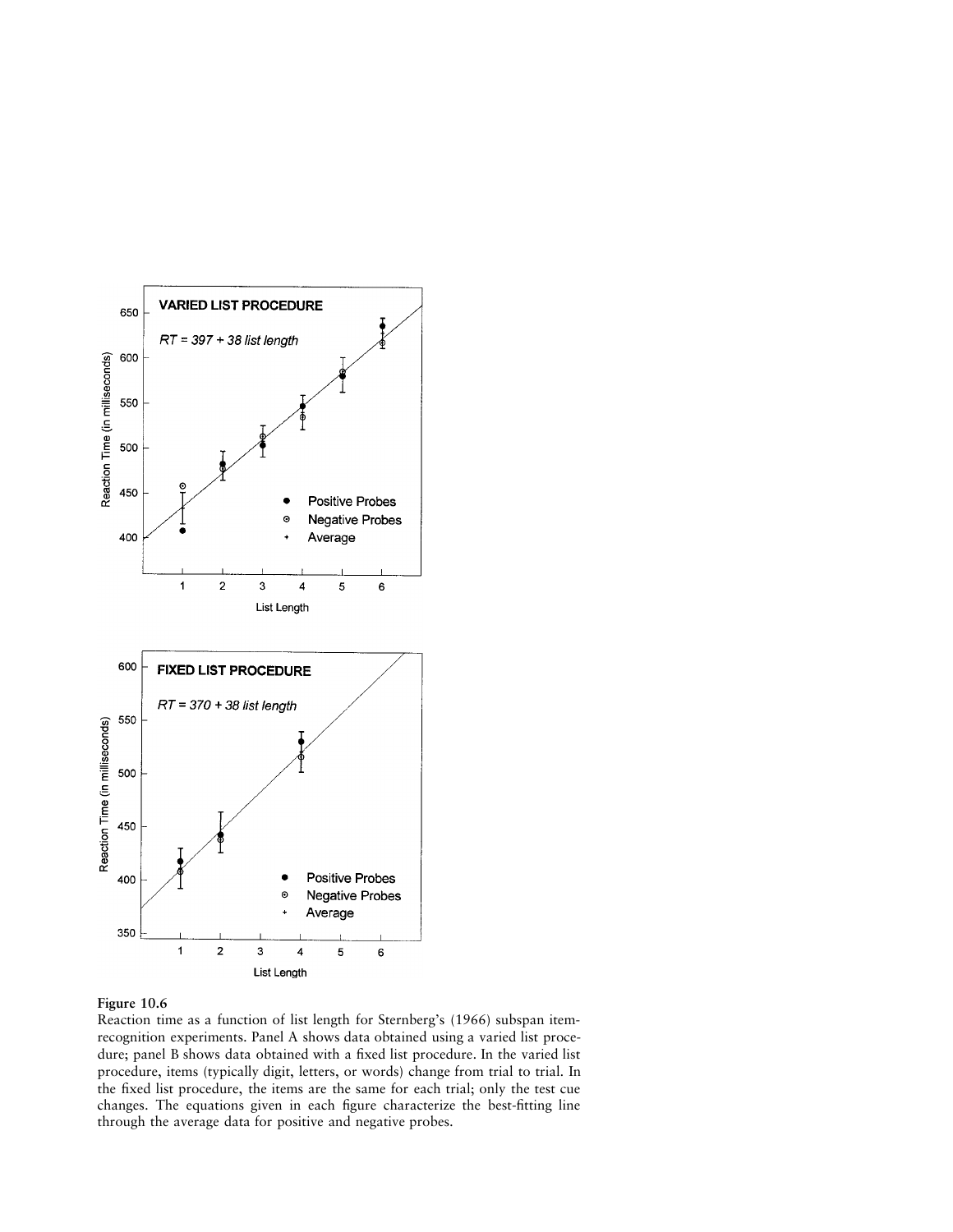**Figure 10.6**

Reaction time as a function of list length for Sternberg's (1966) subspan item-recognition experiments. Panel A shows data obtained using a varied list procedure; panel B shows data obtained with a fixed list procedure. In the varied list procedure, items (typically digit, letters, or words) change from trial to trial. In the fixed list procedure, the items are the same for each trial; only the test cue changes. The equations given in each figure characterize the best-fitting line through the average data for positive and negative probes.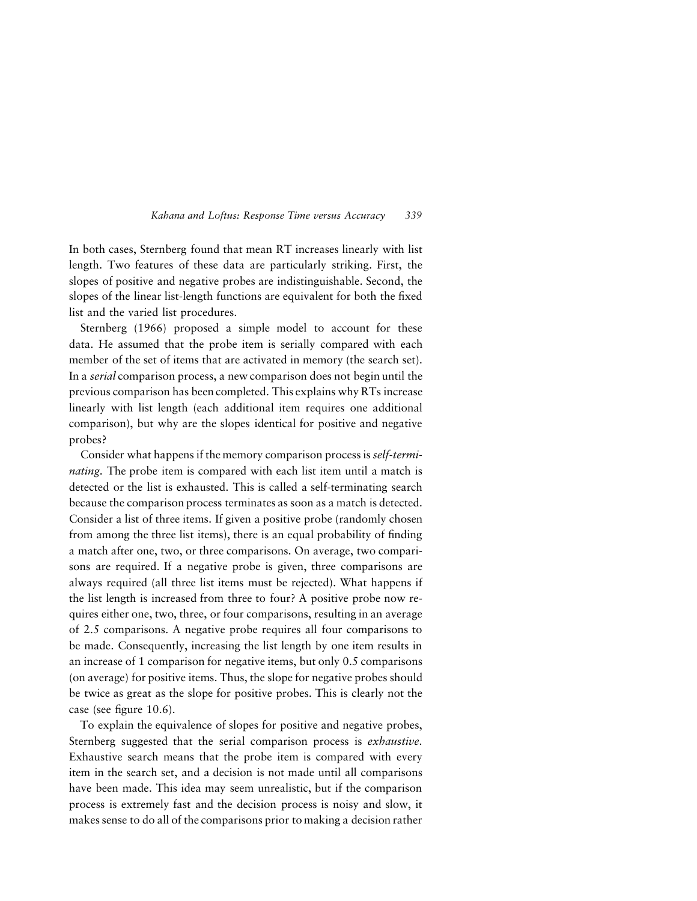In both cases, Sternberg found that mean RT increases linearly with list length. Two features of these data are particularly striking. First, the slopes of positive and negative probes are indistinguishable. Second, the slopes of the linear list-length functions are equivalent for both the fixed list and the varied list procedures.

Sternberg (1966) proposed a simple model to account for these data. He assumed that the probe item is serially compared with each member of the set of items that are activated in memory (the search set). In a *serial* comparison process, a new comparison does not begin until the previous comparison has been completed. This explains why RTs increase linearly with list length (each additional item requires one additional comparison), but why are the slopes identical for positive and negative probes?

Consider what happens if the memory comparison process is *self-terminating*. The probe item is compared with each list item until a match is detected or the list is exhausted. This is called a self-terminating search because the comparison process terminates as soon as a match is detected. Consider a list of three items. If given a positive probe (randomly chosen from among the three list items), there is an equal probability of finding a match after one, two, or three comparisons. On average, two comparisons are required. If a negative probe is given, three comparisons are always required (all three list items must be rejected). What happens if the list length is increased from three to four? A positive probe now requires either one, two, three, or four comparisons, resulting in an average of 2.5 comparisons. A negative probe requires all four comparisons to be made. Consequently, increasing the list length by one item results in an increase of 1 comparison for negative items, but only 0.5 comparisons (on average) for positive items. Thus, the slope for negative probes should be twice as great as the slope for positive probes. This is clearly not the case (see figure 10.6).

To explain the equivalence of slopes for positive and negative probes, Sternberg suggested that the serial comparison process is *exhaustive*. Exhaustive search means that the probe item is compared with every item in the search set, and a decision is not made until all comparisons have been made. This idea may seem unrealistic, but if the comparison process is extremely fast and the decision process is noisy and slow, it makes sense to do all of the comparisons prior to making a decision rather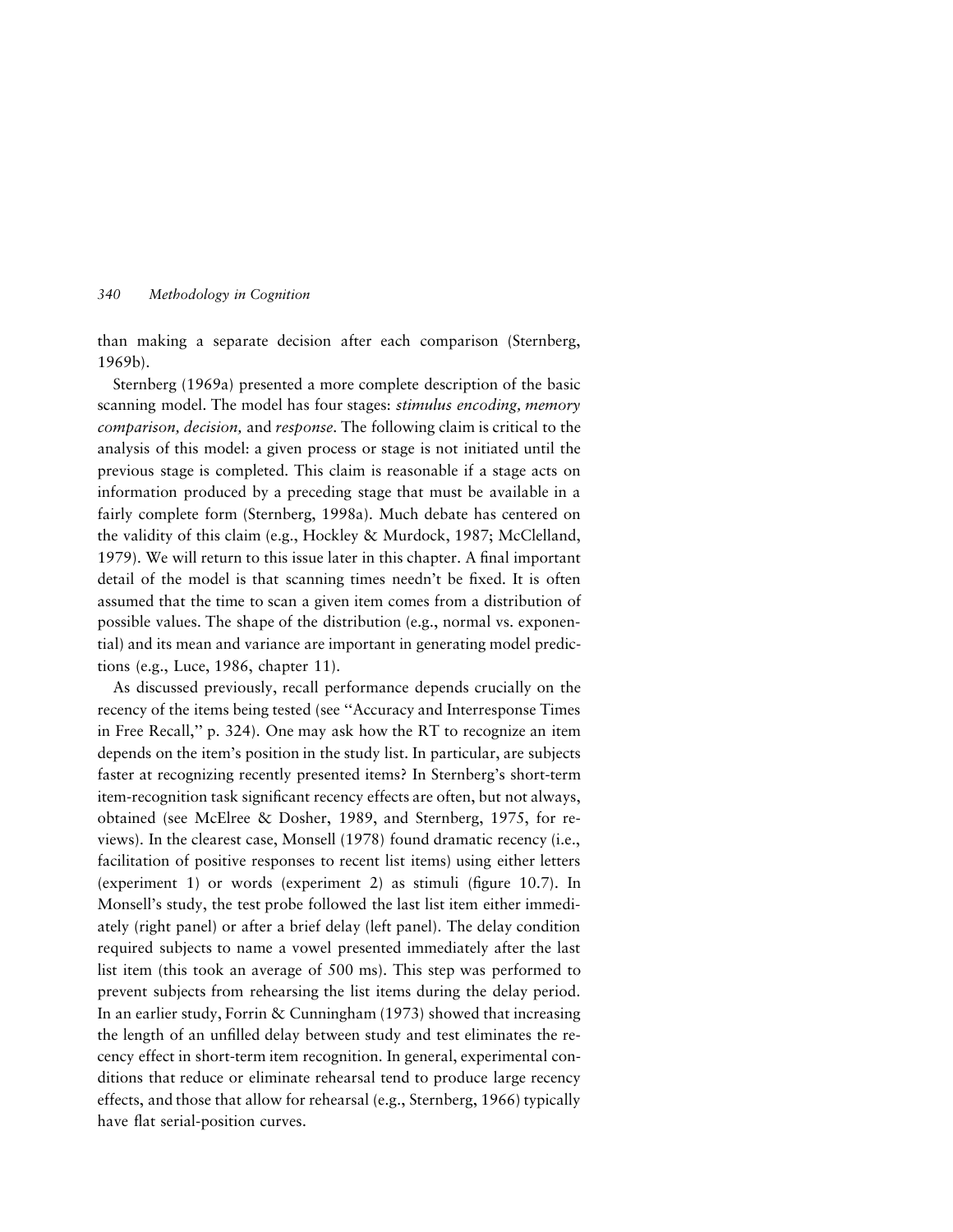than making a separate decision after each comparison (Sternberg, 1969b).

Sternberg (1969a) presented a more complete description of the basic scanning model. The model has four stages: *stimulus encoding, memory comparison, decision,* and *response*. The following claim is critical to the analysis of this model: a given process or stage is not initiated until the previous stage is completed. This claim is reasonable if a stage acts on information produced by a preceding stage that must be available in a fairly complete form (Sternberg, 1998a). Much debate has centered on the validity of this claim (e.g., Hockley & Murdock, 1987; McClelland, 1979). We will return to this issue later in this chapter. A final important detail of the model is that scanning times needn't be fixed. It is often assumed that the time to scan a given item comes from a distribution of possible values. The shape of the distribution (e.g., normal vs. exponential) and its mean and variance are important in generating model predictions (e.g., Luce, 1986, chapter 11).

As discussed previously, recall performance depends crucially on the recency of the items being tested (see "Accuracy and Interresponse Times in Free Recall," p. 324). One may ask how the RT to recognize an item depends on the item's position in the study list. In particular, are subjects faster at recognizing recently presented items? In Sternberg's short-term item-recognition task significant recency effects are often, but not always, obtained (see McElree & Dosher, 1989, and Sternberg, 1975, for reviews). In the clearest case, Monsell (1978) found dramatic recency (i.e., facilitation of positive responses to recent list items) using either letters (experiment 1) or words (experiment 2) as stimuli (figure 10.7). In Monsell's study, the test probe followed the last list item either immediately (right panel) or after a brief delay (left panel). The delay condition required subjects to name a vowel presented immediately after the last list item (this took an average of 500 ms). This step was performed to prevent subjects from rehearsing the list items during the delay period. In an earlier study, Forrin & Cunningham (1973) showed that increasing the length of an unfilled delay between study and test eliminates the recency effect in short-term item recognition. In general, experimental conditions that reduce or eliminate rehearsal tend to produce large recency effects, and those that allow for rehearsal (e.g., Sternberg, 1966) typically have flat serial-position curves.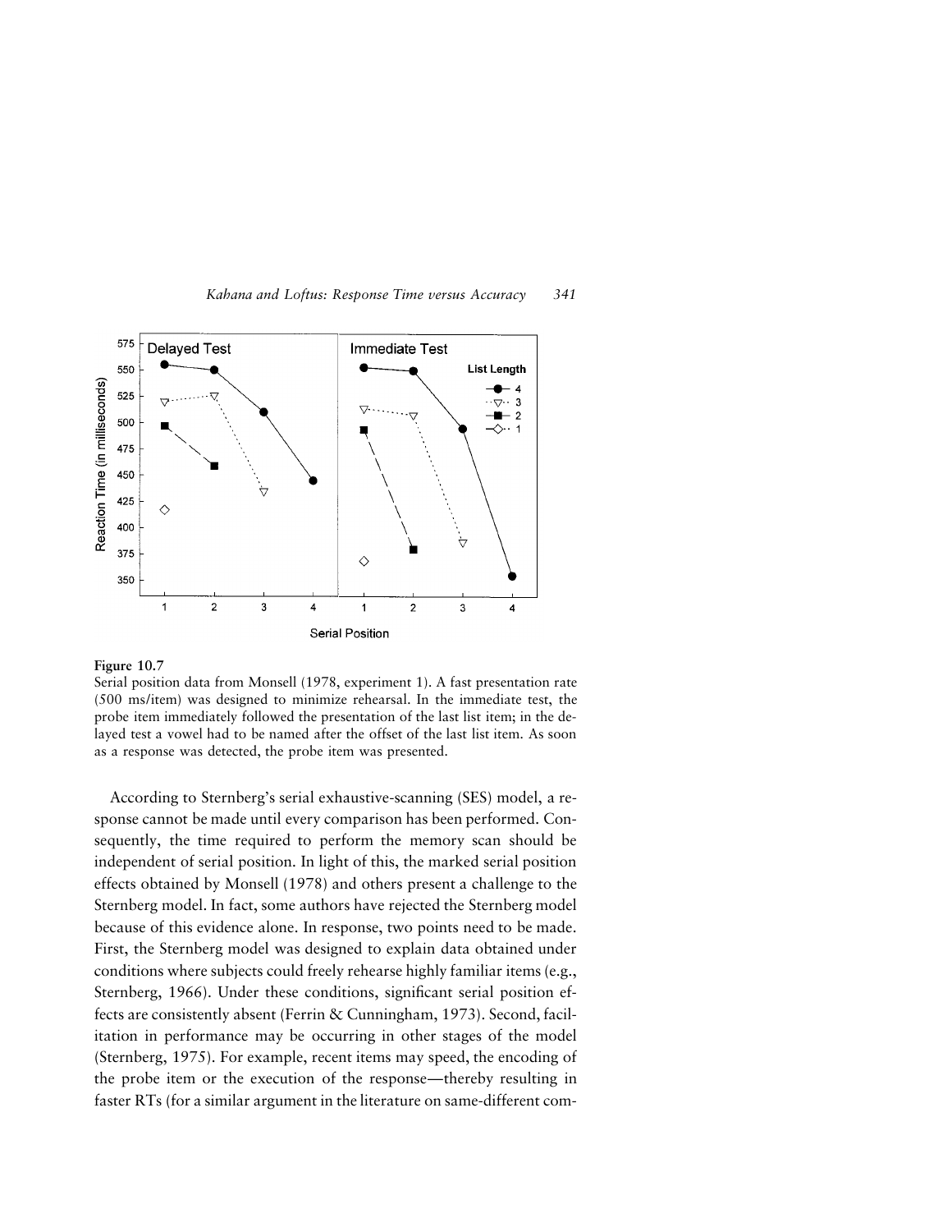**Figure 10.7**

Serial position data from Monsell (1978, experiment 1). A fast presentation rate (500 ms/item) was designed to minimize rehearsal. In the immediate test, the probe item immediately followed the presentation of the last list item; in the delayed test a vowel had to be named after the offset of the last list item. As soon as a response was detected, the probe item was presented.

According to Sternberg's serial exhaustive-scanning (SES) model, a response cannot be made until every comparison has been performed. Consequently, the time required to perform the memory scan should be independent of serial position. In light of this, the marked serial position effects obtained by Monsell (1978) and others present a challenge to the Sternberg model. In fact, some authors have rejected the Sternberg model because of this evidence alone. In response, two points need to be made. First, the Sternberg model was designed to explain data obtained under conditions where subjects could freely rehearse highly familiar items (e.g., Sternberg, 1966). Under these conditions, significant serial position effects are consistently absent (Ferrin & Cunningham, 1973). Second, facilitation in performance may be occurring in other stages of the model (Sternberg, 1975). For example, recent items may speed, the encoding of the probe item or the execution of the response—thereby resulting in faster RTs (for a similar argument in the literature on same-different com-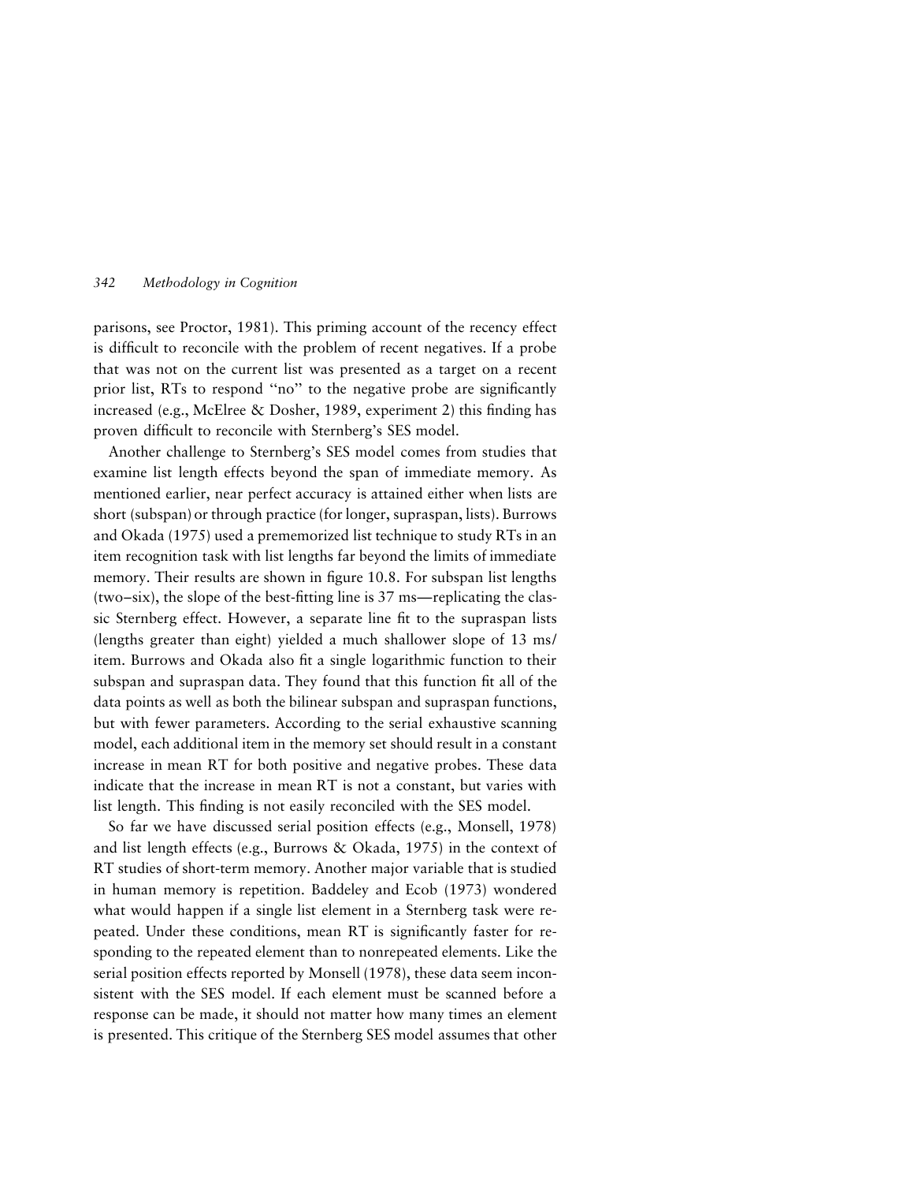parisons, see Proctor, 1981). This priming account of the recency effect is difficult to reconcile with the problem of recent negatives. If a probe that was not on the current list was presented as a target on a recent prior list, RTs to respond "no" to the negative probe are significantly increased (e.g., McElree & Dosher, 1989, experiment 2) this finding has proven difficult to reconcile with Sternberg's SES model.

Another challenge to Sternberg's SES model comes from studies that examine list length effects beyond the span of immediate memory. As mentioned earlier, near perfect accuracy is attained either when lists are short (subspan) or through practice (for longer, supraspan, lists). Burrows and Okada (1975) used a prememorized list technique to study RTs in an item recognition task with list lengths far beyond the limits of immediate memory. Their results are shown in figure 10.8. For subspan list lengths (two–six), the slope of the best-fitting line is 37 ms—replicating the classic Sternberg effect. However, a separate line fit to the supraspan lists (lengths greater than eight) yielded a much shallower slope of 13 ms/item. Burrows and Okada also fit a single logarithmic function to their subspan and supraspan data. They found that this function fit all of the data points as well as both the bilinear subspan and supraspan functions, but with fewer parameters. According to the serial exhaustive scanning model, each additional item in the memory set should result in a constant increase in mean RT for both positive and negative probes. These data indicate that the increase in mean RT is not a constant, but varies with list length. This finding is not easily reconciled with the SES model.

So far we have discussed serial position effects (e.g., Monsell, 1978) and list length effects (e.g., Burrows & Okada, 1975) in the context of RT studies of short-term memory. Another major variable that is studied in human memory is repetition. Baddeley and Ecob (1973) wondered what would happen if a single list element in a Sternberg task were repeated. Under these conditions, mean RT is significantly faster for responding to the repeated element than to nonrepeated elements. Like the serial position effects reported by Monsell (1978), these data seem inconsistent with the SES model. If each element must be scanned before a response can be made, it should not matter how many times an element is presented. This critique of the Sternberg SES model assumes that other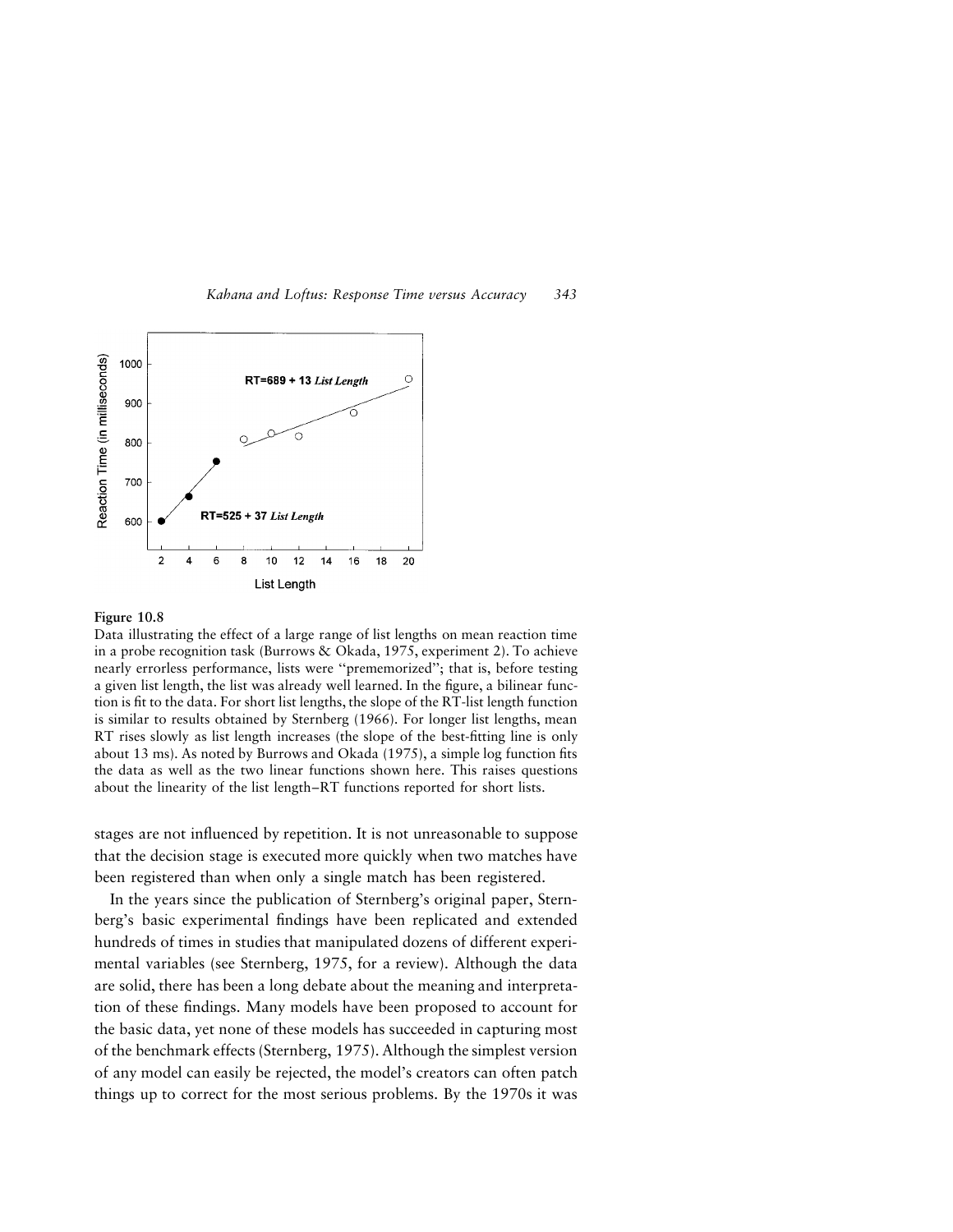**Figure 10.8**

Data illustrating the effect of a large range of list lengths on mean reaction time in a probe recognition task (Burrows & Okada, 1975, experiment 2). To achieve nearly errorless performance, lists were "prememorized"; that is, before testing a given list length, the list was already well learned. In the figure, a bilinear function is fit to the data. For short list lengths, the slope of the RT-list length function is similar to results obtained by Sternberg (1966). For longer list lengths, mean RT rises slowly as list length increases (the slope of the best-fitting line is only about 13 ms). As noted by Burrows and Okada (1975), a simple log function fits the data as well as the two linear functions shown here. This raises questions about the linearity of the list length–RT functions reported for short lists.

stages are not influenced by repetition. It is not unreasonable to suppose that the decision stage is executed more quickly when two matches have been registered than when only a single match has been registered.

In the years since the publication of Sternberg's original paper, Sternberg's basic experimental findings have been replicated and extended hundreds of times in studies that manipulated dozens of different experimental variables (see Sternberg, 1975, for a review). Although the data are solid, there has been a long debate about the meaning and interpretation of these findings. Many models have been proposed to account for the basic data, yet none of these models has succeeded in capturing most of the benchmark effects (Sternberg, 1975). Although the simplest version of any model can easily be rejected, the model's creators can often patch things up to correct for the most serious problems. By the 1970s it was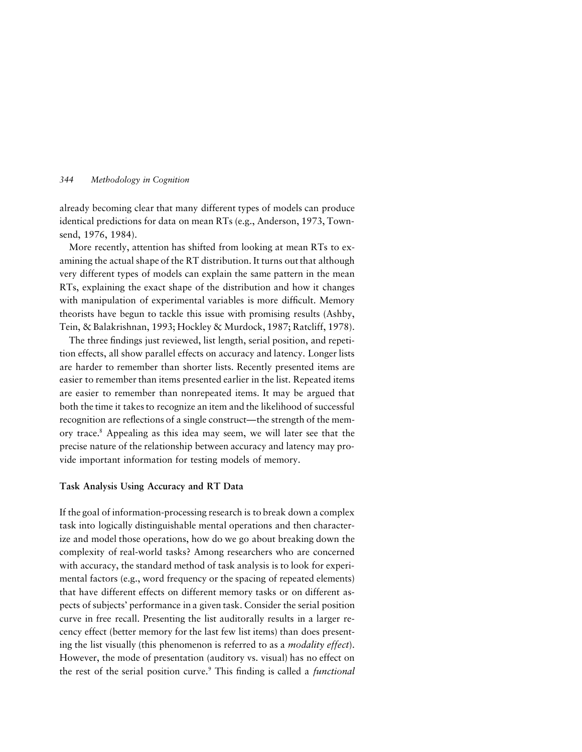already becoming clear that many different types of models can produce identical predictions for data on mean RTs (e.g., Anderson, 1973, Townsend, 1976, 1984).

More recently, attention has shifted from looking at mean RTs to examining the actual shape of the RT distribution. It turns out that although very different types of models can explain the same pattern in the mean RTs, explaining the exact shape of the distribution and how it changes with manipulation of experimental variables is more difficult. Memory theorists have begun to tackle this issue with promising results (Ashby, Tein, & Balakrishnan, 1993; Hockley & Murdock, 1987; Ratcliff, 1978).

The three findings just reviewed, list length, serial position, and repetition effects, all show parallel effects on accuracy and latency. Longer lists are harder to remember than shorter lists. Recently presented items are easier to remember than items presented earlier in the list. Repeated items are easier to remember than nonrepeated items. It may be argued that both the time it takes to recognize an item and the likelihood of successful recognition are reflections of a single construct—the strength of the memory trace.[8] Appealing as this idea may seem, we will later see that the precise nature of the relationship between accuracy and latency may provide important information for testing models of memory.

### Task Analysis Using Accuracy and RT Data

If the goal of information-processing research is to break down a complex task into logically distinguishable mental operations and then characterize and model those operations, how do we go about breaking down the complexity of real-world tasks? Among researchers who are concerned with accuracy, the standard method of task analysis is to look for experimental factors (e.g., word frequency or the spacing of repeated elements) that have different effects on different memory tasks or on different aspects of subjects' performance in a given task. Consider the serial position curve in free recall. Presenting the list auditorally results in a larger recency effect (better memory for the last few list items) than does presenting the list visually (this phenomenon is referred to as a *modality effect*). However, the mode of presentation (auditory vs. visual) has no effect on the rest of the serial position curve.[9] This finding is called a *functional*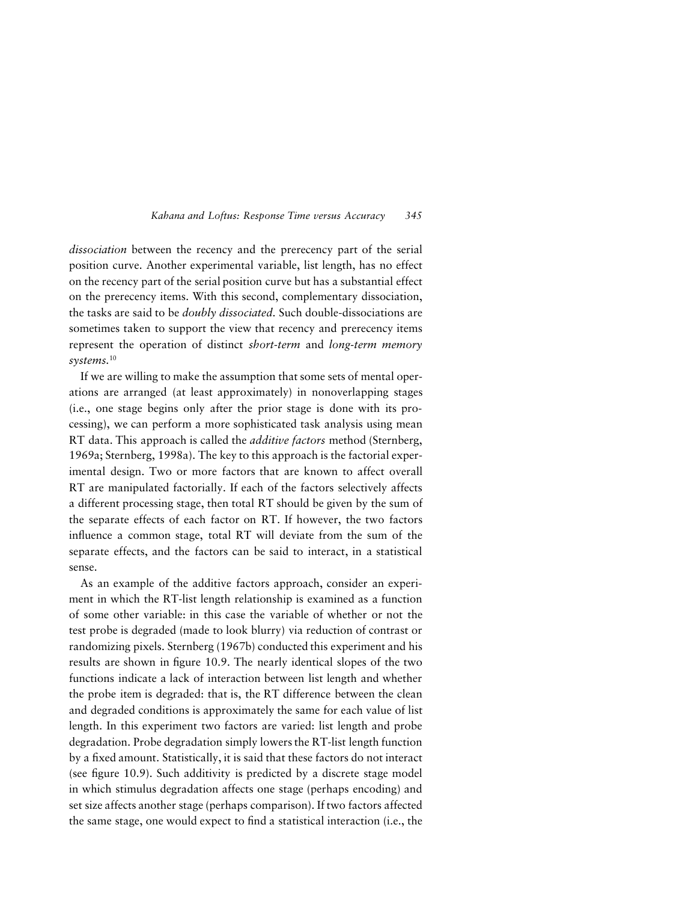*dissociation* between the recency and the prerecency part of the serial position curve. Another experimental variable, list length, has no effect on the recency part of the serial position curve but has a substantial effect on the prerecency items. With this second, complementary dissociation, the tasks are said to be *doubly dissociated*. Such double-dissociations are sometimes taken to support the view that recency and prerecency items represent the operation of distinct *short-term* and *long-term memory systems*.[10]

If we are willing to make the assumption that some sets of mental operations are arranged (at least approximately) in nonoverlapping stages (i.e., one stage begins only after the prior stage is done with its processing), we can perform a more sophisticated task analysis using mean RT data. This approach is called the *additive factors* method (Sternberg, 1969a; Sternberg, 1998a). The key to this approach is the factorial experimental design. Two or more factors that are known to affect overall RT are manipulated factorially. If each of the factors selectively affects a different processing stage, then total RT should be given by the sum of the separate effects of each factor on RT. If however, the two factors influence a common stage, total RT will deviate from the sum of the separate effects, and the factors can be said to interact, in a statistical sense.

As an example of the additive factors approach, consider an experiment in which the RT-list length relationship is examined as a function of some other variable: in this case the variable of whether or not the test probe is degraded (made to look blurry) via reduction of contrast or randomizing pixels. Sternberg (1967b) conducted this experiment and his results are shown in figure 10.9. The nearly identical slopes of the two functions indicate a lack of interaction between list length and whether the probe item is degraded: that is, the RT difference between the clean and degraded conditions is approximately the same for each value of list length. In this experiment two factors are varied: list length and probe degradation. Probe degradation simply lowers the RT-list length function by a fixed amount. Statistically, it is said that these factors do not interact (see figure 10.9). Such additivity is predicted by a discrete stage model in which stimulus degradation affects one stage (perhaps encoding) and set size affects another stage (perhaps comparison). If two factors affected the same stage, one would expect to find a statistical interaction (i.e., the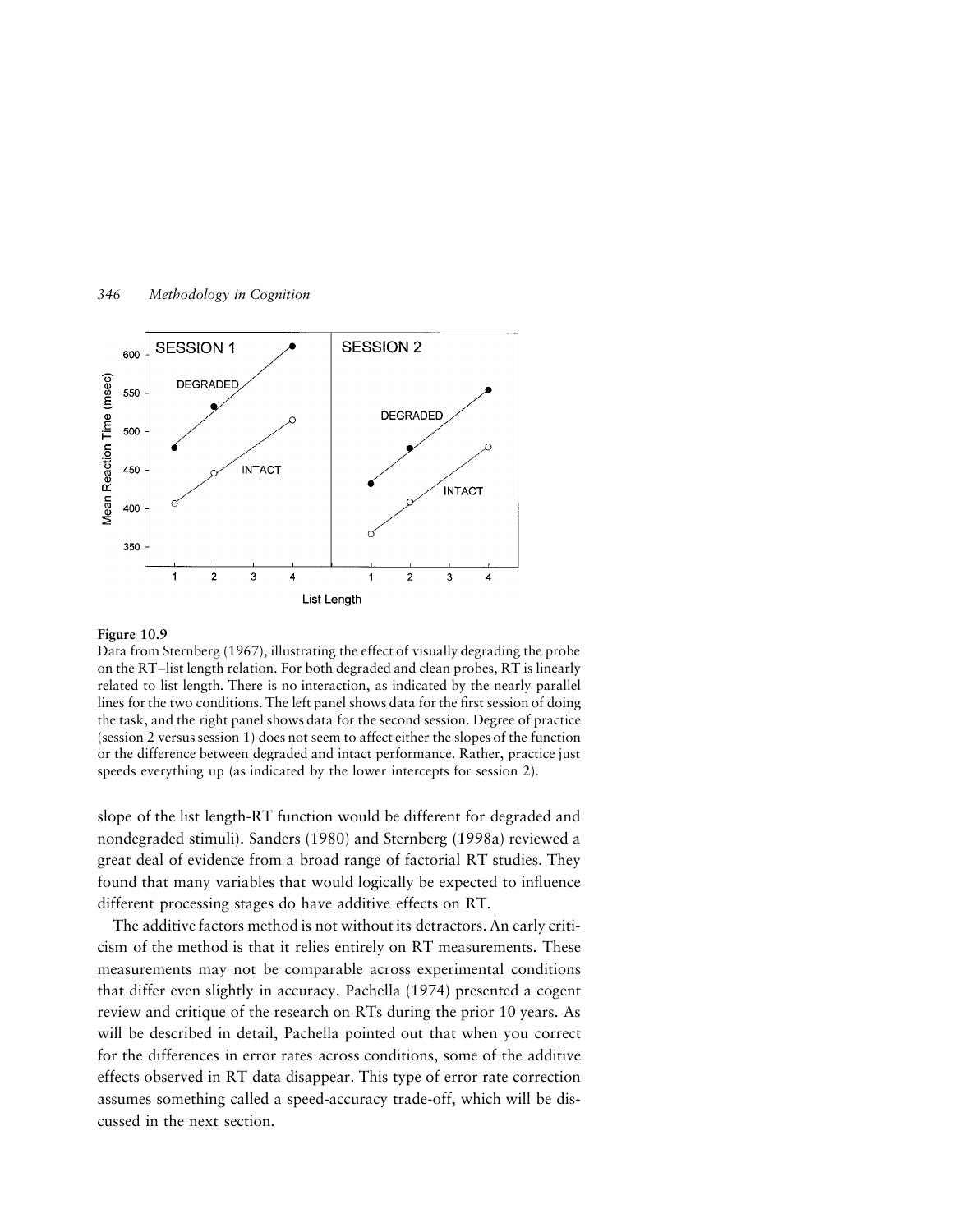**Figure 10.9**
Data from Sternberg (1967), illustrating the effect of visually degrading the probe on the RT–list length relation. For both degraded and clean probes, RT is linearly related to list length. There is no interaction, as indicated by the nearly parallel lines for the two conditions. The left panel shows data for the first session of doing the task, and the right panel shows data for the second session. Degree of practice (session 2 versus session 1) does not seem to affect either the slopes of the function or the difference between degraded and intact performance. Rather, practice just speeds everything up (as indicated by the lower intercepts for session 2).

slope of the list length-RT function would be different for degraded and nondegraded stimuli). Sanders (1980) and Sternberg (1998a) reviewed a great deal of evidence from a broad range of factorial RT studies. They found that many variables that would logically be expected to influence different processing stages do have additive effects on RT.

The additive factors method is not without its detractors. An early criticism of the method is that it relies entirely on RT measurements. These measurements may not be comparable across experimental conditions that differ even slightly in accuracy. Pachella (1974) presented a cogent review and critique of the research on RTs during the prior 10 years. As will be described in detail, Pachella pointed out that when you correct for the differences in error rates across conditions, some of the additive effects observed in RT data disappear. This type of error rate correction assumes something called a speed-accuracy trade-off, which will be discussed in the next section.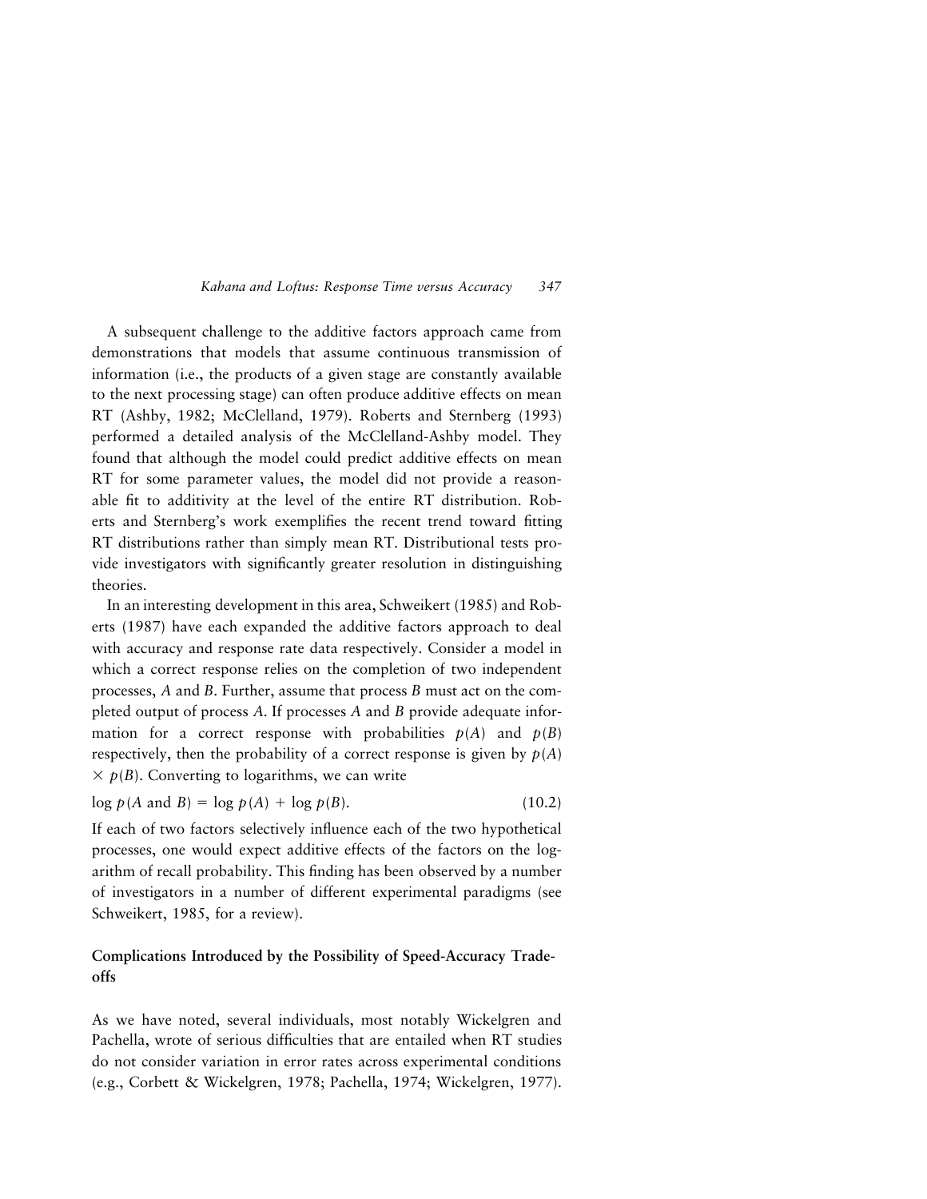A subsequent challenge to the additive factors approach came from demonstrations that models that assume continuous transmission of information (i.e., the products of a given stage are constantly available to the next processing stage) can often produce additive effects on mean RT (Ashby, 1982; McClelland, 1979). Roberts and Sternberg (1993) performed a detailed analysis of the McClelland-Ashby model. They found that although the model could predict additive effects on mean RT for some parameter values, the model did not provide a reasonable fit to additivity at the level of the entire RT distribution. Roberts and Sternberg's work exemplifies the recent trend toward fitting RT distributions rather than simply mean RT. Distributional tests provide investigators with significantly greater resolution in distinguishing theories.

In an interesting development in this area, Schweikert (1985) and Roberts (1987) have each expanded the additive factors approach to deal with accuracy and response rate data respectively. Consider a model in which a correct response relies on the completion of two independent processes, *A* and *B*. Further, assume that process *B* must act on the completed output of process *A*. If processes *A* and *B* provide adequate information for a correct response with probabilities $p(A)$ and $p(B)$ respectively, then the probability of a correct response is given by $p(A) \times p(B)$. Converting to logarithms, we can write

$$\log p(A \text{ and } B) = \log p(A) + \log p(B). \tag{10.2}$$

If each of two factors selectively influence each of the two hypothetical processes, one would expect additive effects of the factors on the logarithm of recall probability. This finding has been observed by a number of investigators in a number of different experimental paradigms (see Schweikert, 1985, for a review).

## Complications Introduced by the Possibility of Speed-Accuracy Tradeoffs

As we have noted, several individuals, most notably Wickelgren and Pachella, wrote of serious difficulties that are entailed when RT studies do not consider variation in error rates across experimental conditions (e.g., Corbett & Wickelgren, 1978; Pachella, 1974; Wickelgren, 1977).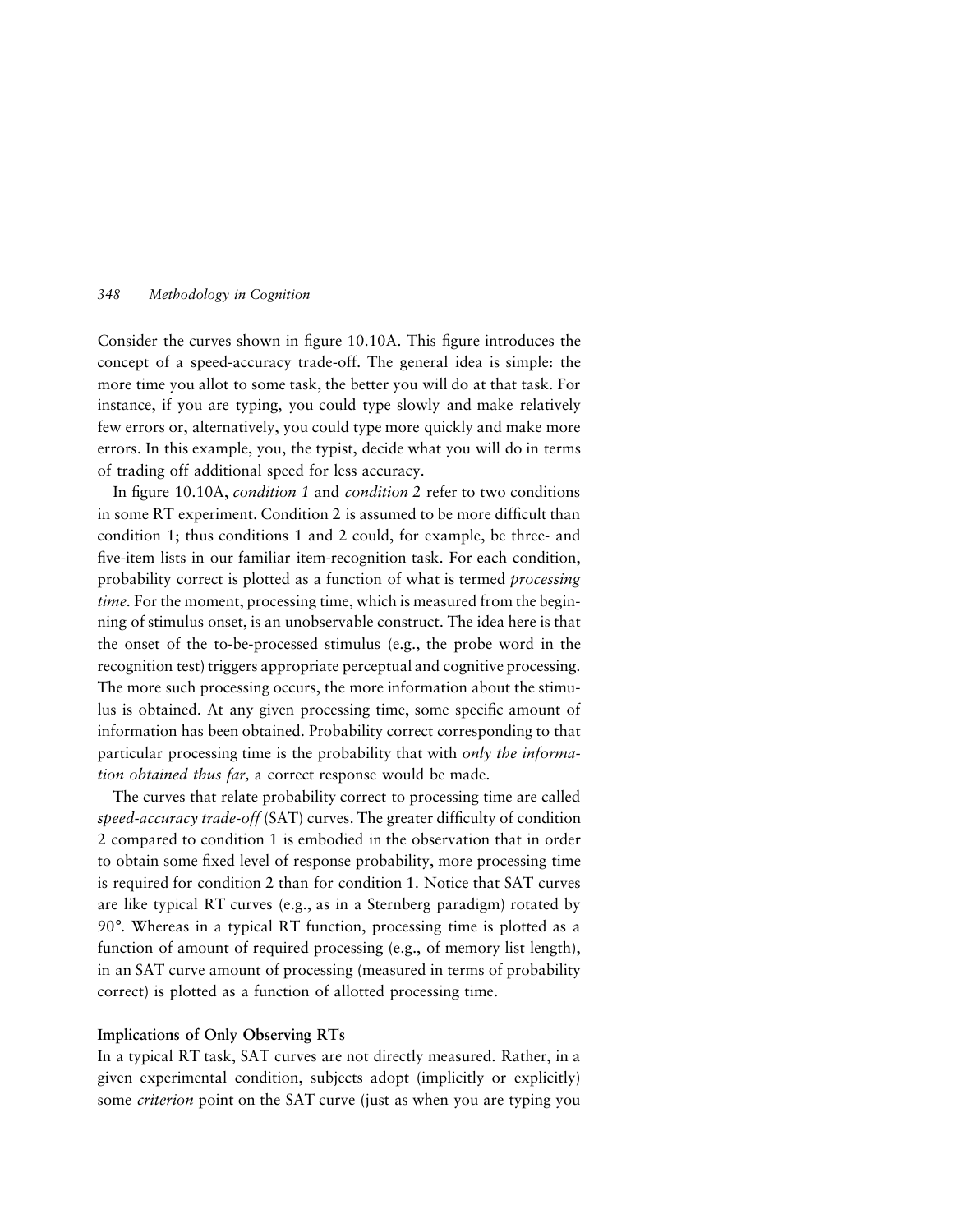Consider the curves shown in figure 10.10A. This figure introduces the concept of a speed-accuracy trade-off. The general idea is simple: the more time you allot to some task, the better you will do at that task. For instance, if you are typing, you could type slowly and make relatively few errors or, alternatively, you could type more quickly and make more errors. In this example, you, the typist, decide what you will do in terms of trading off additional speed for less accuracy.

In figure 10.10A, *condition 1* and *condition 2* refer to two conditions in some RT experiment. Condition 2 is assumed to be more difficult than condition 1; thus conditions 1 and 2 could, for example, be three- and five-item lists in our familiar item-recognition task. For each condition, probability correct is plotted as a function of what is termed *processing time*. For the moment, processing time, which is measured from the beginning of stimulus onset, is an unobservable construct. The idea here is that the onset of the to-be-processed stimulus (e.g., the probe word in the recognition test) triggers appropriate perceptual and cognitive processing. The more such processing occurs, the more information about the stimulus is obtained. At any given processing time, some specific amount of information has been obtained. Probability correct corresponding to that particular processing time is the probability that with *only the information obtained thus far,* a correct response would be made.

The curves that relate probability correct to processing time are called *speed-accuracy trade-off* (SAT) curves. The greater difficulty of condition 2 compared to condition 1 is embodied in the observation that in order to obtain some fixed level of response probability, more processing time is required for condition 2 than for condition 1. Notice that SAT curves are like typical RT curves (e.g., as in a Sternberg paradigm) rotated by 90°. Whereas in a typical RT function, processing time is plotted as a function of amount of required processing (e.g., of memory list length), in an SAT curve amount of processing (measured in terms of probability correct) is plotted as a function of allotted processing time.

### Implications of Only Observing RTs

In a typical RT task, SAT curves are not directly measured. Rather, in a given experimental condition, subjects adopt (implicitly or explicitly) some *criterion* point on the SAT curve (just as when you are typing you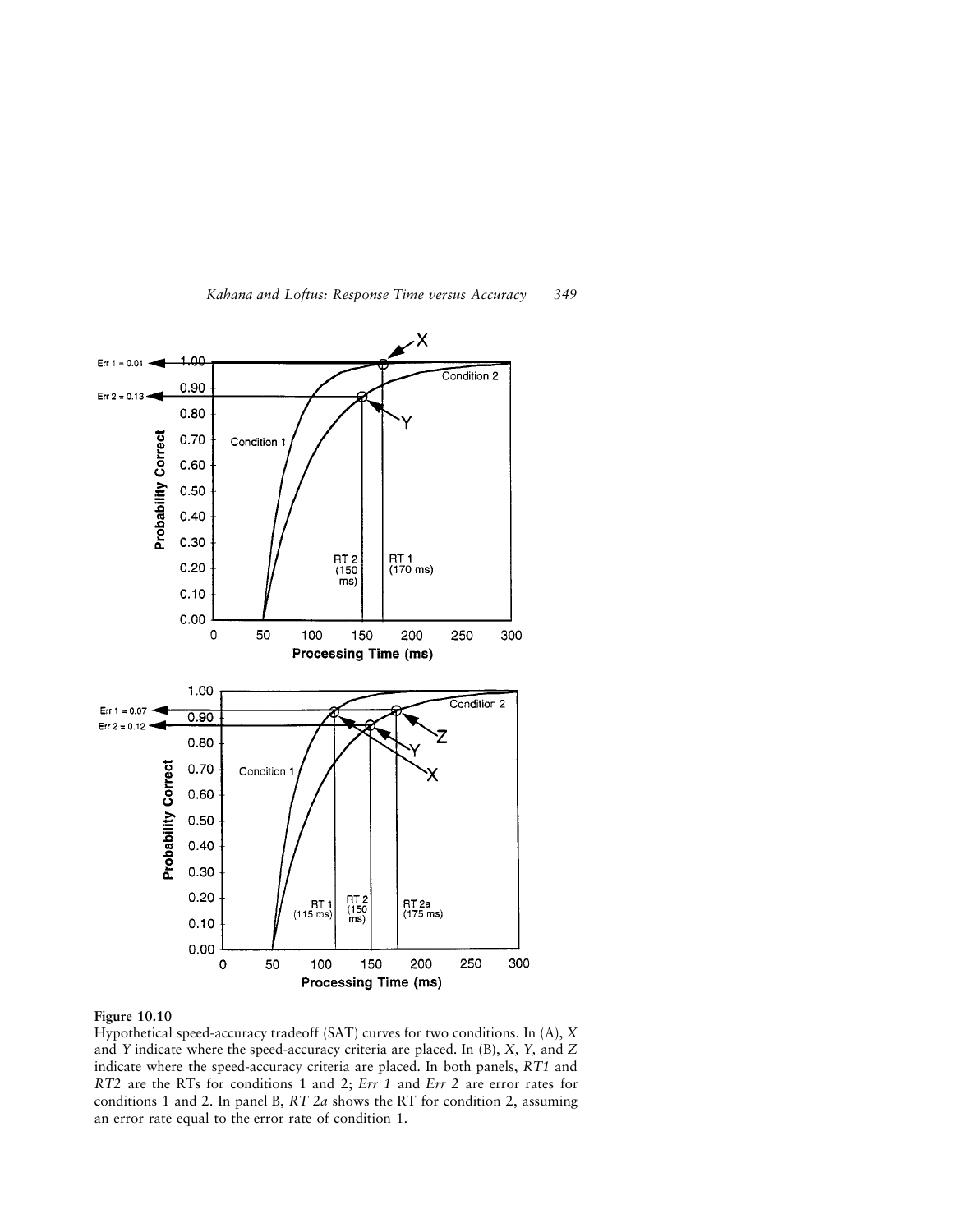**Figure 10.10**
Hypothetical speed-accuracy tradeoff (SAT) curves for two conditions. In (A), *X* and *Y* indicate where the speed-accuracy criteria are placed. In (B), *X, Y,* and *Z* indicate where the speed-accuracy criteria are placed. In both panels, *RT1* and *RT2* are the RTs for conditions 1 and 2; *Err 1* and *Err 2* are error rates for conditions 1 and 2. In panel B, *RT 2a* shows the RT for condition 2, assuming an error rate equal to the error rate of condition 1.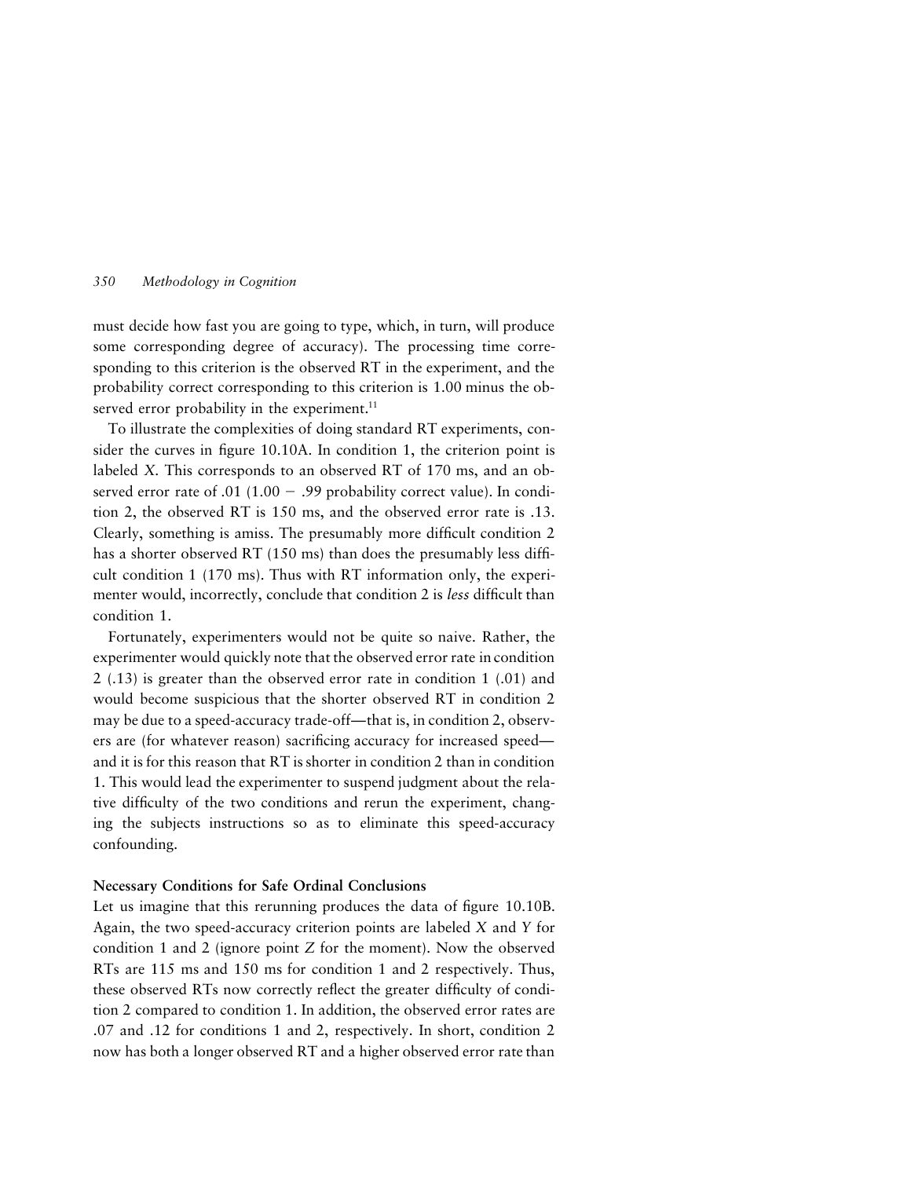must decide how fast you are going to type, which, in turn, will produce some corresponding degree of accuracy). The processing time corresponding to this criterion is the observed RT in the experiment, and the probability correct corresponding to this criterion is 1.00 minus the observed error probability in the experiment.[11]

To illustrate the complexities of doing standard RT experiments, consider the curves in figure 10.10A. In condition 1, the criterion point is labeled *X*. This corresponds to an observed RT of 170 ms, and an observed error rate of .01 (1.00 − .99 probability correct value). In condition 2, the observed RT is 150 ms, and the observed error rate is .13. Clearly, something is amiss. The presumably more difficult condition 2 has a shorter observed RT (150 ms) than does the presumably less difficult condition 1 (170 ms). Thus with RT information only, the experimenter would, incorrectly, conclude that condition 2 is *less* difficult than condition 1.

Fortunately, experimenters would not be quite so naive. Rather, the experimenter would quickly note that the observed error rate in condition 2 (.13) is greater than the observed error rate in condition 1 (.01) and would become suspicious that the shorter observed RT in condition 2 may be due to a speed-accuracy trade-off—that is, in condition 2, observers are (for whatever reason) sacrificing accuracy for increased speed—and it is for this reason that RT is shorter in condition 2 than in condition 1. This would lead the experimenter to suspend judgment about the relative difficulty of the two conditions and rerun the experiment, changing the subjects instructions so as to eliminate this speed-accuracy confounding.

**Necessary Conditions for Safe Ordinal Conclusions**

Let us imagine that this rerunning produces the data of figure 10.10B. Again, the two speed-accuracy criterion points are labeled *X* and *Y* for condition 1 and 2 (ignore point *Z* for the moment). Now the observed RTs are 115 ms and 150 ms for condition 1 and 2 respectively. Thus, these observed RTs now correctly reflect the greater difficulty of condition 2 compared to condition 1. In addition, the observed error rates are .07 and .12 for conditions 1 and 2, respectively. In short, condition 2 now has both a longer observed RT and a higher observed error rate than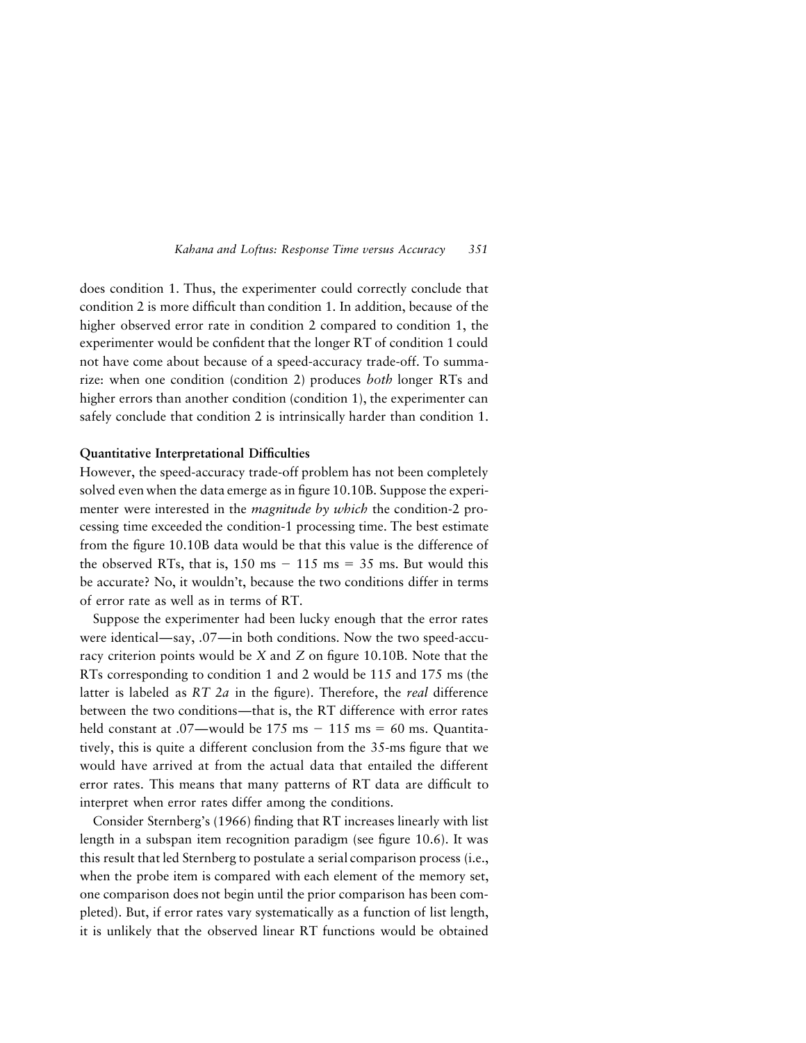does condition 1. Thus, the experimenter could correctly conclude that condition 2 is more difficult than condition 1. In addition, because of the higher observed error rate in condition 2 compared to condition 1, the experimenter would be confident that the longer RT of condition 1 could not have come about because of a speed-accuracy trade-off. To summarize: when one condition (condition 2) produces *both* longer RTs and higher errors than another condition (condition 1), the experimenter can safely conclude that condition 2 is intrinsically harder than condition 1.

### Quantitative Interpretational Difficulties

However, the speed-accuracy trade-off problem has not been completely solved even when the data emerge as in figure 10.10B. Suppose the experimenter were interested in the *magnitude by which* the condition-2 processing time exceeded the condition-1 processing time. The best estimate from the figure 10.10B data would be that this value is the difference of the observed RTs, that is, 150 ms − 115 ms = 35 ms. But would this be accurate? No, it wouldn't, because the two conditions differ in terms of error rate as well as in terms of RT.

Suppose the experimenter had been lucky enough that the error rates were identical—say, .07—in both conditions. Now the two speed-accuracy criterion points would be *X* and *Z* on figure 10.10B. Note that the RTs corresponding to condition 1 and 2 would be 115 and 175 ms (the latter is labeled as *RT 2a* in the figure). Therefore, the *real* difference between the two conditions—that is, the RT difference with error rates held constant at .07—would be 175 ms − 115 ms = 60 ms. Quantitatively, this is quite a different conclusion from the 35-ms figure that we would have arrived at from the actual data that entailed the different error rates. This means that many patterns of RT data are difficult to interpret when error rates differ among the conditions.

Consider Sternberg's (1966) finding that RT increases linearly with list length in a subspan item recognition paradigm (see figure 10.6). It was this result that led Sternberg to postulate a serial comparison process (i.e., when the probe item is compared with each element of the memory set, one comparison does not begin until the prior comparison has been completed). But, if error rates vary systematically as a function of list length, it is unlikely that the observed linear RT functions would be obtained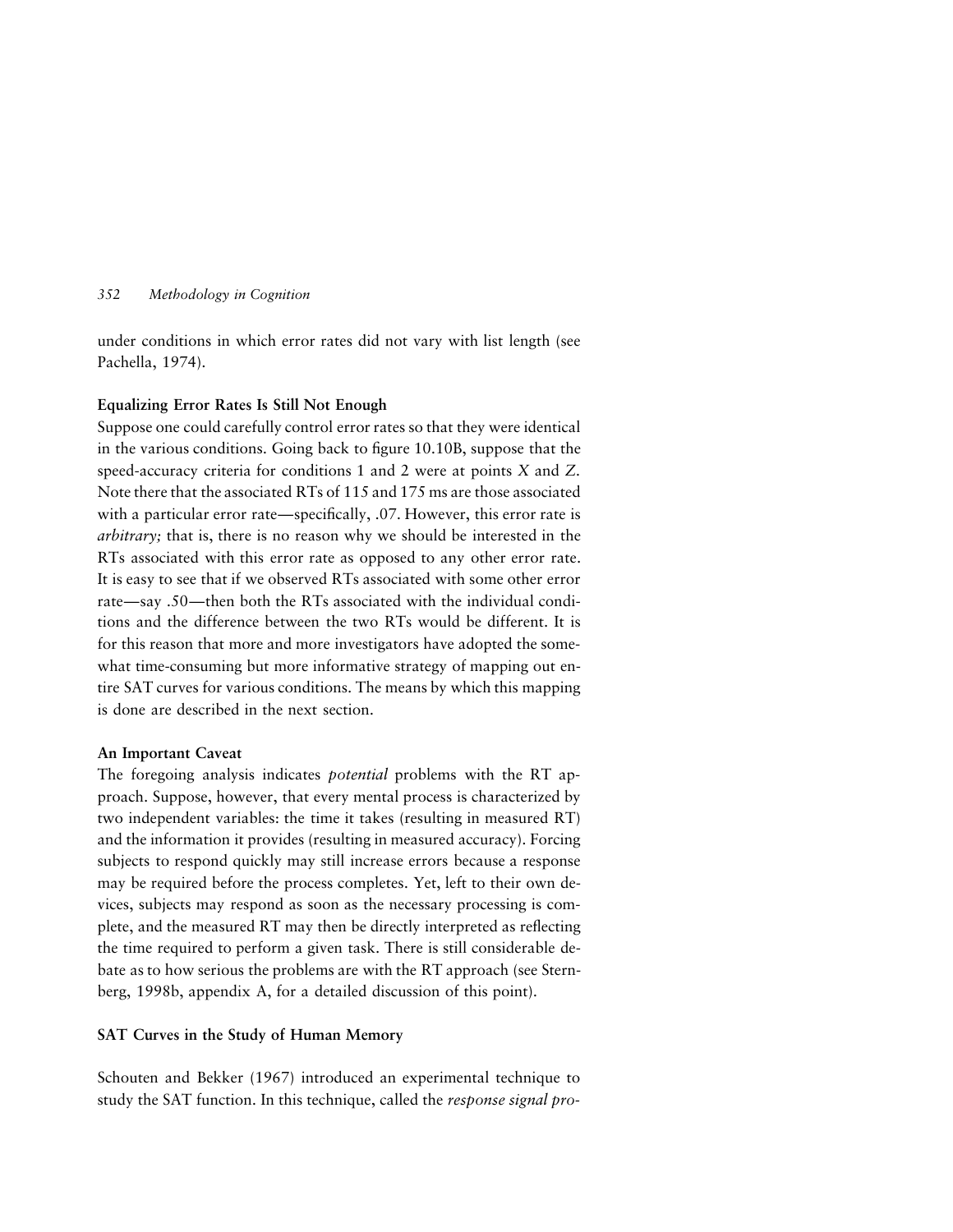under conditions in which error rates did not vary with list length (see Pachella, 1974).

### Equalizing Error Rates Is Still Not Enough

Suppose one could carefully control error rates so that they were identical in the various conditions. Going back to figure 10.10B, suppose that the speed-accuracy criteria for conditions 1 and 2 were at points *X* and *Z*. Note there that the associated RTs of 115 and 175 ms are those associated with a particular error rate—specifically, .07. However, this error rate is *arbitrary;* that is, there is no reason why we should be interested in the RTs associated with this error rate as opposed to any other error rate. It is easy to see that if we observed RTs associated with some other error rate—say .50—then both the RTs associated with the individual conditions and the difference between the two RTs would be different. It is for this reason that more and more investigators have adopted the somewhat time-consuming but more informative strategy of mapping out entire SAT curves for various conditions. The means by which this mapping is done are described in the next section.

### An Important Caveat

The foregoing analysis indicates *potential* problems with the RT approach. Suppose, however, that every mental process is characterized by two independent variables: the time it takes (resulting in measured RT) and the information it provides (resulting in measured accuracy). Forcing subjects to respond quickly may still increase errors because a response may be required before the process completes. Yet, left to their own devices, subjects may respond as soon as the necessary processing is complete, and the measured RT may then be directly interpreted as reflecting the time required to perform a given task. There is still considerable debate as to how serious the problems are with the RT approach (see Sternberg, 1998b, appendix A, for a detailed discussion of this point).

## SAT Curves in the Study of Human Memory

Schouten and Bekker (1967) introduced an experimental technique to study the SAT function. In this technique, called the *response signal pro-*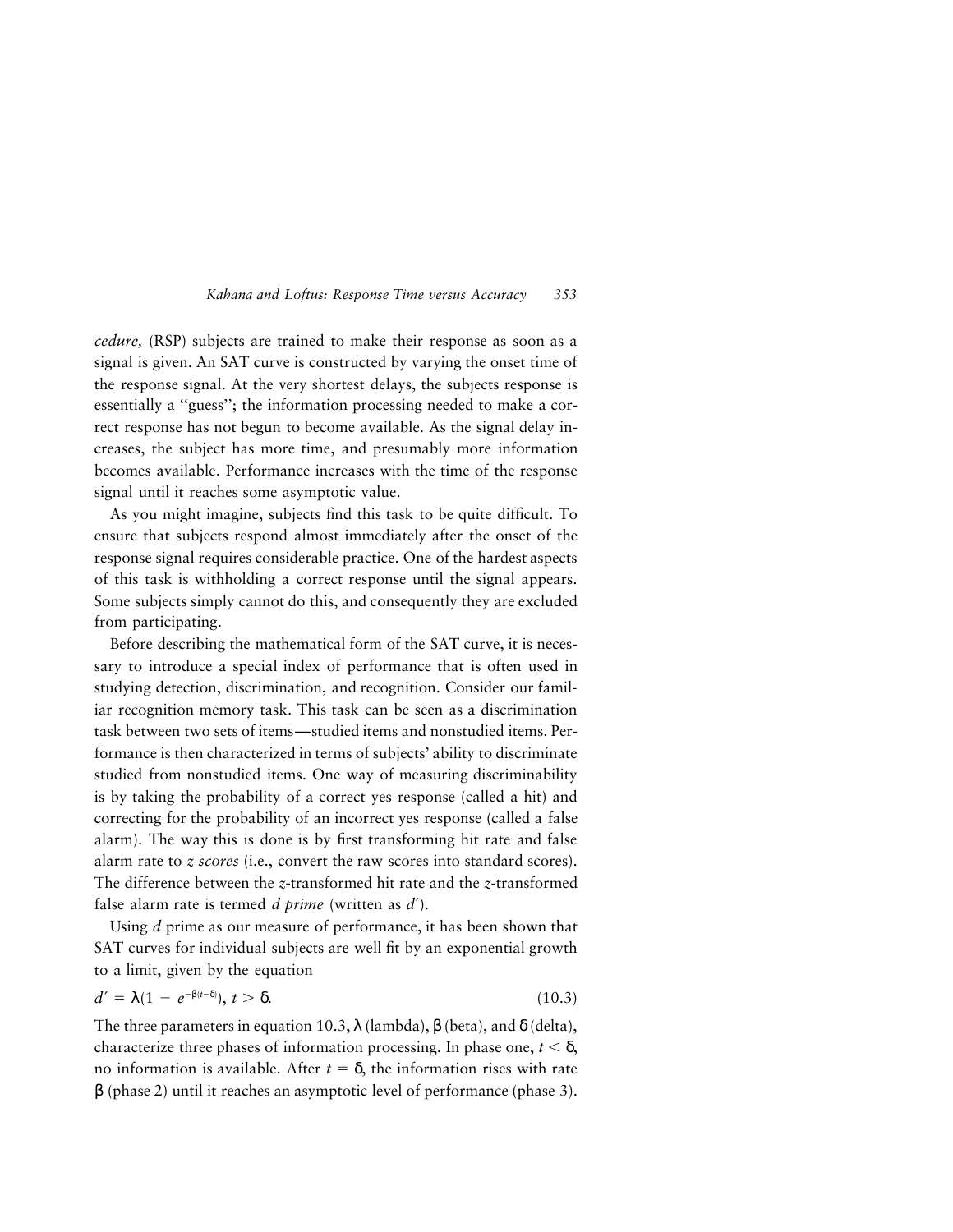*cedure,* (RSP) subjects are trained to make their response as soon as a signal is given. An SAT curve is constructed by varying the onset time of the response signal. At the very shortest delays, the subjects response is essentially a ''guess''; the information processing needed to make a correct response has not begun to become available. As the signal delay increases, the subject has more time, and presumably more information becomes available. Performance increases with the time of the response signal until it reaches some asymptotic value.

As you might imagine, subjects find this task to be quite difficult. To ensure that subjects respond almost immediately after the onset of the response signal requires considerable practice. One of the hardest aspects of this task is withholding a correct response until the signal appears. Some subjects simply cannot do this, and consequently they are excluded from participating.

Before describing the mathematical form of the SAT curve, it is necessary to introduce a special index of performance that is often used in studying detection, discrimination, and recognition. Consider our familiar recognition memory task. This task can be seen as a discrimination task between two sets of items—studied items and nonstudied items. Performance is then characterized in terms of subjects' ability to discriminate studied from nonstudied items. One way of measuring discriminability is by taking the probability of a correct yes response (called a hit) and correcting for the probability of an incorrect yes response (called a false alarm). The way this is done is by first transforming hit rate and false alarm rate to *z scores* (i.e., convert the raw scores into standard scores). The difference between the $z$-transformed hit rate and the $z$-transformed false alarm rate is termed *d prime* (written as $d'$).

Using *d* prime as our measure of performance, it has been shown that SAT curves for individual subjects are well fit by an exponential growth to a limit, given by the equation

$$d' = \lambda(1 - e^{-\beta(t-\delta)}),\ t > \delta. \tag{10.3}$$

The three parameters in equation 10.3, $\lambda$ (lambda), $\beta$ (beta), and $\delta$ (delta), characterize three phases of information processing. In phase one, $t < \delta$, no information is available. After $t = \delta$, the information rises with rate $\beta$ (phase 2) until it reaches an asymptotic level of performance (phase 3).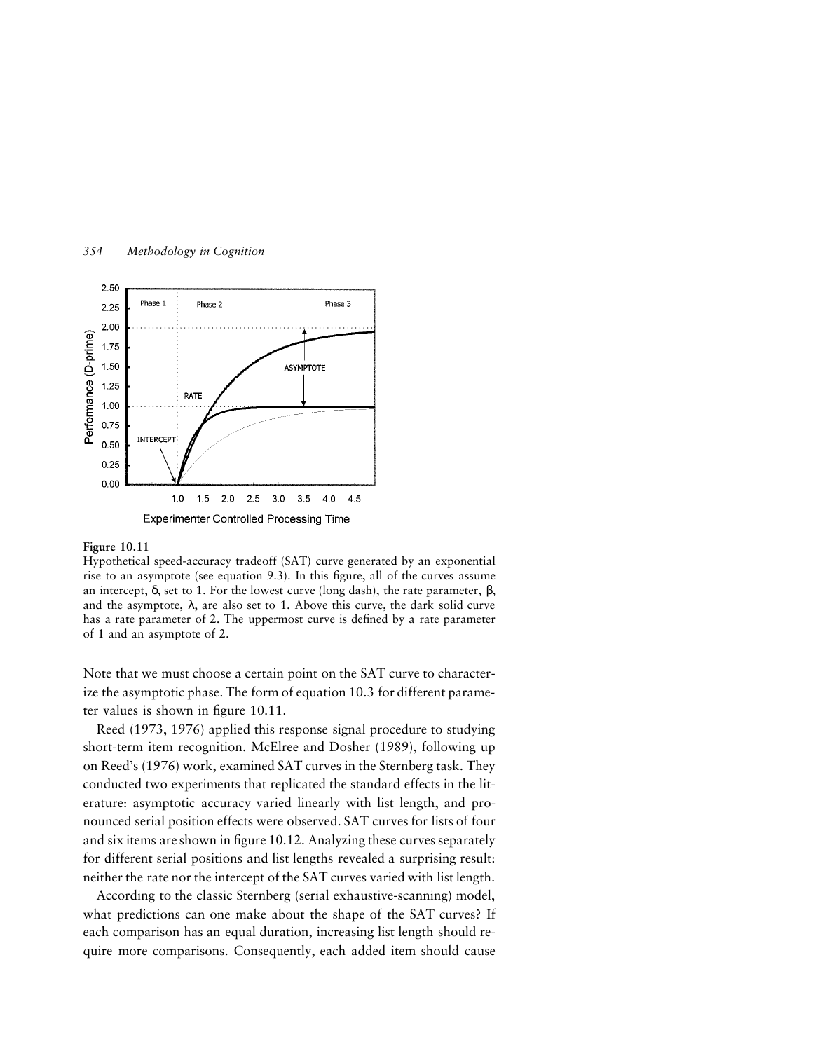**Figure 10.11**
Hypothetical speed-accuracy tradeoff (SAT) curve generated by an exponential rise to an asymptote (see equation 9.3). In this figure, all of the curves assume an intercept, $\delta$, set to 1. For the lowest curve (long dash), the rate parameter, $\beta$, and the asymptote, $\lambda$, are also set to 1. Above this curve, the dark solid curve has a rate parameter of 2. The uppermost curve is defined by a rate parameter of 1 and an asymptote of 2.

Note that we must choose a certain point on the SAT curve to characterize the asymptotic phase. The form of equation 10.3 for different parameter values is shown in figure 10.11.

Reed (1973, 1976) applied this response signal procedure to studying short-term item recognition. McElree and Dosher (1989), following up on Reed's (1976) work, examined SAT curves in the Sternberg task. They conducted two experiments that replicated the standard effects in the literature: asymptotic accuracy varied linearly with list length, and pronounced serial position effects were observed. SAT curves for lists of four and six items are shown in figure 10.12. Analyzing these curves separately for different serial positions and list lengths revealed a surprising result: neither the rate nor the intercept of the SAT curves varied with list length.

According to the classic Sternberg (serial exhaustive-scanning) model, what predictions can one make about the shape of the SAT curves? If each comparison has an equal duration, increasing list length should require more comparisons. Consequently, each added item should cause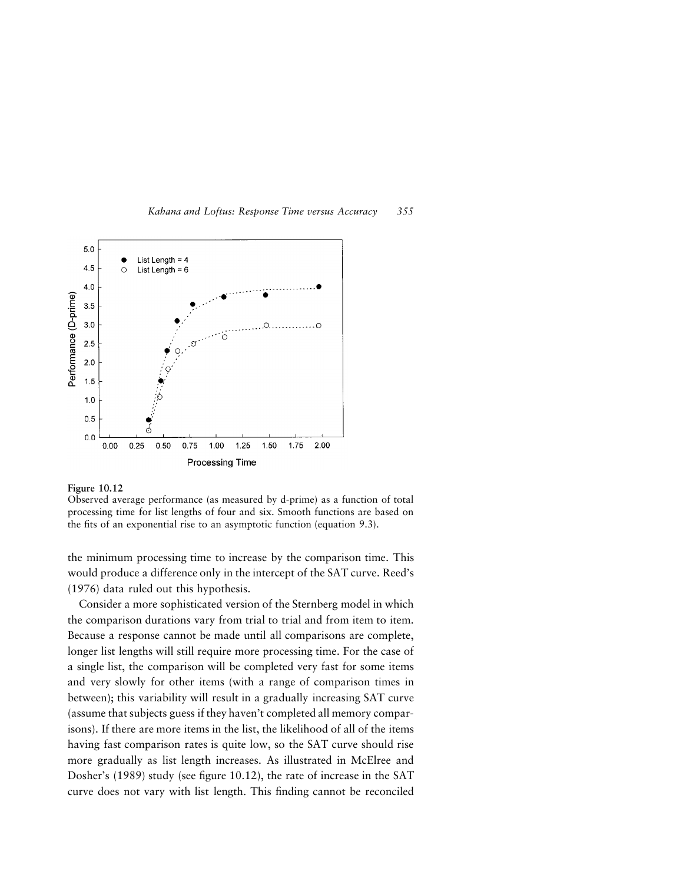**Figure 10.12**
Observed average performance (as measured by d-prime) as a function of total processing time for list lengths of four and six. Smooth functions are based on the fits of an exponential rise to an asymptotic function (equation 9.3).

the minimum processing time to increase by the comparison time. This would produce a difference only in the intercept of the SAT curve. Reed's (1976) data ruled out this hypothesis.

Consider a more sophisticated version of the Sternberg model in which the comparison durations vary from trial to trial and from item to item. Because a response cannot be made until all comparisons are complete, longer list lengths will still require more processing time. For the case of a single list, the comparison will be completed very fast for some items and very slowly for other items (with a range of comparison times in between); this variability will result in a gradually increasing SAT curve (assume that subjects guess if they haven't completed all memory comparisons). If there are more items in the list, the likelihood of all of the items having fast comparison rates is quite low, so the SAT curve should rise more gradually as list length increases. As illustrated in McElree and Dosher's (1989) study (see figure 10.12), the rate of increase in the SAT curve does not vary with list length. This finding cannot be reconciled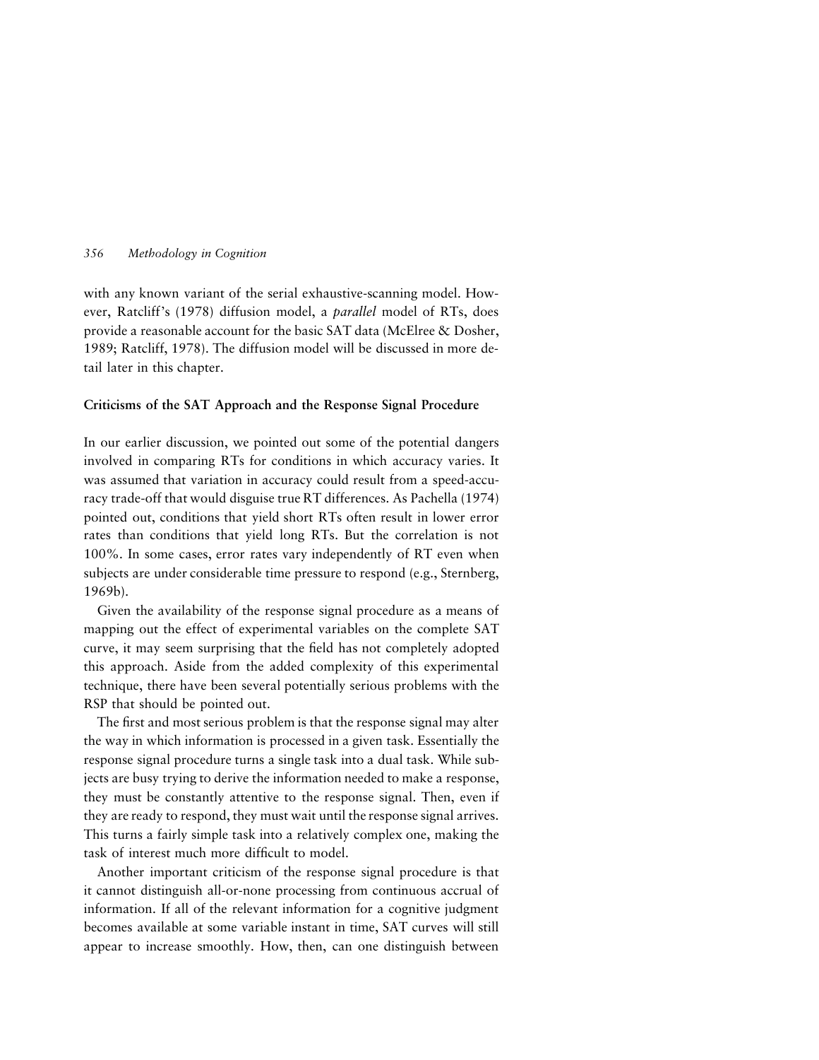with any known variant of the serial exhaustive-scanning model. However, Ratcliff's (1978) diffusion model, a *parallel* model of RTs, does provide a reasonable account for the basic SAT data (McElree & Dosher, 1989; Ratcliff, 1978). The diffusion model will be discussed in more detail later in this chapter.

### Criticisms of the SAT Approach and the Response Signal Procedure

In our earlier discussion, we pointed out some of the potential dangers involved in comparing RTs for conditions in which accuracy varies. It was assumed that variation in accuracy could result from a speed-accuracy trade-off that would disguise true RT differences. As Pachella (1974) pointed out, conditions that yield short RTs often result in lower error rates than conditions that yield long RTs. But the correlation is not 100%. In some cases, error rates vary independently of RT even when subjects are under considerable time pressure to respond (e.g., Sternberg, 1969b).

Given the availability of the response signal procedure as a means of mapping out the effect of experimental variables on the complete SAT curve, it may seem surprising that the field has not completely adopted this approach. Aside from the added complexity of this experimental technique, there have been several potentially serious problems with the RSP that should be pointed out.

The first and most serious problem is that the response signal may alter the way in which information is processed in a given task. Essentially the response signal procedure turns a single task into a dual task. While subjects are busy trying to derive the information needed to make a response, they must be constantly attentive to the response signal. Then, even if they are ready to respond, they must wait until the response signal arrives. This turns a fairly simple task into a relatively complex one, making the task of interest much more difficult to model.

Another important criticism of the response signal procedure is that it cannot distinguish all-or-none processing from continuous accrual of information. If all of the relevant information for a cognitive judgment becomes available at some variable instant in time, SAT curves will still appear to increase smoothly. How, then, can one distinguish between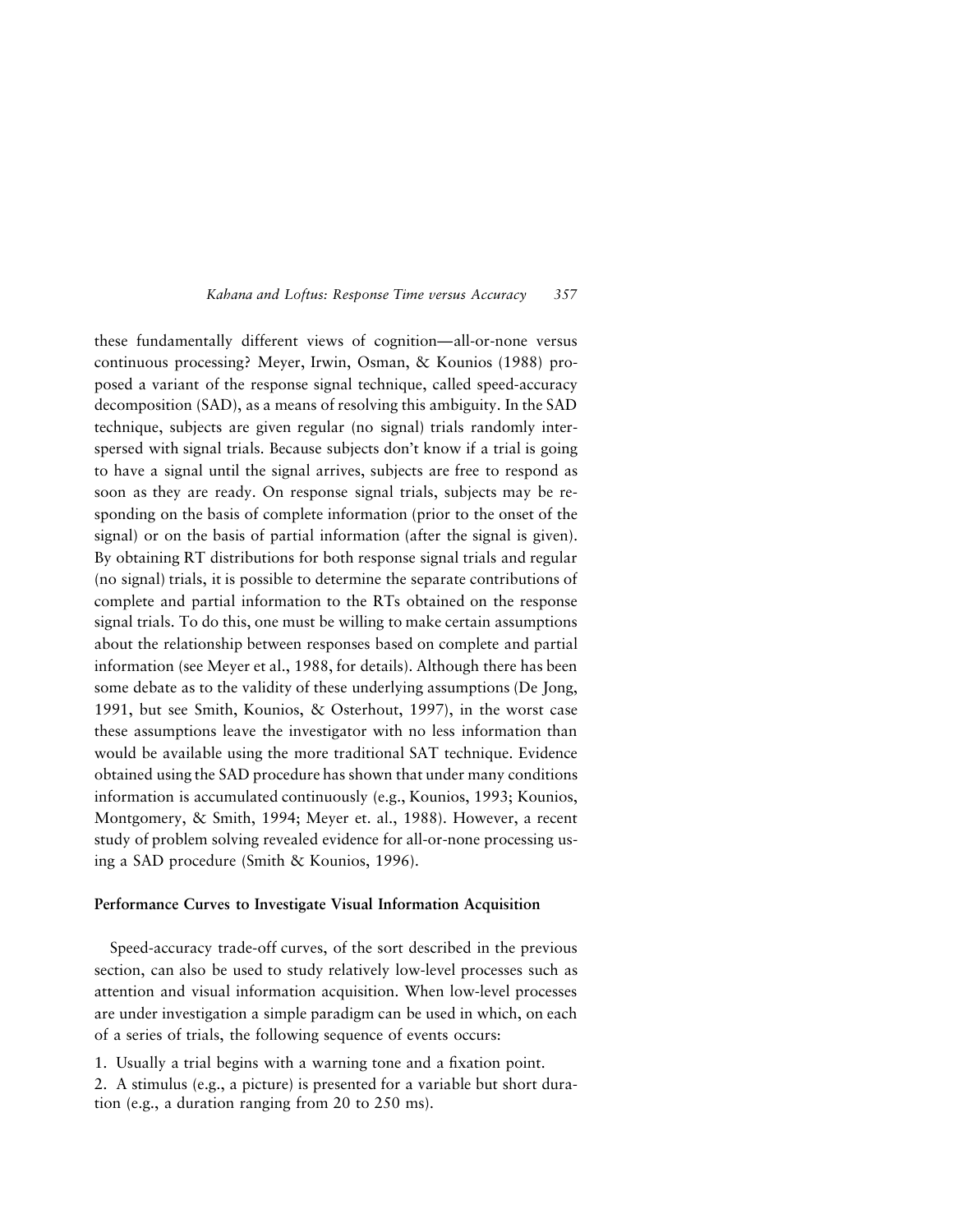these fundamentally different views of cognition—all-or-none versus continuous processing? Meyer, Irwin, Osman, & Kounios (1988) proposed a variant of the response signal technique, called speed-accuracy decomposition (SAD), as a means of resolving this ambiguity. In the SAD technique, subjects are given regular (no signal) trials randomly interspersed with signal trials. Because subjects don't know if a trial is going to have a signal until the signal arrives, subjects are free to respond as soon as they are ready. On response signal trials, subjects may be responding on the basis of complete information (prior to the onset of the signal) or on the basis of partial information (after the signal is given). By obtaining RT distributions for both response signal trials and regular (no signal) trials, it is possible to determine the separate contributions of complete and partial information to the RTs obtained on the response signal trials. To do this, one must be willing to make certain assumptions about the relationship between responses based on complete and partial information (see Meyer et al., 1988, for details). Although there has been some debate as to the validity of these underlying assumptions (De Jong, 1991, but see Smith, Kounios, & Osterhout, 1997), in the worst case these assumptions leave the investigator with no less information than would be available using the more traditional SAT technique. Evidence obtained using the SAD procedure has shown that under many conditions information is accumulated continuously (e.g., Kounios, 1993; Kounios, Montgomery, & Smith, 1994; Meyer et. al., 1988). However, a recent study of problem solving revealed evidence for all-or-none processing using a SAD procedure (Smith & Kounios, 1996).

### Performance Curves to Investigate Visual Information Acquisition

Speed-accuracy trade-off curves, of the sort described in the previous section, can also be used to study relatively low-level processes such as attention and visual information acquisition. When low-level processes are under investigation a simple paradigm can be used in which, on each of a series of trials, the following sequence of events occurs:

1. Usually a trial begins with a warning tone and a fixation point.
2. A stimulus (e.g., a picture) is presented for a variable but short duration (e.g., a duration ranging from 20 to 250 ms).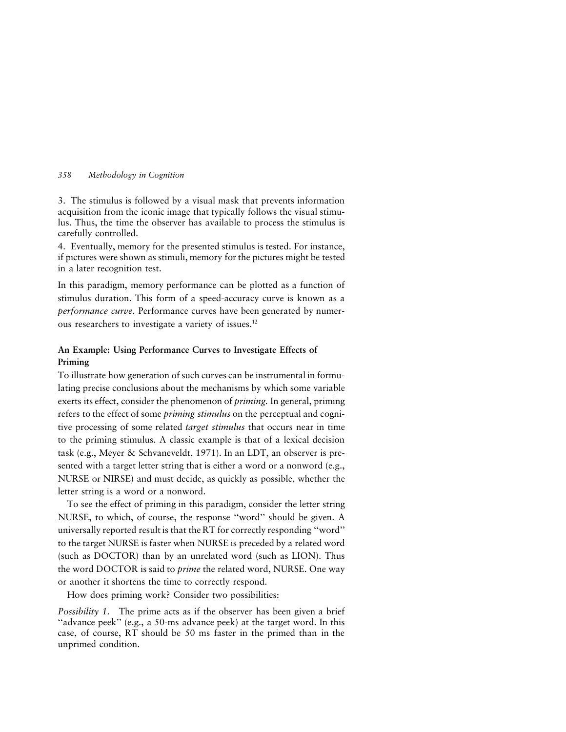3. The stimulus is followed by a visual mask that prevents information acquisition from the iconic image that typically follows the visual stimulus. Thus, the time the observer has available to process the stimulus is carefully controlled.

4. Eventually, memory for the presented stimulus is tested. For instance, if pictures were shown as stimuli, memory for the pictures might be tested in a later recognition test.

In this paradigm, memory performance can be plotted as a function of stimulus duration. This form of a speed-accuracy curve is known as a *performance curve*. Performance curves have been generated by numerous researchers to investigate a variety of issues.[12]

### An Example: Using Performance Curves to Investigate Effects of Priming

To illustrate how generation of such curves can be instrumental in formulating precise conclusions about the mechanisms by which some variable exerts its effect, consider the phenomenon of *priming*. In general, priming refers to the effect of some *priming stimulus* on the perceptual and cognitive processing of some related *target stimulus* that occurs near in time to the priming stimulus. A classic example is that of a lexical decision task (e.g., Meyer & Schvaneveldt, 1971). In an LDT, an observer is presented with a target letter string that is either a word or a nonword (e.g., NURSE or NIRSE) and must decide, as quickly as possible, whether the letter string is a word or a nonword.

To see the effect of priming in this paradigm, consider the letter string NURSE, to which, of course, the response "word" should be given. A universally reported result is that the RT for correctly responding "word" to the target NURSE is faster when NURSE is preceded by a related word (such as DOCTOR) than by an unrelated word (such as LION). Thus the word DOCTOR is said to *prime* the related word, NURSE. One way or another it shortens the time to correctly respond.

How does priming work? Consider two possibilities:

*Possibility 1.* The prime acts as if the observer has been given a brief "advance peek" (e.g., a 50-ms advance peek) at the target word. In this case, of course, RT should be 50 ms faster in the primed than in the unprimed condition.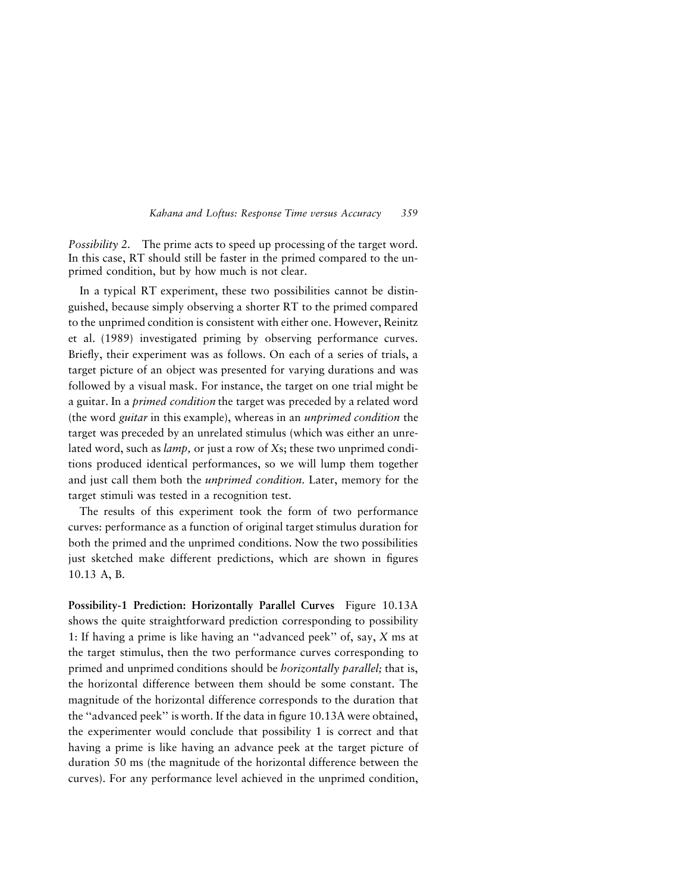*Possibility 2.* The prime acts to speed up processing of the target word. In this case, RT should still be faster in the primed compared to the unprimed condition, but by how much is not clear.

In a typical RT experiment, these two possibilities cannot be distinguished, because simply observing a shorter RT to the primed compared to the unprimed condition is consistent with either one. However, Reinitz et al. (1989) investigated priming by observing performance curves. Briefly, their experiment was as follows. On each of a series of trials, a target picture of an object was presented for varying durations and was followed by a visual mask. For instance, the target on one trial might be a guitar. In a *primed condition* the target was preceded by a related word (the word *guitar* in this example), whereas in an *unprimed condition* the target was preceded by an unrelated stimulus (which was either an unrelated word, such as *lamp,* or just a row of *X*s; these two unprimed conditions produced identical performances, so we will lump them together and just call them both the *unprimed condition.* Later, memory for the target stimuli was tested in a recognition test.

The results of this experiment took the form of two performance curves: performance as a function of original target stimulus duration for both the primed and the unprimed conditions. Now the two possibilities just sketched make different predictions, which are shown in figures 10.13 A, B.

**Possibility-1 Prediction: Horizontally Parallel Curves** Figure 10.13A shows the quite straightforward prediction corresponding to possibility 1: If having a prime is like having an ''advanced peek'' of, say, *X* ms at the target stimulus, then the two performance curves corresponding to primed and unprimed conditions should be *horizontally parallel;* that is, the horizontal difference between them should be some constant. The magnitude of the horizontal difference corresponds to the duration that the ''advanced peek'' is worth. If the data in figure 10.13A were obtained, the experimenter would conclude that possibility 1 is correct and that having a prime is like having an advance peek at the target picture of duration 50 ms (the magnitude of the horizontal difference between the curves). For any performance level achieved in the unprimed condition,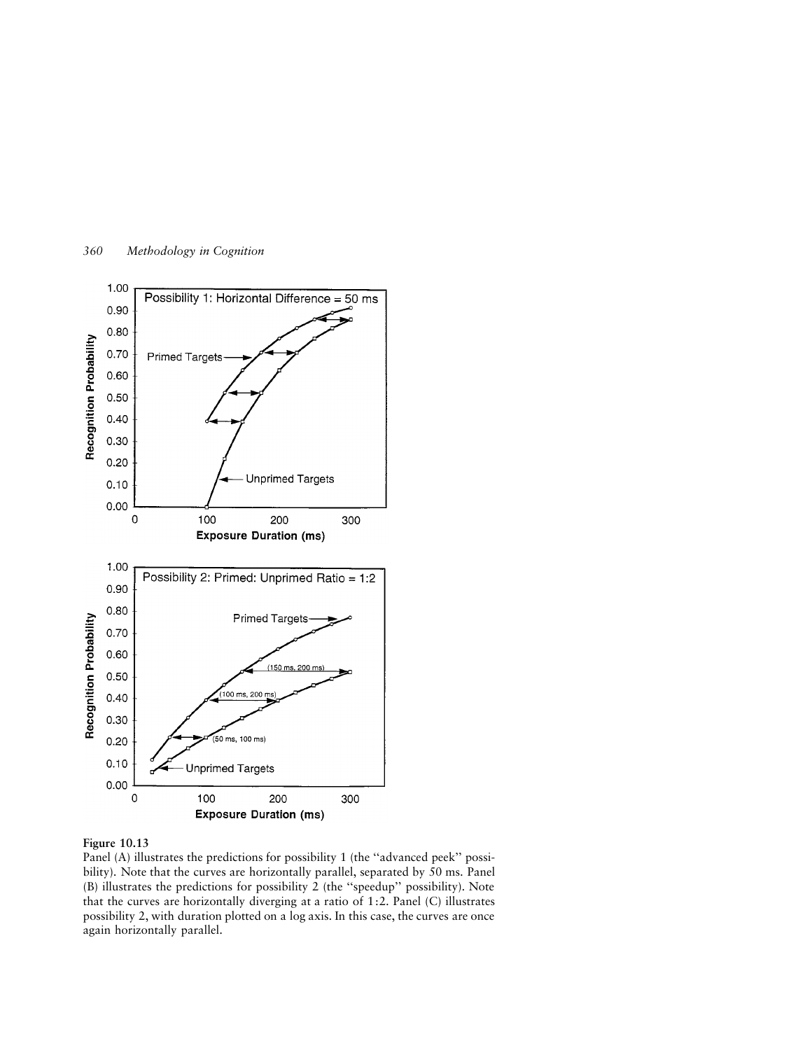**Figure 10.13**
Panel (A) illustrates the predictions for possibility 1 (the "advanced peek" possibility). Note that the curves are horizontally parallel, separated by 50 ms. Panel (B) illustrates the predictions for possibility 2 (the "speedup" possibility). Note that the curves are horizontally diverging at a ratio of 1:2. Panel (C) illustrates possibility 2, with duration plotted on a log axis. In this case, the curves are once again horizontally parallel.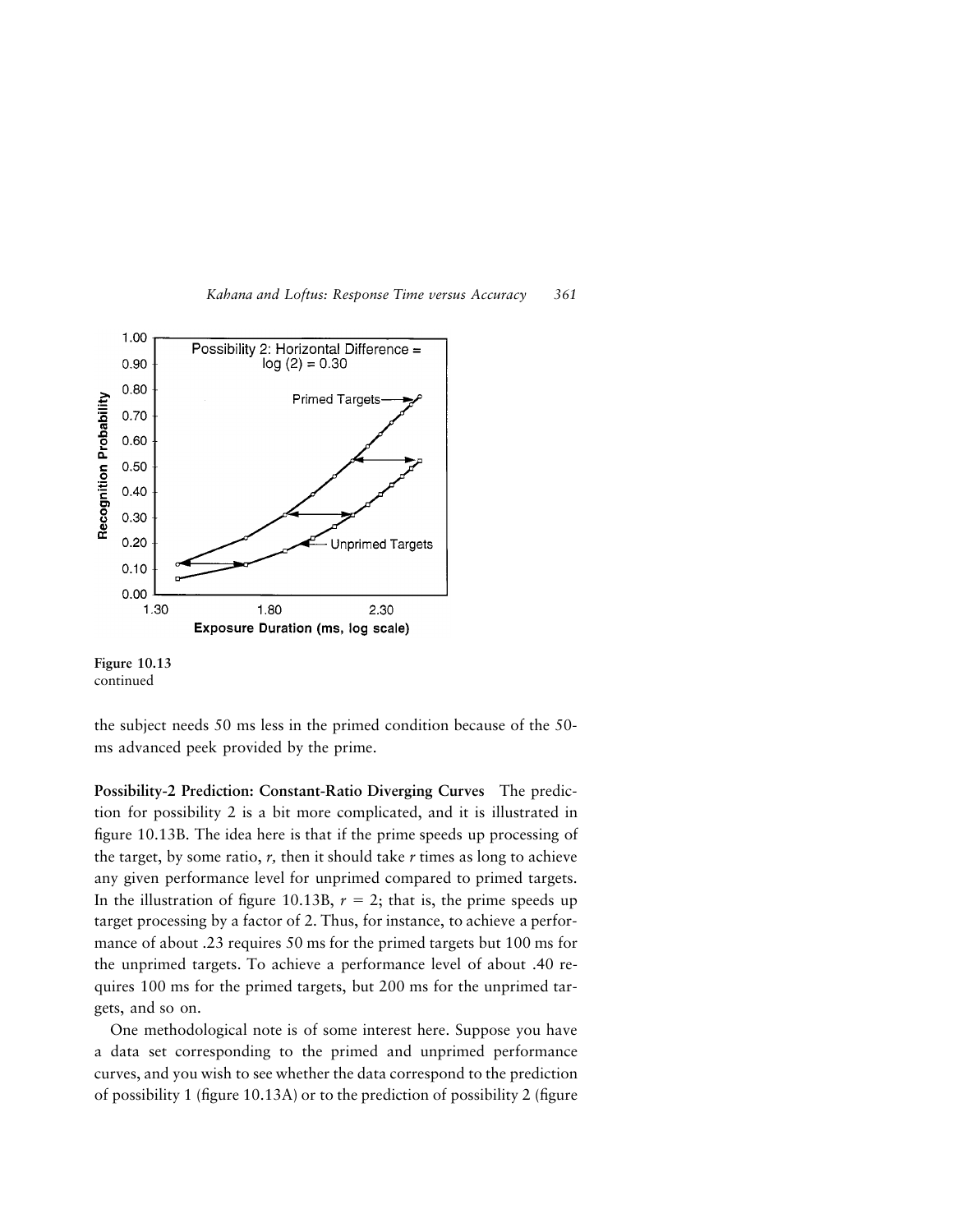Figure 10.13
continued

the subject needs 50 ms less in the primed condition because of the 50-ms advanced peek provided by the prime.

**Possibility-2 Prediction: Constant-Ratio Diverging Curves** The prediction for possibility 2 is a bit more complicated, and it is illustrated in figure 10.13B. The idea here is that if the prime speeds up processing of the target, by some ratio, $r$, then it should take $r$ times as long to achieve any given performance level for unprimed compared to primed targets. In the illustration of figure 10.13B, $r = 2$; that is, the prime speeds up target processing by a factor of 2. Thus, for instance, to achieve a performance of about .23 requires 50 ms for the primed targets but 100 ms for the unprimed targets. To achieve a performance level of about .40 requires 100 ms for the primed targets, but 200 ms for the unprimed targets, and so on.

One methodological note is of some interest here. Suppose you have a data set corresponding to the primed and unprimed performance curves, and you wish to see whether the data correspond to the prediction of possibility 1 (figure 10.13A) or to the prediction of possibility 2 (figure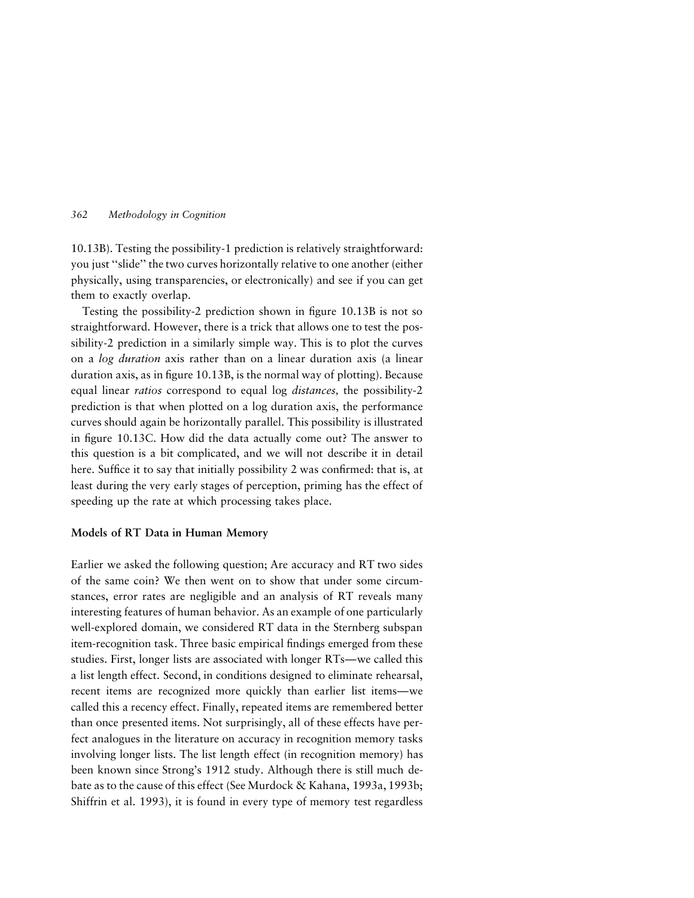10.13B). Testing the possibility-1 prediction is relatively straightforward: you just "slide" the two curves horizontally relative to one another (either physically, using transparencies, or electronically) and see if you can get them to exactly overlap.

Testing the possibility-2 prediction shown in figure 10.13B is not so straightforward. However, there is a trick that allows one to test the possibility-2 prediction in a similarly simple way. This is to plot the curves on a *log duration* axis rather than on a linear duration axis (a linear duration axis, as in figure 10.13B, is the normal way of plotting). Because equal linear *ratios* correspond to equal log *distances,* the possibility-2 prediction is that when plotted on a log duration axis, the performance curves should again be horizontally parallel. This possibility is illustrated in figure 10.13C. How did the data actually come out? The answer to this question is a bit complicated, and we will not describe it in detail here. Suffice it to say that initially possibility 2 was confirmed: that is, at least during the very early stages of perception, priming has the effect of speeding up the rate at which processing takes place.

### Models of RT Data in Human Memory

Earlier we asked the following question; Are accuracy and RT two sides of the same coin? We then went on to show that under some circumstances, error rates are negligible and an analysis of RT reveals many interesting features of human behavior. As an example of one particularly well-explored domain, we considered RT data in the Sternberg subspan item-recognition task. Three basic empirical findings emerged from these studies. First, longer lists are associated with longer RTs—we called this a list length effect. Second, in conditions designed to eliminate rehearsal, recent items are recognized more quickly than earlier list items—we called this a recency effect. Finally, repeated items are remembered better than once presented items. Not surprisingly, all of these effects have perfect analogues in the literature on accuracy in recognition memory tasks involving longer lists. The list length effect (in recognition memory) has been known since Strong's 1912 study. Although there is still much debate as to the cause of this effect (See Murdock & Kahana, 1993a, 1993b; Shiffrin et al. 1993), it is found in every type of memory test regardless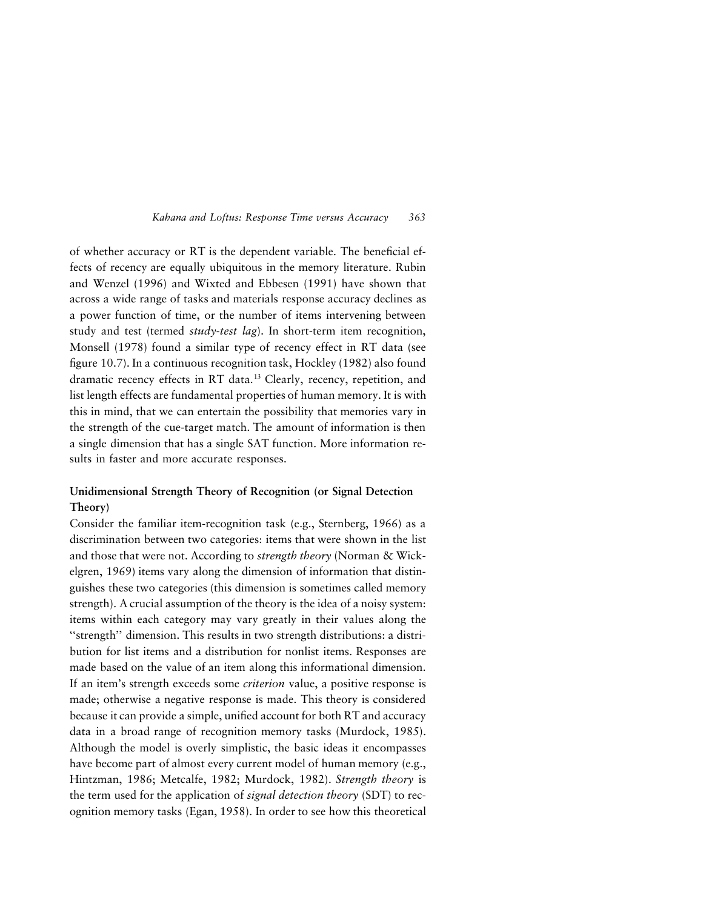of whether accuracy or RT is the dependent variable. The beneficial effects of recency are equally ubiquitous in the memory literature. Rubin and Wenzel (1996) and Wixted and Ebbesen (1991) have shown that across a wide range of tasks and materials response accuracy declines as a power function of time, or the number of items intervening between study and test (termed *study-test lag*). In short-term item recognition, Monsell (1978) found a similar type of recency effect in RT data (see figure 10.7). In a continuous recognition task, Hockley (1982) also found dramatic recency effects in RT data.[13] Clearly, recency, repetition, and list length effects are fundamental properties of human memory. It is with this in mind, that we can entertain the possibility that memories vary in the strength of the cue-target match. The amount of information is then a single dimension that has a single SAT function. More information results in faster and more accurate responses.

### Unidimensional Strength Theory of Recognition (or Signal Detection Theory)

Consider the familiar item-recognition task (e.g., Sternberg, 1966) as a discrimination between two categories: items that were shown in the list and those that were not. According to *strength theory* (Norman & Wickelgren, 1969) items vary along the dimension of information that distinguishes these two categories (this dimension is sometimes called memory strength). A crucial assumption of the theory is the idea of a noisy system: items within each category may vary greatly in their values along the "strength" dimension. This results in two strength distributions: a distribution for list items and a distribution for nonlist items. Responses are made based on the value of an item along this informational dimension. If an item's strength exceeds some *criterion* value, a positive response is made; otherwise a negative response is made. This theory is considered because it can provide a simple, unified account for both RT and accuracy data in a broad range of recognition memory tasks (Murdock, 1985). Although the model is overly simplistic, the basic ideas it encompasses have become part of almost every current model of human memory (e.g., Hintzman, 1986; Metcalfe, 1982; Murdock, 1982). *Strength theory* is the term used for the application of *signal detection theory* (SDT) to recognition memory tasks (Egan, 1958). In order to see how this theoretical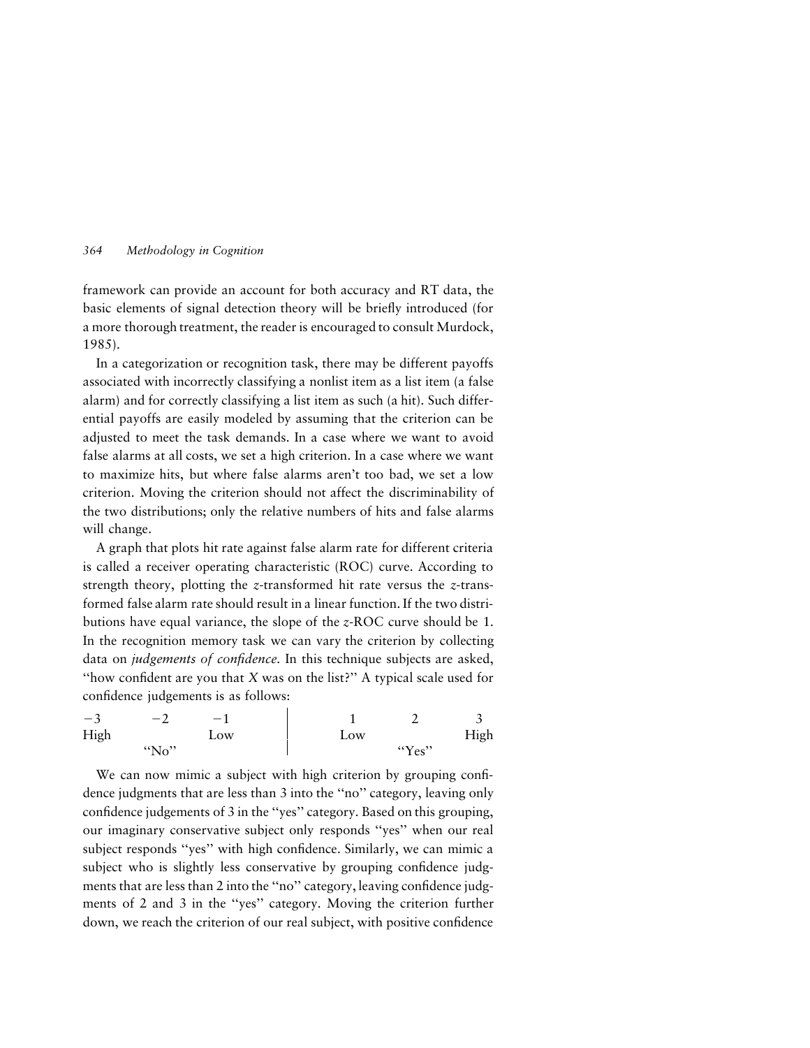framework can provide an account for both accuracy and RT data, the basic elements of signal detection theory will be briefly introduced (for a more thorough treatment, the reader is encouraged to consult Murdock, 1985).

In a categorization or recognition task, there may be different payoffs associated with incorrectly classifying a nonlist item as a list item (a false alarm) and for correctly classifying a list item as such (a hit). Such differential payoffs are easily modeled by assuming that the criterion can be adjusted to meet the task demands. In a case where we want to avoid false alarms at all costs, we set a high criterion. In a case where we want to maximize hits, but where false alarms aren't too bad, we set a low criterion. Moving the criterion should not affect the discriminability of the two distributions; only the relative numbers of hits and false alarms will change.

A graph that plots hit rate against false alarm rate for different criteria is called a receiver operating characteristic (ROC) curve. According to strength theory, plotting the $z$-transformed hit rate versus the $z$-transformed false alarm rate should result in a linear function. If the two distributions have equal variance, the slope of the $z$-ROC curve should be 1. In the recognition memory task we can vary the criterion by collecting data on *judgements of confidence*. In this technique subjects are asked, "how confident are you that *X* was on the list?" A typical scale used for confidence judgements is as follows:

| −3 | −2 | −1 | | 1 | 2 | 3 |
|---|---|---|---|---|---|---|
| High | | Low | | Low | | High |
| | "No" | | | | "Yes" | |

We can now mimic a subject with high criterion by grouping confidence judgments that are less than 3 into the "no" category, leaving only confidence judgements of 3 in the "yes" category. Based on this grouping, our imaginary conservative subject only responds "yes" when our real subject responds "yes" with high confidence. Similarly, we can mimic a subject who is slightly less conservative by grouping confidence judgments that are less than 2 into the "no" category, leaving confidence judgments of 2 and 3 in the "yes" category. Moving the criterion further down, we reach the criterion of our real subject, with positive confidence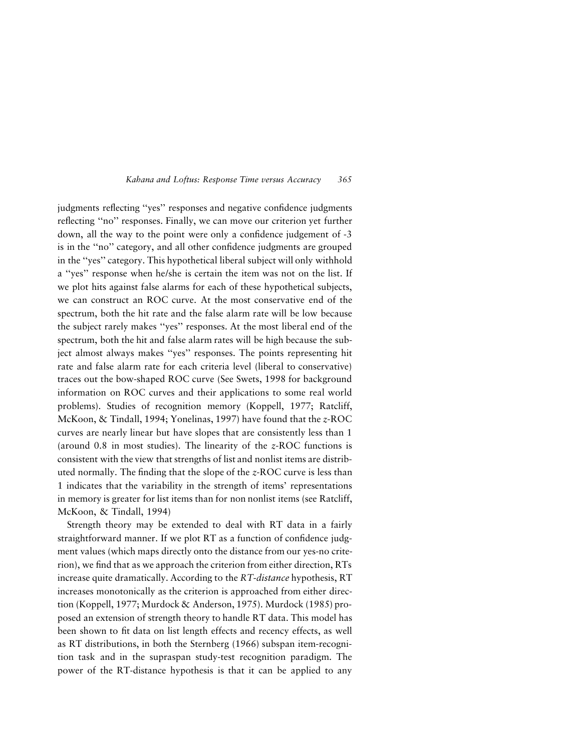judgments reflecting "yes" responses and negative confidence judgments reflecting "no" responses. Finally, we can move our criterion yet further down, all the way to the point were only a confidence judgement of -3 is in the "no" category, and all other confidence judgments are grouped in the "yes" category. This hypothetical liberal subject will only withhold a "yes" response when he/she is certain the item was not on the list. If we plot hits against false alarms for each of these hypothetical subjects, we can construct an ROC curve. At the most conservative end of the spectrum, both the hit rate and the false alarm rate will be low because the subject rarely makes "yes" responses. At the most liberal end of the spectrum, both the hit and false alarm rates will be high because the subject almost always makes "yes" responses. The points representing hit rate and false alarm rate for each criteria level (liberal to conservative) traces out the bow-shaped ROC curve (See Swets, 1998 for background information on ROC curves and their applications to some real world problems). Studies of recognition memory (Koppell, 1977; Ratcliff, McKoon, & Tindall, 1994; Yonelinas, 1997) have found that the *z*-ROC curves are nearly linear but have slopes that are consistently less than 1 (around 0.8 in most studies). The linearity of the *z*-ROC functions is consistent with the view that strengths of list and nonlist items are distributed normally. The finding that the slope of the *z*-ROC curve is less than 1 indicates that the variability in the strength of items' representations in memory is greater for list items than for non nonlist items (see Ratcliff, McKoon, & Tindall, 1994)

Strength theory may be extended to deal with RT data in a fairly straightforward manner. If we plot RT as a function of confidence judgment values (which maps directly onto the distance from our yes-no criterion), we find that as we approach the criterion from either direction, RTs increase quite dramatically. According to the *RT-distance* hypothesis, RT increases monotonically as the criterion is approached from either direction (Koppell, 1977; Murdock & Anderson, 1975). Murdock (1985) proposed an extension of strength theory to handle RT data. This model has been shown to fit data on list length effects and recency effects, as well as RT distributions, in both the Sternberg (1966) subspan item-recognition task and in the supraspan study-test recognition paradigm. The power of the RT-distance hypothesis is that it can be applied to any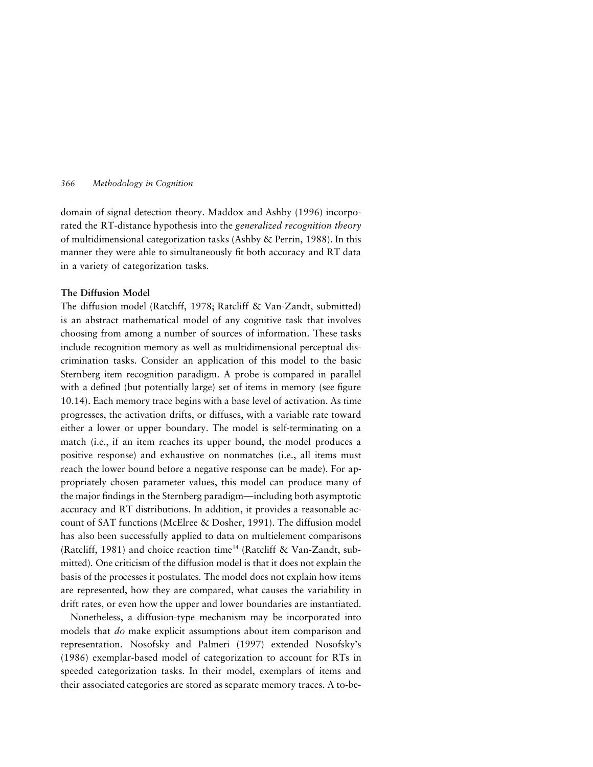domain of signal detection theory. Maddox and Ashby (1996) incorporated the RT-distance hypothesis into the *generalized recognition theory* of multidimensional categorization tasks (Ashby & Perrin, 1988). In this manner they were able to simultaneously fit both accuracy and RT data in a variety of categorization tasks.

### The Diffusion Model

The diffusion model (Ratcliff, 1978; Ratcliff & Van-Zandt, submitted) is an abstract mathematical model of any cognitive task that involves choosing from among a number of sources of information. These tasks include recognition memory as well as multidimensional perceptual discrimination tasks. Consider an application of this model to the basic Sternberg item recognition paradigm. A probe is compared in parallel with a defined (but potentially large) set of items in memory (see figure 10.14). Each memory trace begins with a base level of activation. As time progresses, the activation drifts, or diffuses, with a variable rate toward either a lower or upper boundary. The model is self-terminating on a match (i.e., if an item reaches its upper bound, the model produces a positive response) and exhaustive on nonmatches (i.e., all items must reach the lower bound before a negative response can be made). For appropriately chosen parameter values, this model can produce many of the major findings in the Sternberg paradigm—including both asymptotic accuracy and RT distributions. In addition, it provides a reasonable account of SAT functions (McElree & Dosher, 1991). The diffusion model has also been successfully applied to data on multielement comparisons (Ratcliff, 1981) and choice reaction time[14] (Ratcliff & Van-Zandt, submitted). One criticism of the diffusion model is that it does not explain the basis of the processes it postulates. The model does not explain how items are represented, how they are compared, what causes the variability in drift rates, or even how the upper and lower boundaries are instantiated.

Nonetheless, a diffusion-type mechanism may be incorporated into models that *do* make explicit assumptions about item comparison and representation. Nosofsky and Palmeri (1997) extended Nosofsky's (1986) exemplar-based model of categorization to account for RTs in speeded categorization tasks. In their model, exemplars of items and their associated categories are stored as separate memory traces. A to-be-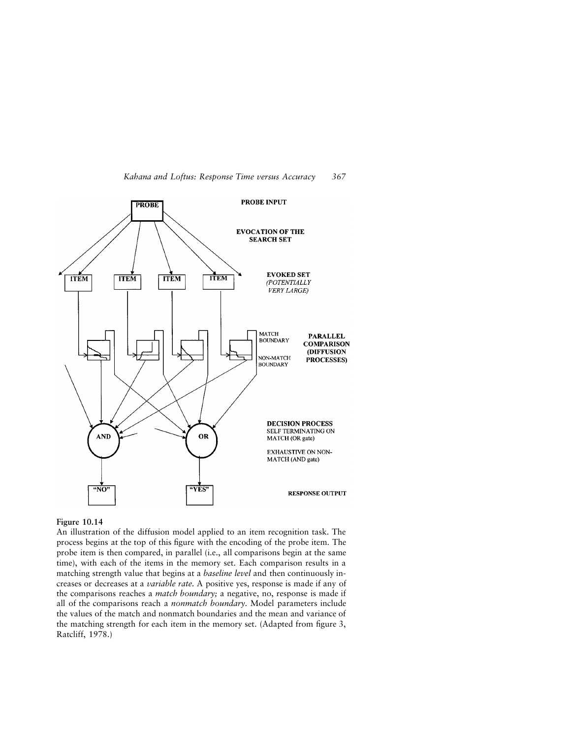**Figure 10.14**
An illustration of the diffusion model applied to an item recognition task. The process begins at the top of this figure with the encoding of the probe item. The probe item is then compared, in parallel (i.e., all comparisons begin at the same time), with each of the items in the memory set. Each comparison results in a matching strength value that begins at a *baseline level* and then continuously increases or decreases at a *variable rate*. A positive yes, response is made if any of the comparisons reaches a *match boundary;* a negative, no, response is made if all of the comparisons reach a *nonmatch boundary*. Model parameters include the values of the match and nonmatch boundaries and the mean and variance of the matching strength for each item in the memory set. (Adapted from figure 3, Ratcliff, 1978.)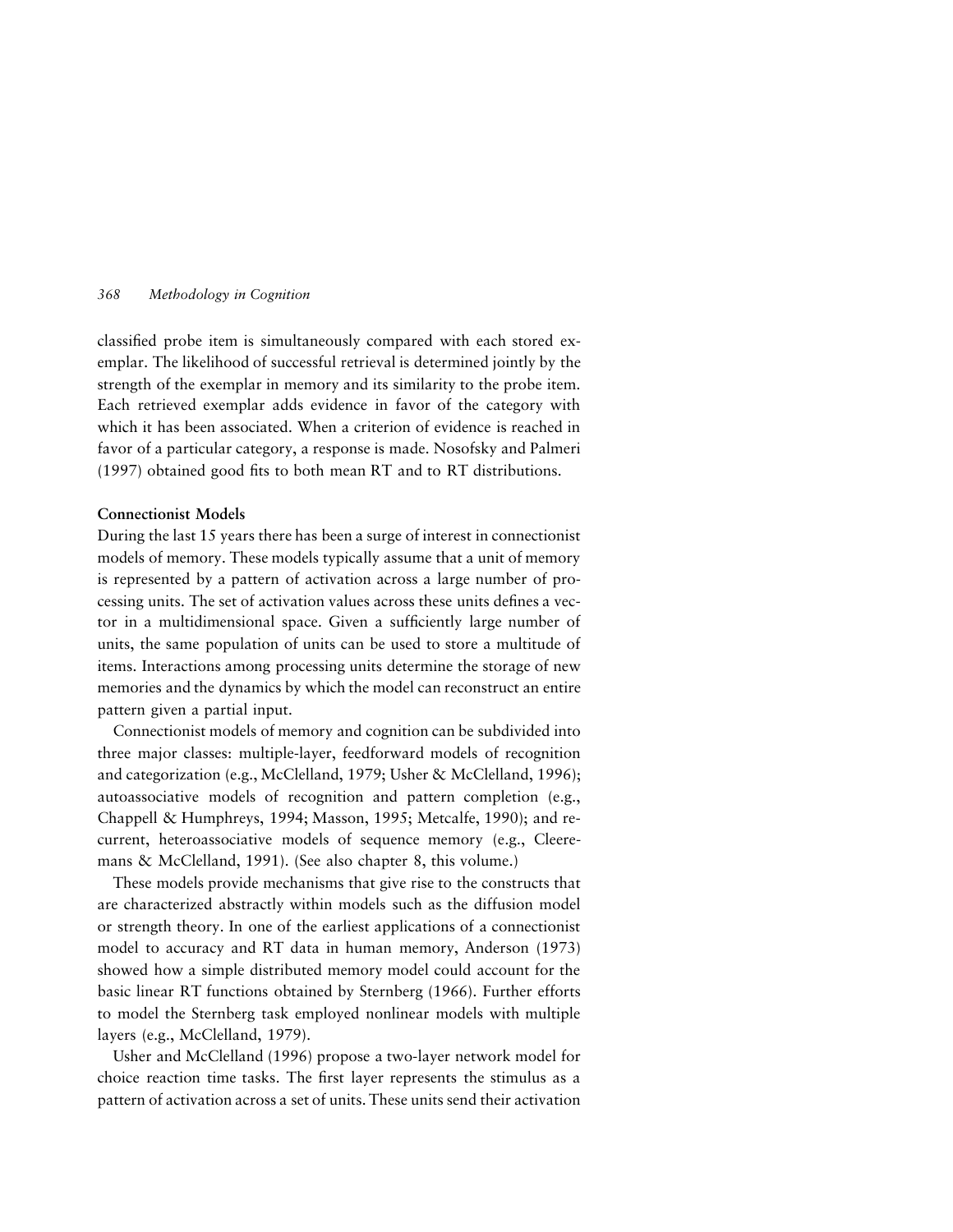classified probe item is simultaneously compared with each stored exemplar. The likelihood of successful retrieval is determined jointly by the strength of the exemplar in memory and its similarity to the probe item. Each retrieved exemplar adds evidence in favor of the category with which it has been associated. When a criterion of evidence is reached in favor of a particular category, a response is made. Nosofsky and Palmeri (1997) obtained good fits to both mean RT and to RT distributions.

### Connectionist Models

During the last 15 years there has been a surge of interest in connectionist models of memory. These models typically assume that a unit of memory is represented by a pattern of activation across a large number of processing units. The set of activation values across these units defines a vector in a multidimensional space. Given a sufficiently large number of units, the same population of units can be used to store a multitude of items. Interactions among processing units determine the storage of new memories and the dynamics by which the model can reconstruct an entire pattern given a partial input.

Connectionist models of memory and cognition can be subdivided into three major classes: multiple-layer, feedforward models of recognition and categorization (e.g., McClelland, 1979; Usher & McClelland, 1996); autoassociative models of recognition and pattern completion (e.g., Chappell & Humphreys, 1994; Masson, 1995; Metcalfe, 1990); and recurrent, heteroassociative models of sequence memory (e.g., Cleeremans & McClelland, 1991). (See also chapter 8, this volume.)

These models provide mechanisms that give rise to the constructs that are characterized abstractly within models such as the diffusion model or strength theory. In one of the earliest applications of a connectionist model to accuracy and RT data in human memory, Anderson (1973) showed how a simple distributed memory model could account for the basic linear RT functions obtained by Sternberg (1966). Further efforts to model the Sternberg task employed nonlinear models with multiple layers (e.g., McClelland, 1979).

Usher and McClelland (1996) propose a two-layer network model for choice reaction time tasks. The first layer represents the stimulus as a pattern of activation across a set of units. These units send their activation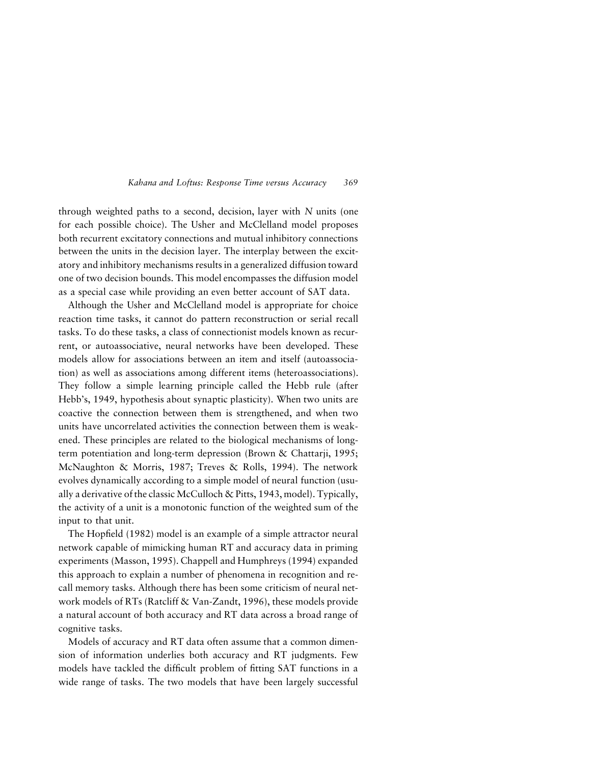through weighted paths to a second, decision, layer with *N* units (one for each possible choice). The Usher and McClelland model proposes both recurrent excitatory connections and mutual inhibitory connections between the units in the decision layer. The interplay between the excitatory and inhibitory mechanisms results in a generalized diffusion toward one of two decision bounds. This model encompasses the diffusion model as a special case while providing an even better account of SAT data.

Although the Usher and McClelland model is appropriate for choice reaction time tasks, it cannot do pattern reconstruction or serial recall tasks. To do these tasks, a class of connectionist models known as recurrent, or autoassociative, neural networks have been developed. These models allow for associations between an item and itself (autoassociation) as well as associations among different items (heteroassociations). They follow a simple learning principle called the Hebb rule (after Hebb's, 1949, hypothesis about synaptic plasticity). When two units are coactive the connection between them is strengthened, and when two units have uncorrelated activities the connection between them is weakened. These principles are related to the biological mechanisms of long-term potentiation and long-term depression (Brown & Chattarji, 1995; McNaughton & Morris, 1987; Treves & Rolls, 1994). The network evolves dynamically according to a simple model of neural function (usually a derivative of the classic McCulloch & Pitts, 1943, model). Typically, the activity of a unit is a monotonic function of the weighted sum of the input to that unit.

The Hopfield (1982) model is an example of a simple attractor neural network capable of mimicking human RT and accuracy data in priming experiments (Masson, 1995). Chappell and Humphreys (1994) expanded this approach to explain a number of phenomena in recognition and recall memory tasks. Although there has been some criticism of neural network models of RTs (Ratcliff & Van-Zandt, 1996), these models provide a natural account of both accuracy and RT data across a broad range of cognitive tasks.

Models of accuracy and RT data often assume that a common dimension of information underlies both accuracy and RT judgments. Few models have tackled the difficult problem of fitting SAT functions in a wide range of tasks. The two models that have been largely successful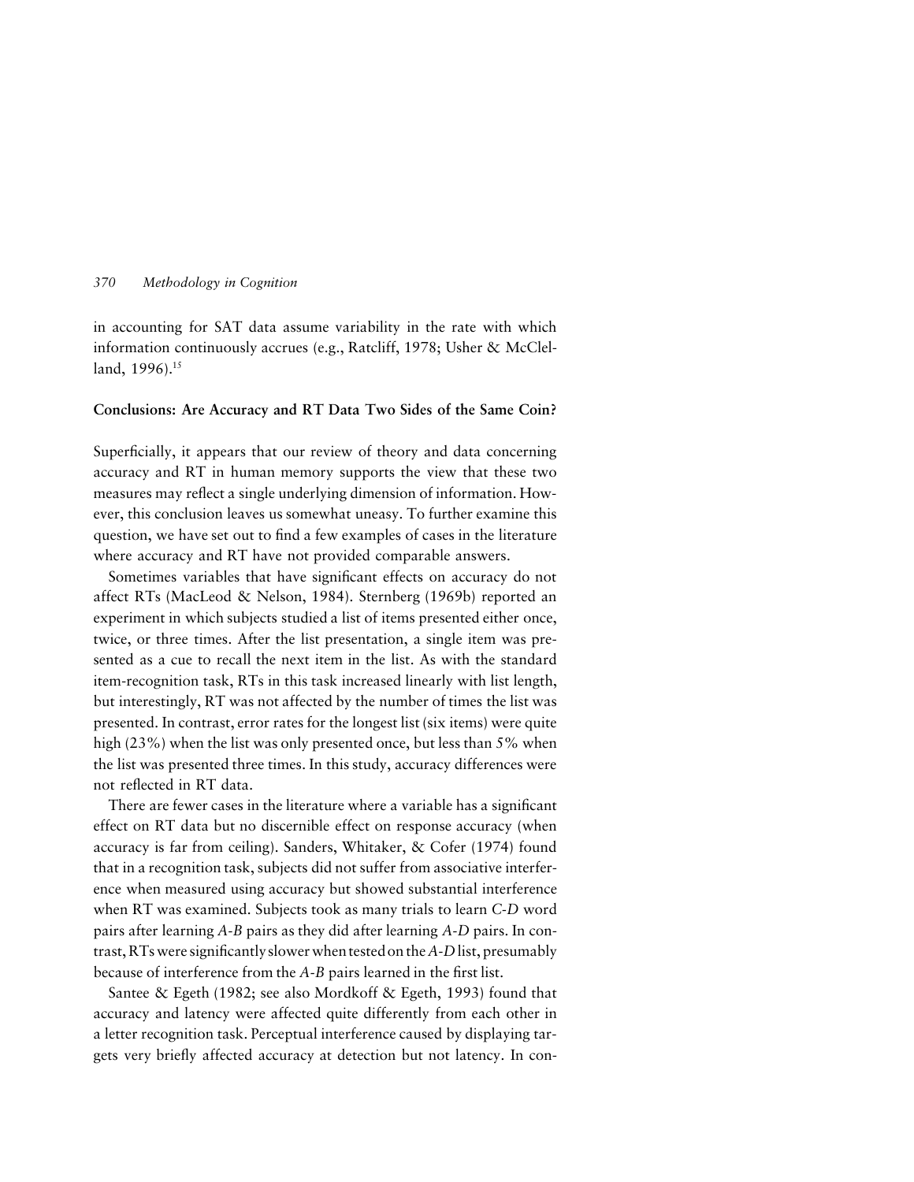in accounting for SAT data assume variability in the rate with which information continuously accrues (e.g., Ratcliff, 1978; Usher & McClelland, 1996).[15]

### Conclusions: Are Accuracy and RT Data Two Sides of the Same Coin?

Superficially, it appears that our review of theory and data concerning accuracy and RT in human memory supports the view that these two measures may reflect a single underlying dimension of information. However, this conclusion leaves us somewhat uneasy. To further examine this question, we have set out to find a few examples of cases in the literature where accuracy and RT have not provided comparable answers.

Sometimes variables that have significant effects on accuracy do not affect RTs (MacLeod & Nelson, 1984). Sternberg (1969b) reported an experiment in which subjects studied a list of items presented either once, twice, or three times. After the list presentation, a single item was presented as a cue to recall the next item in the list. As with the standard item-recognition task, RTs in this task increased linearly with list length, but interestingly, RT was not affected by the number of times the list was presented. In contrast, error rates for the longest list (six items) were quite high (23%) when the list was only presented once, but less than 5% when the list was presented three times. In this study, accuracy differences were not reflected in RT data.

There are fewer cases in the literature where a variable has a significant effect on RT data but no discernible effect on response accuracy (when accuracy is far from ceiling). Sanders, Whitaker, & Cofer (1974) found that in a recognition task, subjects did not suffer from associative interference when measured using accuracy but showed substantial interference when RT was examined. Subjects took as many trials to learn *C-D* word pairs after learning *A-B* pairs as they did after learning *A-D* pairs. In contrast, RTs were significantly slower when tested on the *A-D* list, presumably because of interference from the *A-B* pairs learned in the first list.

Santee & Egeth (1982; see also Mordkoff & Egeth, 1993) found that accuracy and latency were affected quite differently from each other in a letter recognition task. Perceptual interference caused by displaying targets very briefly affected accuracy at detection but not latency. In con-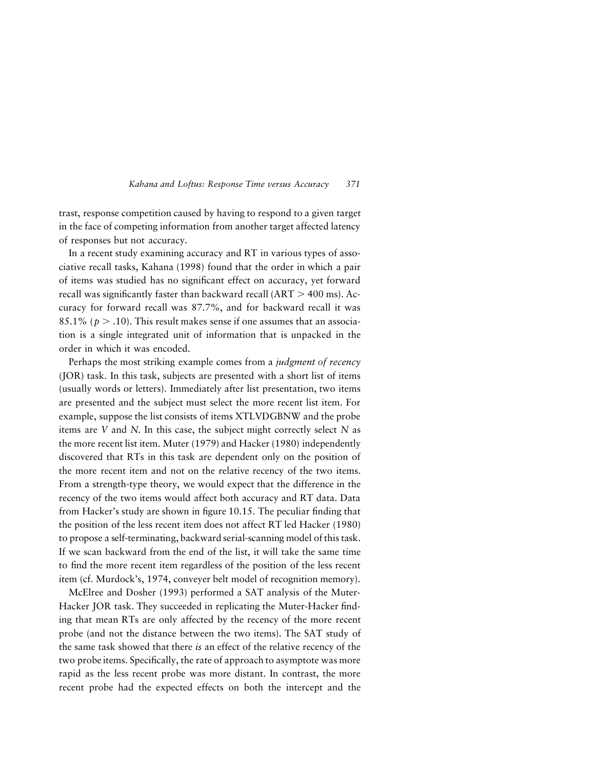trast, response competition caused by having to respond to a given target in the face of competing information from another target affected latency of responses but not accuracy.

In a recent study examining accuracy and RT in various types of associative recall tasks, Kahana (1998) found that the order in which a pair of items was studied has no significant effect on accuracy, yet forward recall was significantly faster than backward recall (ART $> 400$ ms). Accuracy for forward recall was 87.7%, and for backward recall it was 85.1% ($p > .10$). This result makes sense if one assumes that an association is a single integrated unit of information that is unpacked in the order in which it was encoded.

Perhaps the most striking example comes from a *judgment of recency* (JOR) task. In this task, subjects are presented with a short list of items (usually words or letters). Immediately after list presentation, two items are presented and the subject must select the more recent list item. For example, suppose the list consists of items XTLVDGBNW and the probe items are *V* and *N*. In this case, the subject might correctly select *N* as the more recent list item. Muter (1979) and Hacker (1980) independently discovered that RTs in this task are dependent only on the position of the more recent item and not on the relative recency of the two items. From a strength-type theory, we would expect that the difference in the recency of the two items would affect both accuracy and RT data. Data from Hacker's study are shown in figure 10.15. The peculiar finding that the position of the less recent item does not affect RT led Hacker (1980) to propose a self-terminating, backward serial-scanning model of this task. If we scan backward from the end of the list, it will take the same time to find the more recent item regardless of the position of the less recent item (cf. Murdock's, 1974, conveyer belt model of recognition memory).

McElree and Dosher (1993) performed a SAT analysis of the Muter-Hacker JOR task. They succeeded in replicating the Muter-Hacker finding that mean RTs are only affected by the recency of the more recent probe (and not the distance between the two items). The SAT study of the same task showed that there *is* an effect of the relative recency of the two probe items. Specifically, the rate of approach to asymptote was more rapid as the less recent probe was more distant. In contrast, the more recent probe had the expected effects on both the intercept and the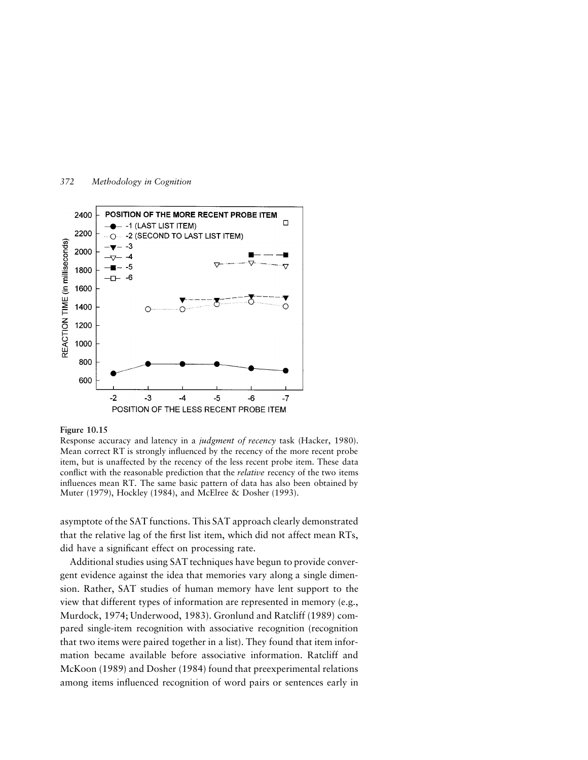**Figure 10.15**

Response accuracy and latency in a *judgment of recency* task (Hacker, 1980). Mean correct RT is strongly influenced by the recency of the more recent probe item, but is unaffected by the recency of the less recent probe item. These data conflict with the reasonable prediction that the *relative* recency of the two items influences mean RT. The same basic pattern of data has also been obtained by Muter (1979), Hockley (1984), and McElree & Dosher (1993).

asymptote of the SAT functions. This SAT approach clearly demonstrated that the relative lag of the first list item, which did not affect mean RTs, did have a significant effect on processing rate.

Additional studies using SAT techniques have begun to provide convergent evidence against the idea that memories vary along a single dimension. Rather, SAT studies of human memory have lent support to the view that different types of information are represented in memory (e.g., Murdock, 1974; Underwood, 1983). Gronlund and Ratcliff (1989) compared single-item recognition with associative recognition (recognition that two items were paired together in a list). They found that item information became available before associative information. Ratcliff and McKoon (1989) and Dosher (1984) found that preexperimental relations among items influenced recognition of word pairs or sentences early in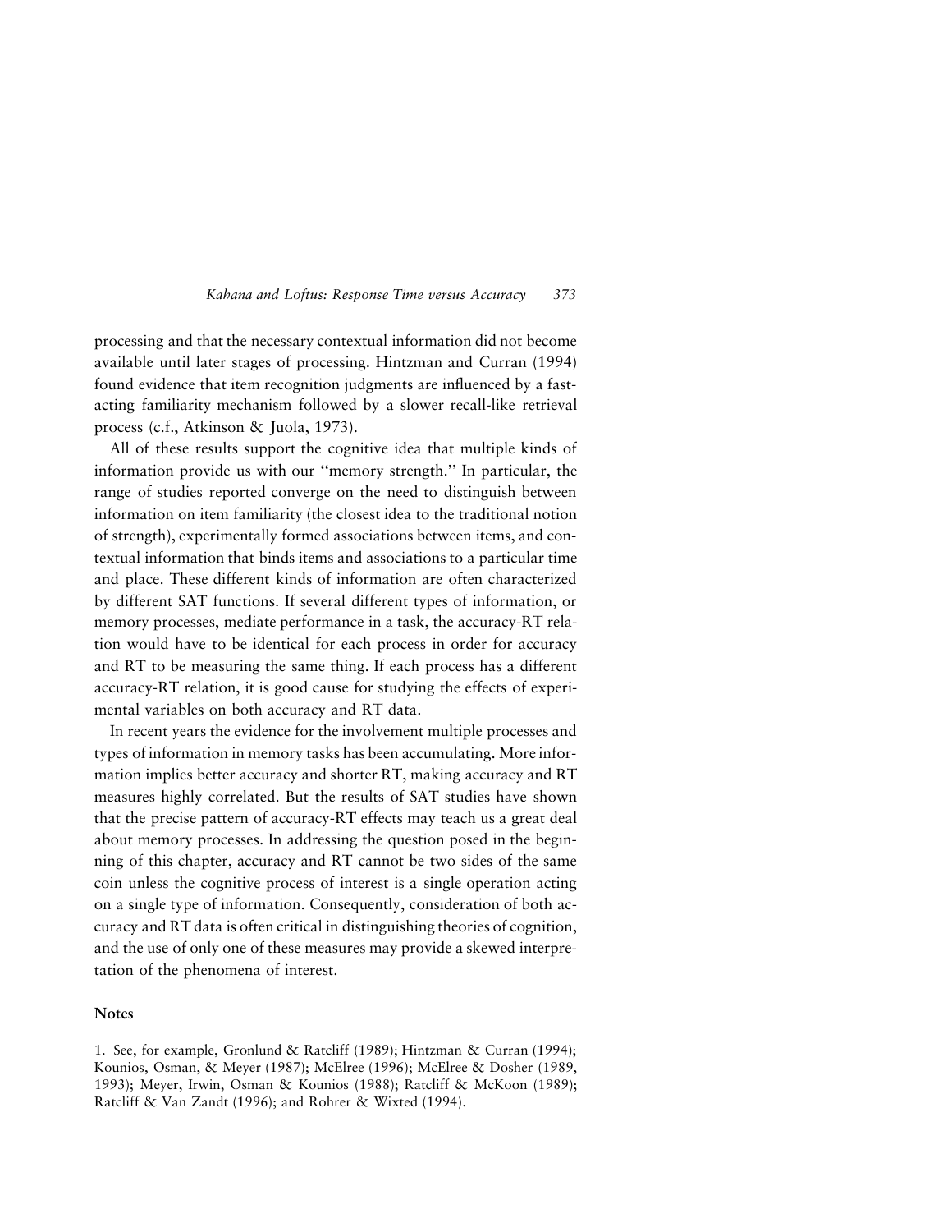processing and that the necessary contextual information did not become available until later stages of processing. Hintzman and Curran (1994) found evidence that item recognition judgments are influenced by a fast-acting familiarity mechanism followed by a slower recall-like retrieval process (c.f., Atkinson & Juola, 1973).

All of these results support the cognitive idea that multiple kinds of information provide us with our "memory strength." In particular, the range of studies reported converge on the need to distinguish between information on item familiarity (the closest idea to the traditional notion of strength), experimentally formed associations between items, and contextual information that binds items and associations to a particular time and place. These different kinds of information are often characterized by different SAT functions. If several different types of information, or memory processes, mediate performance in a task, the accuracy-RT relation would have to be identical for each process in order for accuracy and RT to be measuring the same thing. If each process has a different accuracy-RT relation, it is good cause for studying the effects of experimental variables on both accuracy and RT data.

In recent years the evidence for the involvement multiple processes and types of information in memory tasks has been accumulating. More information implies better accuracy and shorter RT, making accuracy and RT measures highly correlated. But the results of SAT studies have shown that the precise pattern of accuracy-RT effects may teach us a great deal about memory processes. In addressing the question posed in the beginning of this chapter, accuracy and RT cannot be two sides of the same coin unless the cognitive process of interest is a single operation acting on a single type of information. Consequently, consideration of both accuracy and RT data is often critical in distinguishing theories of cognition, and the use of only one of these measures may provide a skewed interpretation of the phenomena of interest.

## Notes

1. See, for example, Gronlund & Ratcliff (1989); Hintzman & Curran (1994); Kounios, Osman, & Meyer (1987); McElree (1996); McElree & Dosher (1989, 1993); Meyer, Irwin, Osman & Kounios (1988); Ratcliff & McKoon (1989); Ratcliff & Van Zandt (1996); and Rohrer & Wixted (1994).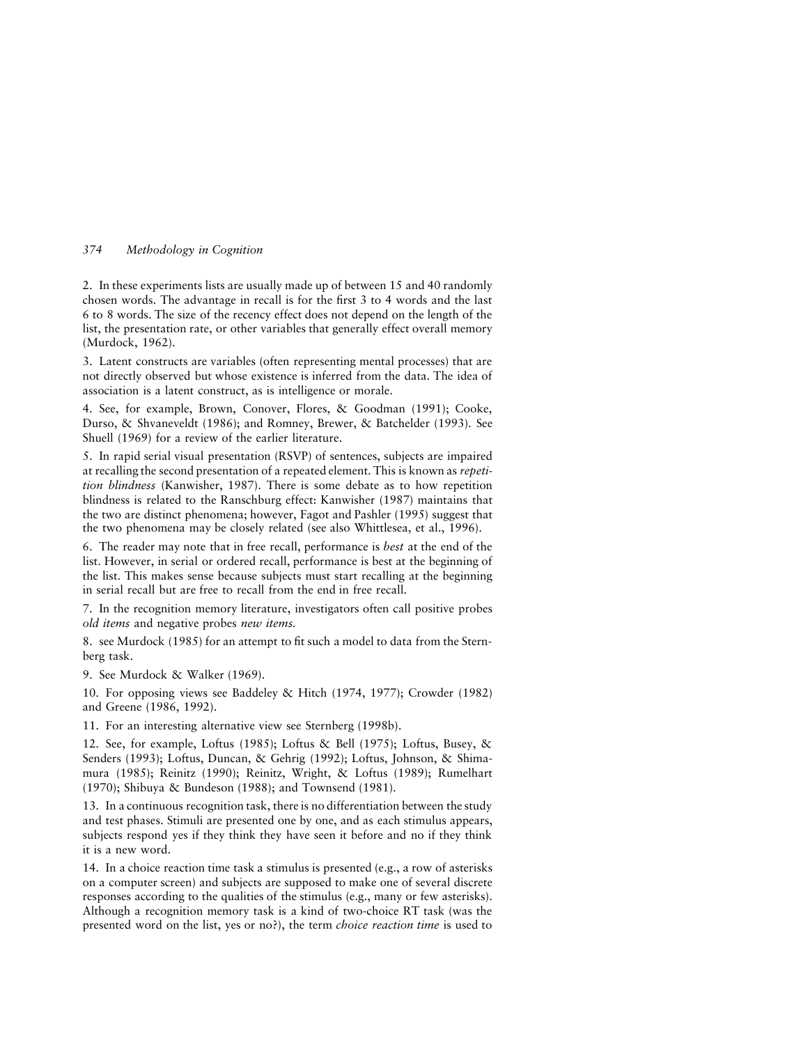2. In these experiments lists are usually made up of between 15 and 40 randomly chosen words. The advantage in recall is for the first 3 to 4 words and the last 6 to 8 words. The size of the recency effect does not depend on the length of the list, the presentation rate, or other variables that generally effect overall memory (Murdock, 1962).

3. Latent constructs are variables (often representing mental processes) that are not directly observed but whose existence is inferred from the data. The idea of association is a latent construct, as is intelligence or morale.

4. See, for example, Brown, Conover, Flores, & Goodman (1991); Cooke, Durso, & Shvaneveldt (1986); and Romney, Brewer, & Batchelder (1993). See Shuell (1969) for a review of the earlier literature.

5. In rapid serial visual presentation (RSVP) of sentences, subjects are impaired at recalling the second presentation of a repeated element. This is known as *repetition blindness* (Kanwisher, 1987). There is some debate as to how repetition blindness is related to the Ranschburg effect: Kanwisher (1987) maintains that the two are distinct phenomena; however, Fagot and Pashler (1995) suggest that the two phenomena may be closely related (see also Whittlesea, et al., 1996).

6. The reader may note that in free recall, performance is *best* at the end of the list. However, in serial or ordered recall, performance is best at the beginning of the list. This makes sense because subjects must start recalling at the beginning in serial recall but are free to recall from the end in free recall.

7. In the recognition memory literature, investigators often call positive probes *old items* and negative probes *new items*.

8. see Murdock (1985) for an attempt to fit such a model to data from the Sternberg task.

9. See Murdock & Walker (1969).

10. For opposing views see Baddeley & Hitch (1974, 1977); Crowder (1982) and Greene (1986, 1992).

11. For an interesting alternative view see Sternberg (1998b).

12. See, for example, Loftus (1985); Loftus & Bell (1975); Loftus, Busey, & Senders (1993); Loftus, Duncan, & Gehrig (1992); Loftus, Johnson, & Shimamura (1985); Reinitz (1990); Reinitz, Wright, & Loftus (1989); Rumelhart (1970); Shibuya & Bundeson (1988); and Townsend (1981).

13. In a continuous recognition task, there is no differentiation between the study and test phases. Stimuli are presented one by one, and as each stimulus appears, subjects respond yes if they think they have seen it before and no if they think it is a new word.

14. In a choice reaction time task a stimulus is presented (e.g., a row of asterisks on a computer screen) and subjects are supposed to make one of several discrete responses according to the qualities of the stimulus (e.g., many or few asterisks). Although a recognition memory task is a kind of two-choice RT task (was the presented word on the list, yes or no?), the term *choice reaction time* is used to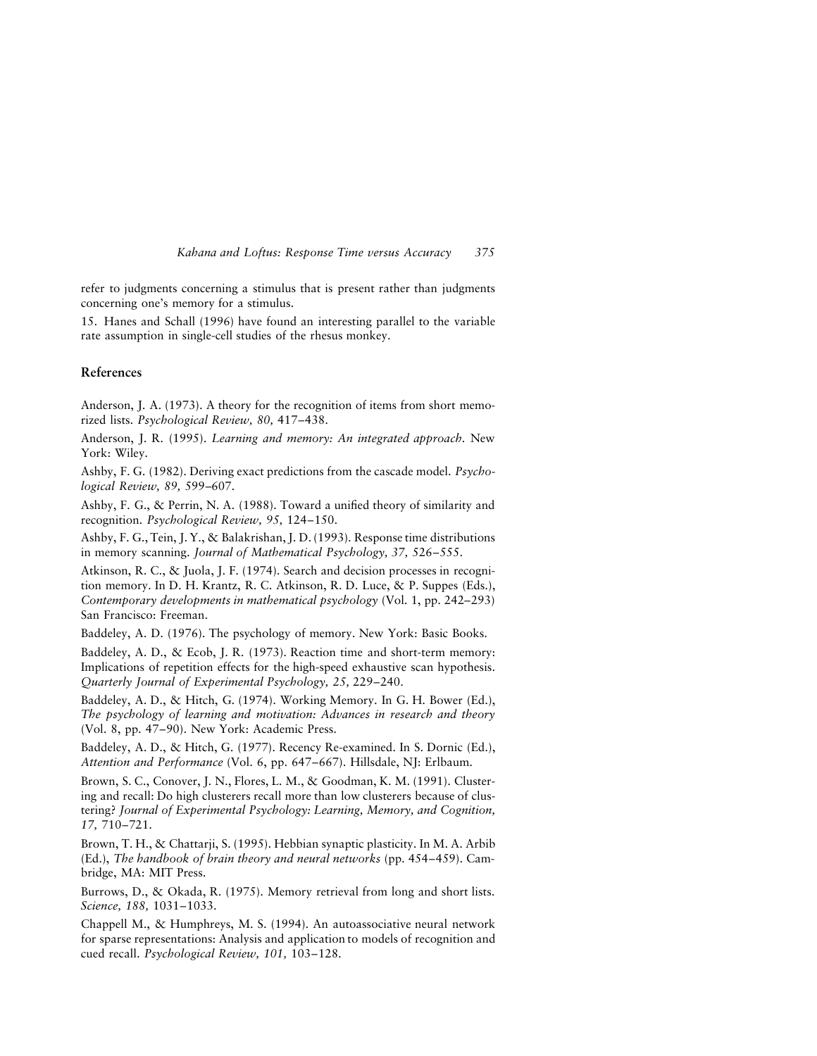refer to judgments concerning a stimulus that is present rather than judgments concerning one's memory for a stimulus.

15. Hanes and Schall (1996) have found an interesting parallel to the variable rate assumption in single-cell studies of the rhesus monkey.

## References

Anderson, J. A. (1973). A theory for the recognition of items from short memorized lists. *Psychological Review, 80,* 417–438.

Anderson, J. R. (1995). *Learning and memory: An integrated approach.* New York: Wiley.

Ashby, F. G. (1982). Deriving exact predictions from the cascade model. *Psychological Review, 89,* 599–607.

Ashby, F. G., & Perrin, N. A. (1988). Toward a unified theory of similarity and recognition. *Psychological Review, 95,* 124–150.

Ashby, F. G., Tein, J. Y., & Balakrishan, J. D. (1993). Response time distributions in memory scanning. *Journal of Mathematical Psychology, 37,* 526–555.

Atkinson, R. C., & Juola, J. F. (1974). Search and decision processes in recognition memory. In D. H. Krantz, R. C. Atkinson, R. D. Luce, & P. Suppes (Eds.), *Contemporary developments in mathematical psychology* (Vol. 1, pp. 242–293) San Francisco: Freeman.

Baddeley, A. D. (1976). The psychology of memory. New York: Basic Books.

Baddeley, A. D., & Ecob, J. R. (1973). Reaction time and short-term memory: Implications of repetition effects for the high-speed exhaustive scan hypothesis. *Quarterly Journal of Experimental Psychology, 25,* 229–240.

Baddeley, A. D., & Hitch, G. (1974). Working Memory. In G. H. Bower (Ed.), *The psychology of learning and motivation: Advances in research and theory* (Vol. 8, pp. 47–90). New York: Academic Press.

Baddeley, A. D., & Hitch, G. (1977). Recency Re-examined. In S. Dornic (Ed.), *Attention and Performance* (Vol. 6, pp. 647–667). Hillsdale, NJ: Erlbaum.

Brown, S. C., Conover, J. N., Flores, L. M., & Goodman, K. M. (1991). Clustering and recall: Do high clusterers recall more than low clusterers because of clustering? *Journal of Experimental Psychology: Learning, Memory, and Cognition, 17,* 710–721.

Brown, T. H., & Chattarji, S. (1995). Hebbian synaptic plasticity. In M. A. Arbib (Ed.), *The handbook of brain theory and neural networks* (pp. 454–459). Cambridge, MA: MIT Press.

Burrows, D., & Okada, R. (1975). Memory retrieval from long and short lists. *Science, 188,* 1031–1033.

Chappell M., & Humphreys, M. S. (1994). An autoassociative neural network for sparse representations: Analysis and application to models of recognition and cued recall. *Psychological Review, 101,* 103–128.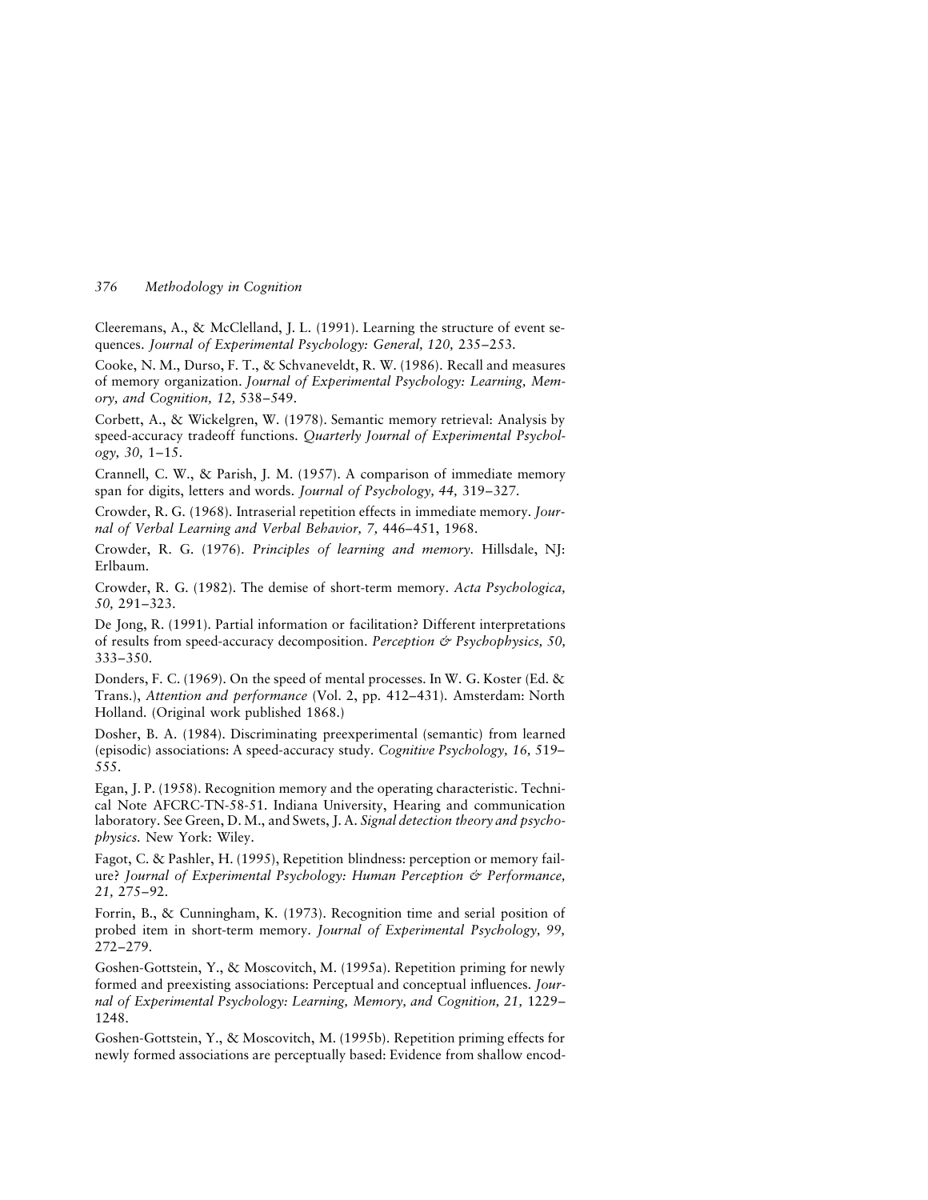Cleeremans, A., & McClelland, J. L. (1991). Learning the structure of event sequences. *Journal of Experimental Psychology: General, 120,* 235–253.

Cooke, N. M., Durso, F. T., & Schvaneveldt, R. W. (1986). Recall and measures of memory organization. *Journal of Experimental Psychology: Learning, Memory, and Cognition, 12,* 538–549.

Corbett, A., & Wickelgren, W. (1978). Semantic memory retrieval: Analysis by speed-accuracy tradeoff functions. *Quarterly Journal of Experimental Psychology, 30,* 1–15.

Crannell, C. W., & Parish, J. M. (1957). A comparison of immediate memory span for digits, letters and words. *Journal of Psychology, 44,* 319–327.

Crowder, R. G. (1968). Intraserial repetition effects in immediate memory. *Journal of Verbal Learning and Verbal Behavior, 7,* 446–451, 1968.

Crowder, R. G. (1976). *Principles of learning and memory.* Hillsdale, NJ: Erlbaum.

Crowder, R. G. (1982). The demise of short-term memory. *Acta Psychologica, 50,* 291–323.

De Jong, R. (1991). Partial information or facilitation? Different interpretations of results from speed-accuracy decomposition. *Perception & Psychophysics, 50,* 333–350.

Donders, F. C. (1969). On the speed of mental processes. In W. G. Koster (Ed. & Trans.), *Attention and performance* (Vol. 2, pp. 412–431). Amsterdam: North Holland. (Original work published 1868.)

Dosher, B. A. (1984). Discriminating preexperimental (semantic) from learned (episodic) associations: A speed-accuracy study. *Cognitive Psychology, 16,* 519–555.

Egan, J. P. (1958). Recognition memory and the operating characteristic. Technical Note AFCRC-TN-58-51. Indiana University, Hearing and communication laboratory. See Green, D. M., and Swets, J. A. *Signal detection theory and psychophysics.* New York: Wiley.

Fagot, C. & Pashler, H. (1995), Repetition blindness: perception or memory failure? *Journal of Experimental Psychology: Human Perception & Performance, 21,* 275–92.

Forrin, B., & Cunningham, K. (1973). Recognition time and serial position of probed item in short-term memory. *Journal of Experimental Psychology, 99,* 272–279.

Goshen-Gottstein, Y., & Moscovitch, M. (1995a). Repetition priming for newly formed and preexisting associations: Perceptual and conceptual influences. *Journal of Experimental Psychology: Learning, Memory, and Cognition, 21,* 1229–1248.

Goshen-Gottstein, Y., & Moscovitch, M. (1995b). Repetition priming effects for newly formed associations are perceptually based: Evidence from shallow encod-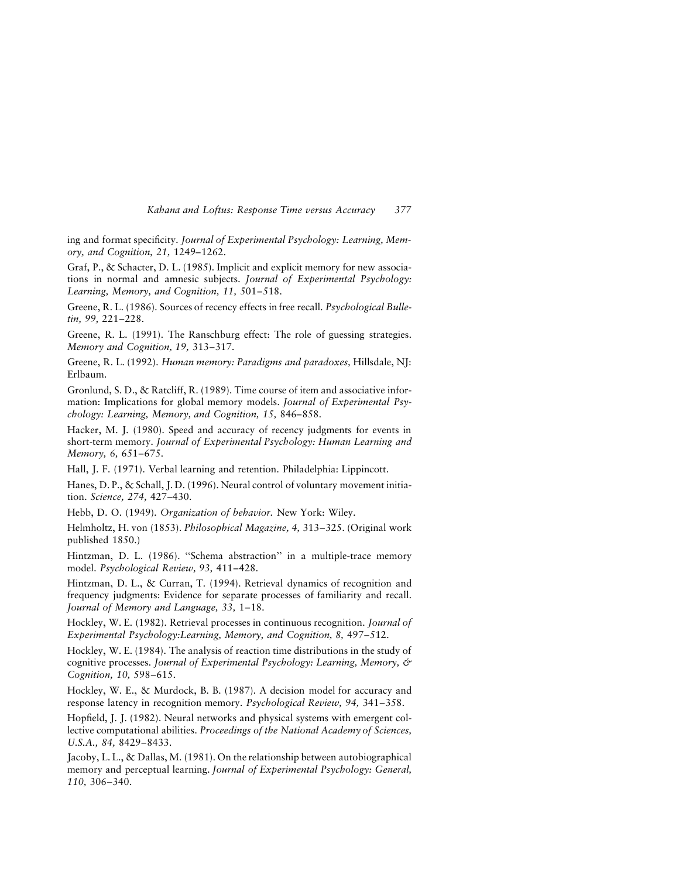ing and format specificity. *Journal of Experimental Psychology: Learning, Memory, and Cognition, 21,* 1249–1262.

Graf, P., & Schacter, D. L. (1985). Implicit and explicit memory for new associations in normal and amnesic subjects. *Journal of Experimental Psychology: Learning, Memory, and Cognition, 11,* 501–518.

Greene, R. L. (1986). Sources of recency effects in free recall. *Psychological Bulletin, 99,* 221–228.

Greene, R. L. (1991). The Ranschburg effect: The role of guessing strategies. *Memory and Cognition, 19,* 313–317.

Greene, R. L. (1992). *Human memory: Paradigms and paradoxes,* Hillsdale, NJ: Erlbaum.

Gronlund, S. D., & Ratcliff, R. (1989). Time course of item and associative information: Implications for global memory models. *Journal of Experimental Psychology: Learning, Memory, and Cognition, 15,* 846–858.

Hacker, M. J. (1980). Speed and accuracy of recency judgments for events in short-term memory. *Journal of Experimental Psychology: Human Learning and Memory, 6,* 651–675.

Hall, J. F. (1971). Verbal learning and retention. Philadelphia: Lippincott.

Hanes, D. P., & Schall, J. D. (1996). Neural control of voluntary movement initiation. *Science, 274,* 427–430.

Hebb, D. O. (1949). *Organization of behavior.* New York: Wiley.

Helmholtz, H. von (1853). *Philosophical Magazine, 4,* 313–325. (Original work published 1850.)

Hintzman, D. L. (1986). "Schema abstraction" in a multiple-trace memory model. *Psychological Review, 93,* 411–428.

Hintzman, D. L., & Curran, T. (1994). Retrieval dynamics of recognition and frequency judgments: Evidence for separate processes of familiarity and recall. *Journal of Memory and Language, 33,* 1–18.

Hockley, W. E. (1982). Retrieval processes in continuous recognition. *Journal of Experimental Psychology:Learning, Memory, and Cognition, 8,* 497–512.

Hockley, W. E. (1984). The analysis of reaction time distributions in the study of cognitive processes. *Journal of Experimental Psychology: Learning, Memory, & Cognition, 10,* 598–615.

Hockley, W. E., & Murdock, B. B. (1987). A decision model for accuracy and response latency in recognition memory. *Psychological Review, 94,* 341–358.

Hopfield, J. J. (1982). Neural networks and physical systems with emergent collective computational abilities. *Proceedings of the National Academy of Sciences, U.S.A., 84,* 8429–8433.

Jacoby, L. L., & Dallas, M. (1981). On the relationship between autobiographical memory and perceptual learning. *Journal of Experimental Psychology: General, 110,* 306–340.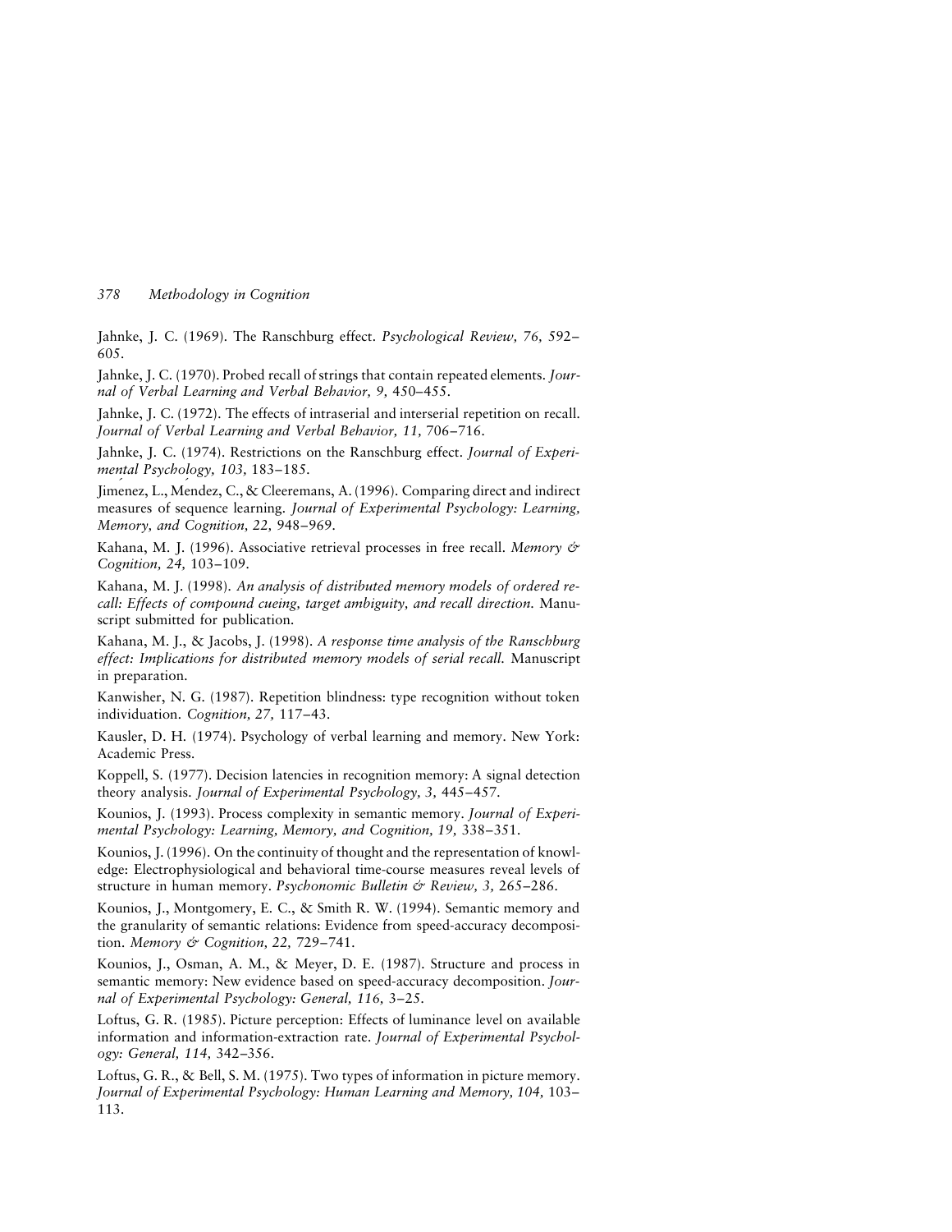Jahnke, J. C. (1969). The Ranschburg effect. *Psychological Review, 76,* 592–605.

Jahnke, J. C. (1970). Probed recall of strings that contain repeated elements. *Journal of Verbal Learning and Verbal Behavior, 9,* 450–455.

Jahnke, J. C. (1972). The effects of intraserial and interserial repetition on recall. *Journal of Verbal Learning and Verbal Behavior, 11,* 706–716.

Jahnke, J. C. (1974). Restrictions on the Ranschburg effect. *Journal of Experimental Psychology, 103,* 183–185.

Jimenez, L., Mendez, C., & Cleeremans, A. (1996). Comparing direct and indirect measures of sequence learning. *Journal of Experimental Psychology: Learning, Memory, and Cognition, 22,* 948–969.

Kahana, M. J. (1996). Associative retrieval processes in free recall. *Memory & Cognition, 24,* 103–109.

Kahana, M. J. (1998). *An analysis of distributed memory models of ordered recall: Effects of compound cueing, target ambiguity, and recall direction.* Manuscript submitted for publication.

Kahana, M. J., & Jacobs, J. (1998). *A response time analysis of the Ranschburg effect: Implications for distributed memory models of serial recall.* Manuscript in preparation.

Kanwisher, N. G. (1987). Repetition blindness: type recognition without token individuation. *Cognition, 27,* 117–43.

Kausler, D. H. (1974). Psychology of verbal learning and memory. New York: Academic Press.

Koppell, S. (1977). Decision latencies in recognition memory: A signal detection theory analysis. *Journal of Experimental Psychology, 3,* 445–457.

Kounios, J. (1993). Process complexity in semantic memory. *Journal of Experimental Psychology: Learning, Memory, and Cognition, 19,* 338–351.

Kounios, J. (1996). On the continuity of thought and the representation of knowledge: Electrophysiological and behavioral time-course measures reveal levels of structure in human memory. *Psychonomic Bulletin & Review, 3,* 265–286.

Kounios, J., Montgomery, E. C., & Smith R. W. (1994). Semantic memory and the granularity of semantic relations: Evidence from speed-accuracy decomposition. *Memory & Cognition, 22,* 729–741.

Kounios, J., Osman, A. M., & Meyer, D. E. (1987). Structure and process in semantic memory: New evidence based on speed-accuracy decomposition. *Journal of Experimental Psychology: General, 116,* 3–25.

Loftus, G. R. (1985). Picture perception: Effects of luminance level on available information and information-extraction rate. *Journal of Experimental Psychology: General, 114,* 342–356.

Loftus, G. R., & Bell, S. M. (1975). Two types of information in picture memory. *Journal of Experimental Psychology: Human Learning and Memory, 104,* 103–113.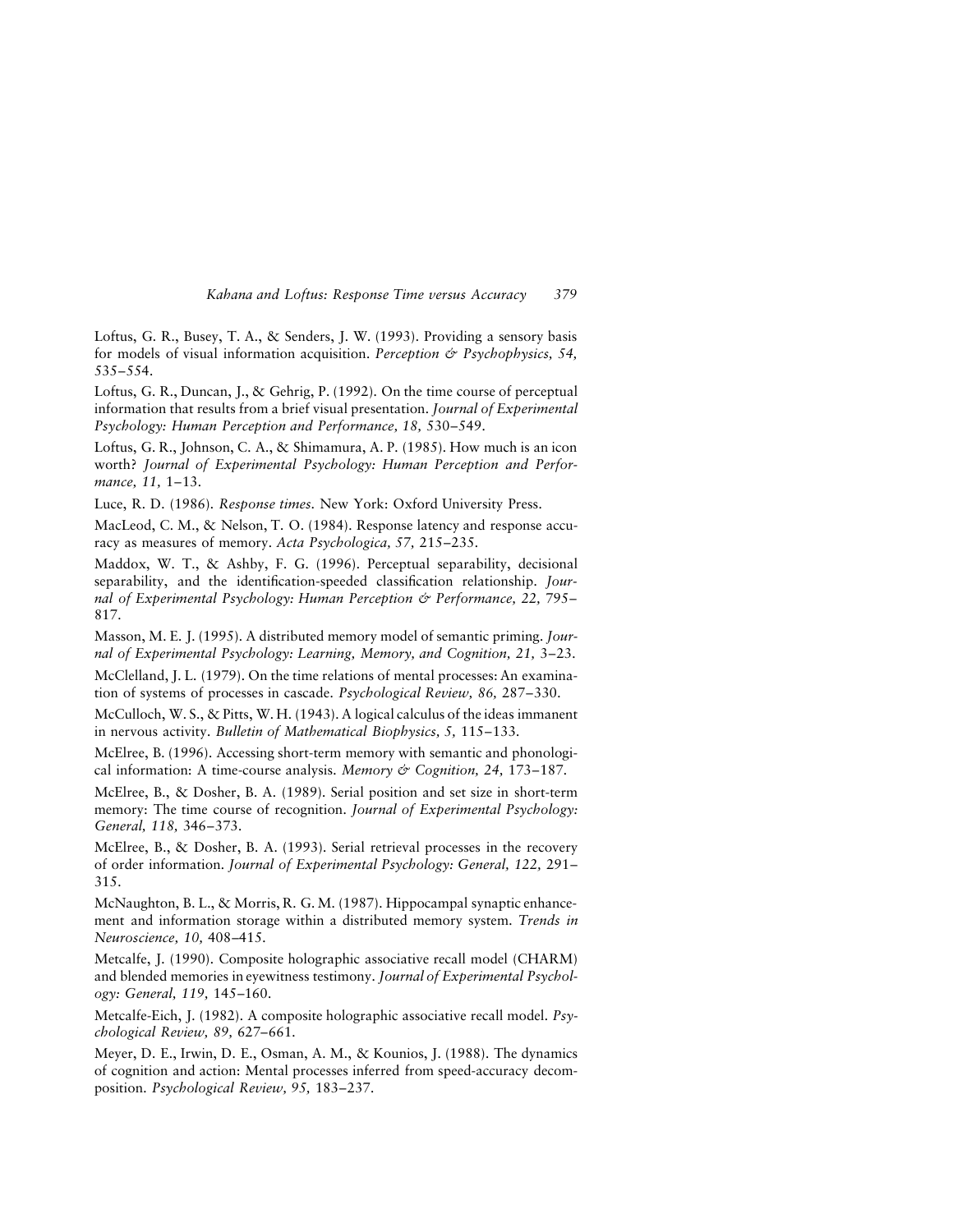Loftus, G. R., Busey, T. A., & Senders, J. W. (1993). Providing a sensory basis for models of visual information acquisition. *Perception & Psychophysics, 54,* 535–554.

Loftus, G. R., Duncan, J., & Gehrig, P. (1992). On the time course of perceptual information that results from a brief visual presentation. *Journal of Experimental Psychology: Human Perception and Performance, 18,* 530–549.

Loftus, G. R., Johnson, C. A., & Shimamura, A. P. (1985). How much is an icon worth? *Journal of Experimental Psychology: Human Perception and Performance, 11,* 1–13.

Luce, R. D. (1986). *Response times.* New York: Oxford University Press.

MacLeod, C. M., & Nelson, T. O. (1984). Response latency and response accuracy as measures of memory. *Acta Psychologica, 57,* 215–235.

Maddox, W. T., & Ashby, F. G. (1996). Perceptual separability, decisional separability, and the identification-speeded classification relationship. *Journal of Experimental Psychology: Human Perception & Performance, 22,* 795–817.

Masson, M. E. J. (1995). A distributed memory model of semantic priming. *Journal of Experimental Psychology: Learning, Memory, and Cognition, 21,* 3–23.

McClelland, J. L. (1979). On the time relations of mental processes: An examination of systems of processes in cascade. *Psychological Review, 86,* 287–330.

McCulloch, W. S., & Pitts, W. H. (1943). A logical calculus of the ideas immanent in nervous activity. *Bulletin of Mathematical Biophysics, 5,* 115–133.

McElree, B. (1996). Accessing short-term memory with semantic and phonological information: A time-course analysis. *Memory & Cognition, 24,* 173–187.

McElree, B., & Dosher, B. A. (1989). Serial position and set size in short-term memory: The time course of recognition. *Journal of Experimental Psychology: General, 118,* 346–373.

McElree, B., & Dosher, B. A. (1993). Serial retrieval processes in the recovery of order information. *Journal of Experimental Psychology: General, 122,* 291–315.

McNaughton, B. L., & Morris, R. G. M. (1987). Hippocampal synaptic enhancement and information storage within a distributed memory system. *Trends in Neuroscience, 10,* 408–415.

Metcalfe, J. (1990). Composite holographic associative recall model (CHARM) and blended memories in eyewitness testimony. *Journal of Experimental Psychology: General, 119,* 145–160.

Metcalfe-Eich, J. (1982). A composite holographic associative recall model. *Psychological Review, 89,* 627–661.

Meyer, D. E., Irwin, D. E., Osman, A. M., & Kounios, J. (1988). The dynamics of cognition and action: Mental processes inferred from speed-accuracy decomposition. *Psychological Review, 95,* 183–237.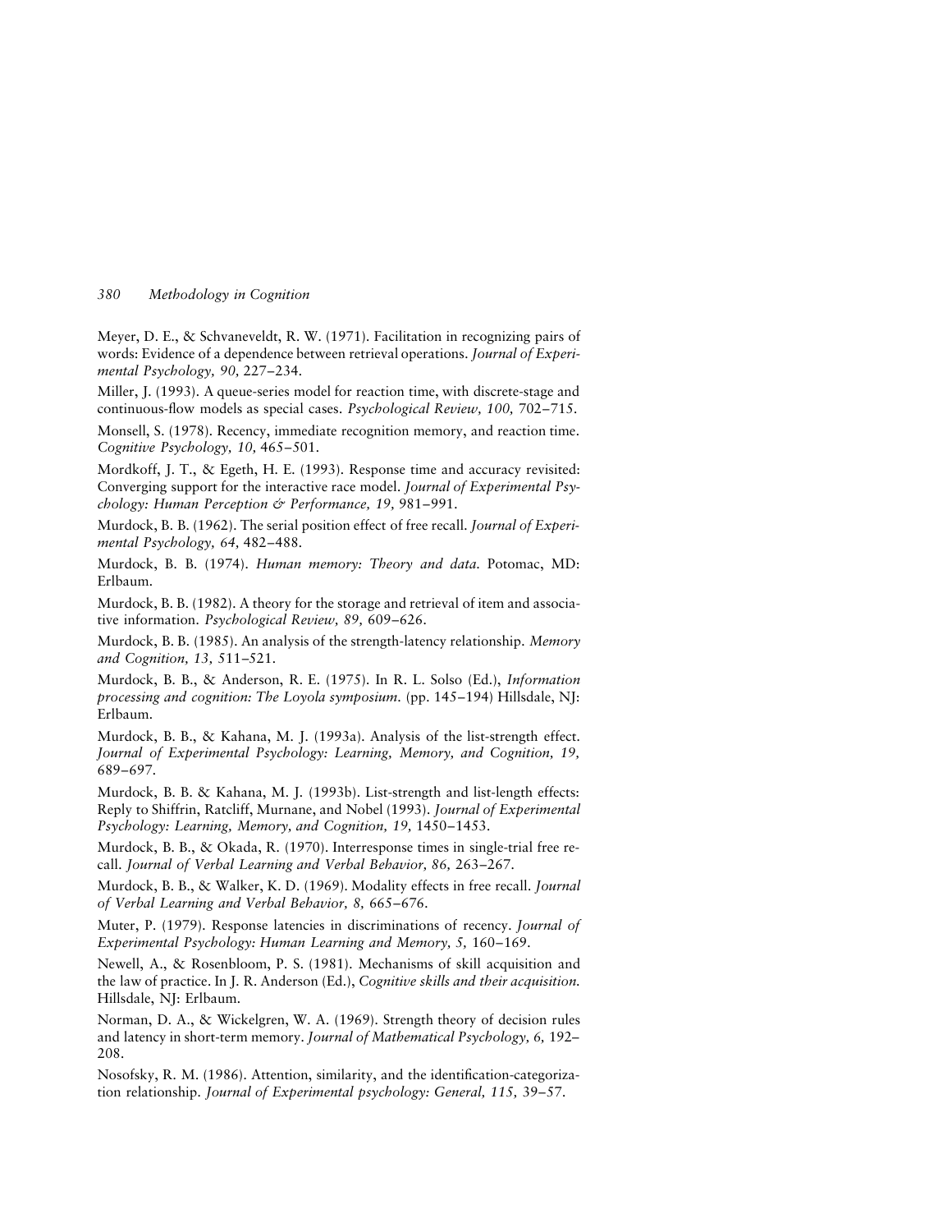Meyer, D. E., & Schvaneveldt, R. W. (1971). Facilitation in recognizing pairs of words: Evidence of a dependence between retrieval operations. *Journal of Experimental Psychology, 90,* 227–234.

Miller, J. (1993). A queue-series model for reaction time, with discrete-stage and continuous-flow models as special cases. *Psychological Review, 100,* 702–715.

Monsell, S. (1978). Recency, immediate recognition memory, and reaction time. *Cognitive Psychology, 10,* 465–501.

Mordkoff, J. T., & Egeth, H. E. (1993). Response time and accuracy revisited: Converging support for the interactive race model. *Journal of Experimental Psychology: Human Perception & Performance, 19,* 981–991.

Murdock, B. B. (1962). The serial position effect of free recall. *Journal of Experimental Psychology, 64,* 482–488.

Murdock, B. B. (1974). *Human memory: Theory and data.* Potomac, MD: Erlbaum.

Murdock, B. B. (1982). A theory for the storage and retrieval of item and associative information. *Psychological Review, 89,* 609–626.

Murdock, B. B. (1985). An analysis of the strength-latency relationship. *Memory and Cognition, 13,* 511–521.

Murdock, B. B., & Anderson, R. E. (1975). In R. L. Solso (Ed.), *Information processing and cognition: The Loyola symposium.* (pp. 145–194) Hillsdale, NJ: Erlbaum.

Murdock, B. B., & Kahana, M. J. (1993a). Analysis of the list-strength effect. *Journal of Experimental Psychology: Learning, Memory, and Cognition, 19,* 689–697.

Murdock, B. B. & Kahana, M. J. (1993b). List-strength and list-length effects: Reply to Shiffrin, Ratcliff, Murnane, and Nobel (1993). *Journal of Experimental Psychology: Learning, Memory, and Cognition, 19,* 1450–1453.

Murdock, B. B., & Okada, R. (1970). Interresponse times in single-trial free recall. *Journal of Verbal Learning and Verbal Behavior, 86,* 263–267.

Murdock, B. B., & Walker, K. D. (1969). Modality effects in free recall. *Journal of Verbal Learning and Verbal Behavior, 8,* 665–676.

Muter, P. (1979). Response latencies in discriminations of recency. *Journal of Experimental Psychology: Human Learning and Memory, 5,* 160–169.

Newell, A., & Rosenbloom, P. S. (1981). Mechanisms of skill acquisition and the law of practice. In J. R. Anderson (Ed.), *Cognitive skills and their acquisition.* Hillsdale, NJ: Erlbaum.

Norman, D. A., & Wickelgren, W. A. (1969). Strength theory of decision rules and latency in short-term memory. *Journal of Mathematical Psychology, 6,* 192–208.

Nosofsky, R. M. (1986). Attention, similarity, and the identification-categorization relationship. *Journal of Experimental psychology: General, 115,* 39–57.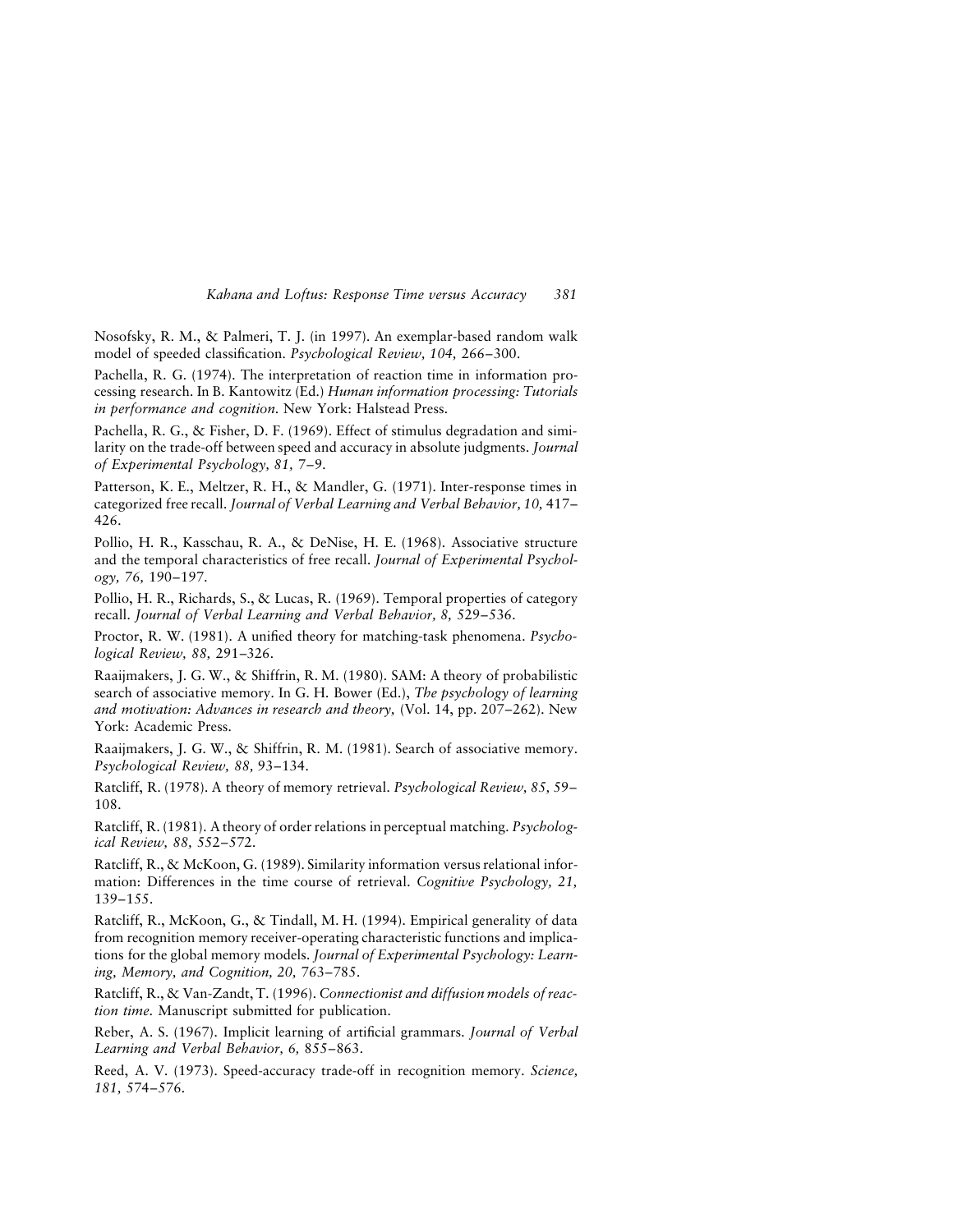Nosofsky, R. M., & Palmeri, T. J. (in 1997). An exemplar-based random walk model of speeded classification. *Psychological Review, 104,* 266–300.

Pachella, R. G. (1974). The interpretation of reaction time in information processing research. In B. Kantowitz (Ed.) *Human information processing: Tutorials in performance and cognition.* New York: Halstead Press.

Pachella, R. G., & Fisher, D. F. (1969). Effect of stimulus degradation and similarity on the trade-off between speed and accuracy in absolute judgments. *Journal of Experimental Psychology, 81,* 7–9.

Patterson, K. E., Meltzer, R. H., & Mandler, G. (1971). Inter-response times in categorized free recall. *Journal of Verbal Learning and Verbal Behavior, 10,* 417–426.

Pollio, H. R., Kasschau, R. A., & DeNise, H. E. (1968). Associative structure and the temporal characteristics of free recall. *Journal of Experimental Psychology, 76,* 190–197.

Pollio, H. R., Richards, S., & Lucas, R. (1969). Temporal properties of category recall. *Journal of Verbal Learning and Verbal Behavior, 8,* 529–536.

Proctor, R. W. (1981). A unified theory for matching-task phenomena. *Psychological Review, 88,* 291–326.

Raaijmakers, J. G. W., & Shiffrin, R. M. (1980). SAM: A theory of probabilistic search of associative memory. In G. H. Bower (Ed.), *The psychology of learning and motivation: Advances in research and theory,* (Vol. 14, pp. 207–262). New York: Academic Press.

Raaijmakers, J. G. W., & Shiffrin, R. M. (1981). Search of associative memory. *Psychological Review, 88,* 93–134.

Ratcliff, R. (1978). A theory of memory retrieval. *Psychological Review, 85,* 59–108.

Ratcliff, R. (1981). A theory of order relations in perceptual matching. *Psychological Review, 88,* 552–572.

Ratcliff, R., & McKoon, G. (1989). Similarity information versus relational information: Differences in the time course of retrieval. *Cognitive Psychology, 21,* 139–155.

Ratcliff, R., McKoon, G., & Tindall, M. H. (1994). Empirical generality of data from recognition memory receiver-operating characteristic functions and implications for the global memory models. *Journal of Experimental Psychology: Learning, Memory, and Cognition, 20,* 763–785.

Ratcliff, R., & Van-Zandt, T. (1996). *Connectionist and diffusion models of reaction time.* Manuscript submitted for publication.

Reber, A. S. (1967). Implicit learning of artificial grammars. *Journal of Verbal Learning and Verbal Behavior, 6,* 855–863.

Reed, A. V. (1973). Speed-accuracy trade-off in recognition memory. *Science, 181,* 574–576.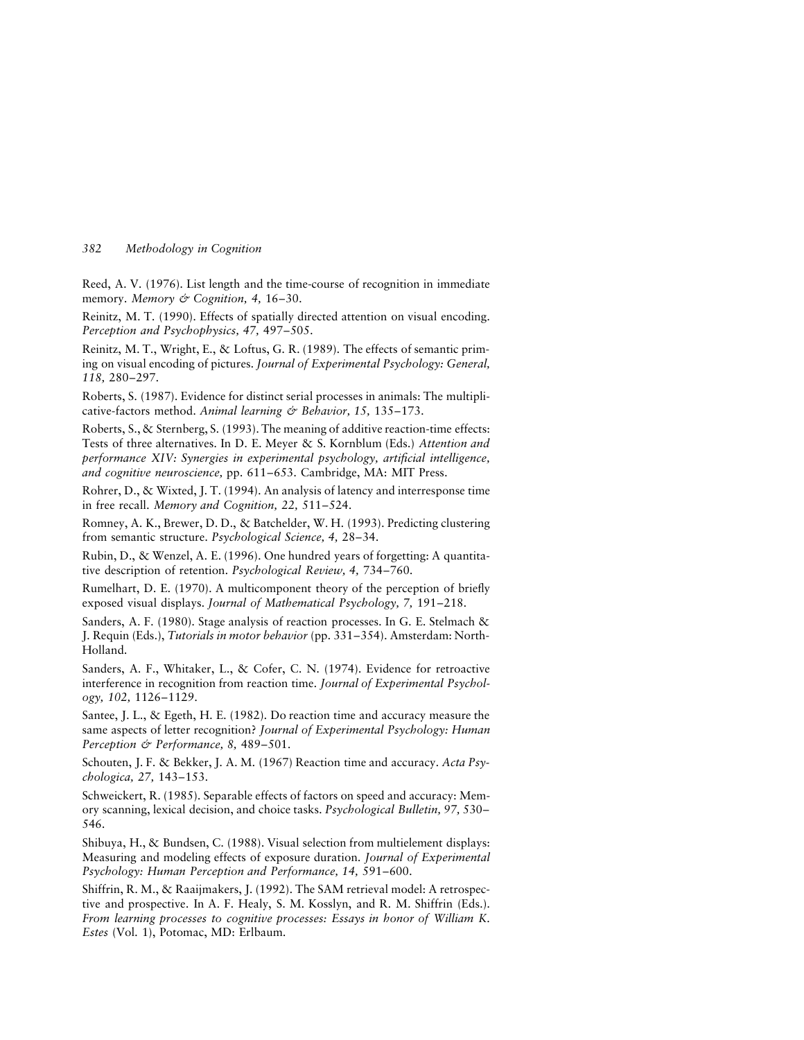Reed, A. V. (1976). List length and the time-course of recognition in immediate memory. *Memory & Cognition, 4,* 16–30.

Reinitz, M. T. (1990). Effects of spatially directed attention on visual encoding. *Perception and Psychophysics, 47,* 497–505.

Reinitz, M. T., Wright, E., & Loftus, G. R. (1989). The effects of semantic priming on visual encoding of pictures. *Journal of Experimental Psychology: General, 118,* 280–297.

Roberts, S. (1987). Evidence for distinct serial processes in animals: The multiplicative-factors method. *Animal learning & Behavior, 15,* 135–173.

Roberts, S., & Sternberg, S. (1993). The meaning of additive reaction-time effects: Tests of three alternatives. In D. E. Meyer & S. Kornblum (Eds.) *Attention and performance XIV: Synergies in experimental psychology, artificial intelligence, and cognitive neuroscience,* pp. 611–653. Cambridge, MA: MIT Press.

Rohrer, D., & Wixted, J. T. (1994). An analysis of latency and interresponse time in free recall. *Memory and Cognition, 22,* 511–524.

Romney, A. K., Brewer, D. D., & Batchelder, W. H. (1993). Predicting clustering from semantic structure. *Psychological Science, 4,* 28–34.

Rubin, D., & Wenzel, A. E. (1996). One hundred years of forgetting: A quantitative description of retention. *Psychological Review, 4,* 734–760.

Rumelhart, D. E. (1970). A multicomponent theory of the perception of briefly exposed visual displays. *Journal of Mathematical Psychology, 7,* 191–218.

Sanders, A. F. (1980). Stage analysis of reaction processes. In G. E. Stelmach & J. Requin (Eds.), *Tutorials in motor behavior* (pp. 331–354). Amsterdam: North-Holland.

Sanders, A. F., Whitaker, L., & Cofer, C. N. (1974). Evidence for retroactive interference in recognition from reaction time. *Journal of Experimental Psychology, 102,* 1126–1129.

Santee, J. L., & Egeth, H. E. (1982). Do reaction time and accuracy measure the same aspects of letter recognition? *Journal of Experimental Psychology: Human Perception & Performance, 8,* 489–501.

Schouten, J. F. & Bekker, J. A. M. (1967) Reaction time and accuracy. *Acta Psychologica, 27,* 143–153.

Schweickert, R. (1985). Separable effects of factors on speed and accuracy: Memory scanning, lexical decision, and choice tasks. *Psychological Bulletin, 97,* 530–546.

Shibuya, H., & Bundsen, C. (1988). Visual selection from multielement displays: Measuring and modeling effects of exposure duration. *Journal of Experimental Psychology: Human Perception and Performance, 14,* 591–600.

Shiffrin, R. M., & Raaijmakers, J. (1992). The SAM retrieval model: A retrospective and prospective. In A. F. Healy, S. M. Kosslyn, and R. M. Shiffrin (Eds.). *From learning processes to cognitive processes: Essays in honor of William K. Estes* (Vol. 1), Potomac, MD: Erlbaum.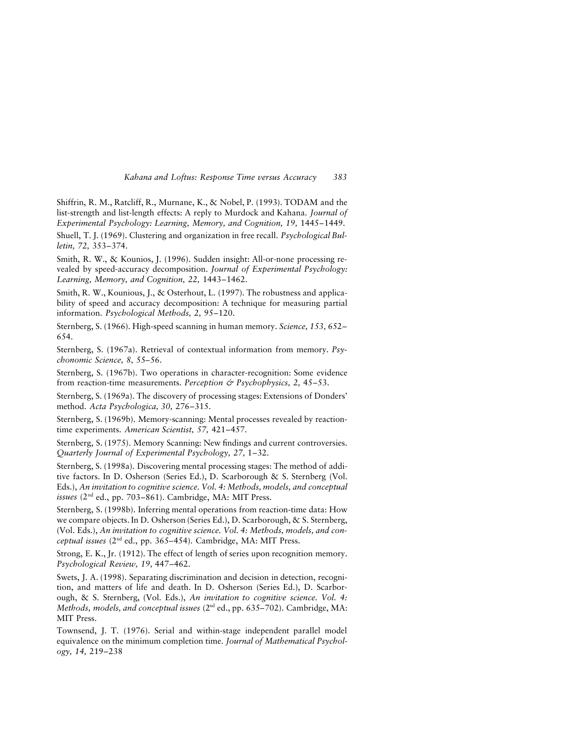Shiffrin, R. M., Ratcliff, R., Murnane, K., & Nobel, P. (1993). TODAM and the list-strength and list-length effects: A reply to Murdock and Kahana. *Journal of Experimental Psychology: Learning, Memory, and Cognition, 19,* 1445–1449.

Shuell, T. J. (1969). Clustering and organization in free recall. *Psychological Bulletin, 72,* 353–374.

Smith, R. W., & Kounios, J. (1996). Sudden insight: All-or-none processing revealed by speed-accuracy decomposition. *Journal of Experimental Psychology: Learning, Memory, and Cognition, 22,* 1443–1462.

Smith, R. W., Kounious, J., & Osterhout, L. (1997). The robustness and applicability of speed and accuracy decomposition: A technique for measuring partial information. *Psychological Methods, 2,* 95–120.

Sternberg, S. (1966). High-speed scanning in human memory. *Science, 153,* 652–654.

Sternberg, S. (1967a). Retrieval of contextual information from memory. *Psychonomic Science, 8,* 55–56.

Sternberg, S. (1967b). Two operations in character-recognition: Some evidence from reaction-time measurements. *Perception & Psychophysics, 2,* 45–53.

Sternberg, S. (1969a). The discovery of processing stages: Extensions of Donders' method. *Acta Psychologica, 30,* 276–315.

Sternberg, S. (1969b). Memory-scanning: Mental processes revealed by reaction-time experiments. *American Scientist, 57,* 421–457.

Sternberg, S. (1975). Memory Scanning: New findings and current controversies. *Quarterly Journal of Experimental Psychology, 27,* 1–32.

Sternberg, S. (1998a). Discovering mental processing stages: The method of additive factors. In D. Osherson (Series Ed.), D. Scarborough & S. Sternberg (Vol. Eds.), *An invitation to cognitive science. Vol. 4: Methods, models, and conceptual issues* (2[nd] ed., pp. 703–861). Cambridge, MA: MIT Press.

Sternberg, S. (1998b). Inferring mental operations from reaction-time data: How we compare objects. In D. Osherson (Series Ed.), D. Scarborough, & S. Sternberg, (Vol. Eds.), *An invitation to cognitive science. Vol. 4: Methods, models, and conceptual issues* (2[nd] ed., pp. 365–454). Cambridge, MA: MIT Press.

Strong, E. K., Jr. (1912). The effect of length of series upon recognition memory. *Psychological Review, 19,* 447–462.

Swets, J. A. (1998). Separating discrimination and decision in detection, recognition, and matters of life and death. In D. Osherson (Series Ed.), D. Scarborough, & S. Sternberg, (Vol. Eds.), *An invitation to cognitive science. Vol. 4: Methods, models, and conceptual issues* (2[nd] ed., pp. 635–702). Cambridge, MA: MIT Press.

Townsend, J. T. (1976). Serial and within-stage independent parallel model equivalence on the minimum completion time. *Journal of Mathematical Psychology, 14,* 219–238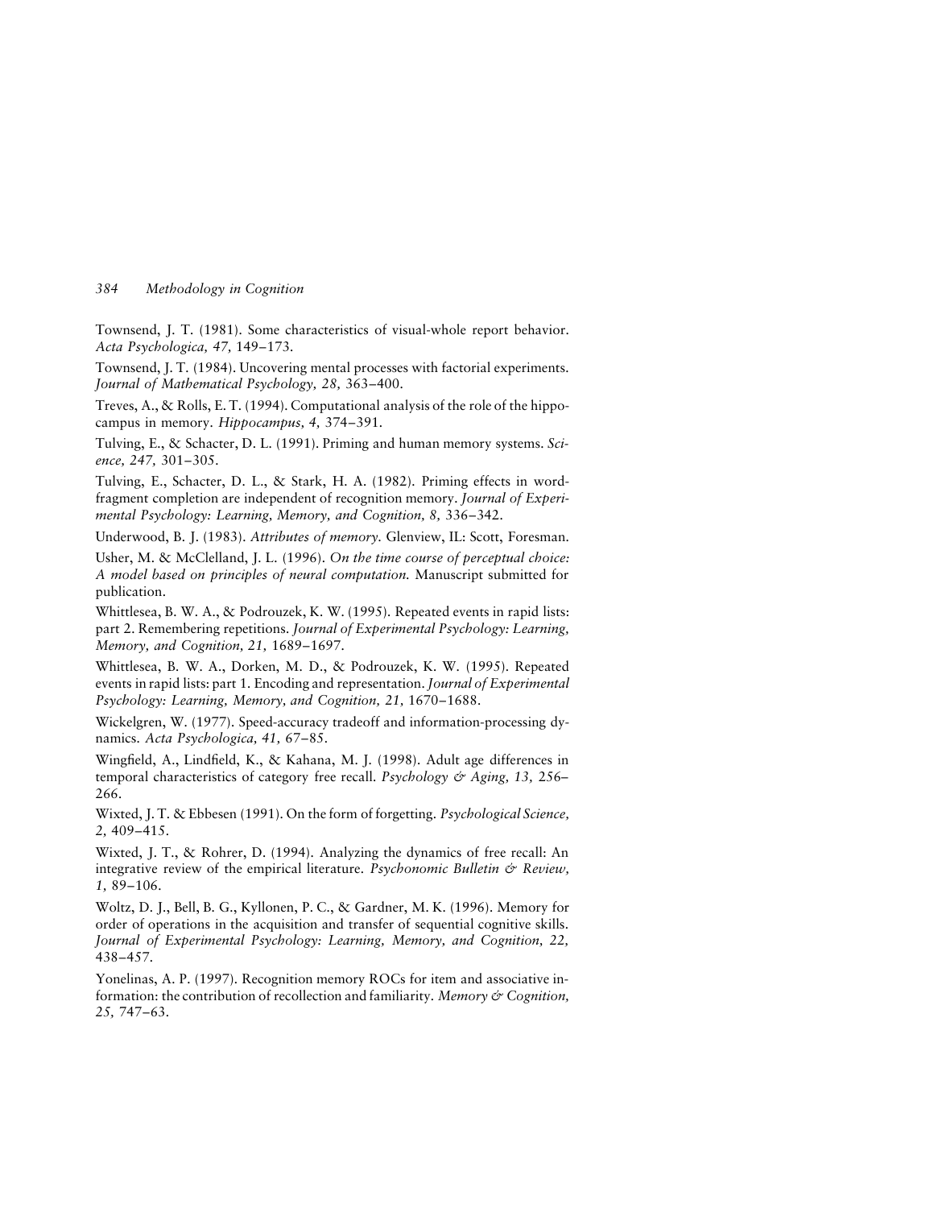Townsend, J. T. (1981). Some characteristics of visual-whole report behavior. *Acta Psychologica, 47,* 149–173.

Townsend, J. T. (1984). Uncovering mental processes with factorial experiments. *Journal of Mathematical Psychology, 28,* 363–400.

Treves, A., & Rolls, E. T. (1994). Computational analysis of the role of the hippocampus in memory. *Hippocampus, 4,* 374–391.

Tulving, E., & Schacter, D. L. (1991). Priming and human memory systems. *Science, 247,* 301–305.

Tulving, E., Schacter, D. L., & Stark, H. A. (1982). Priming effects in word-fragment completion are independent of recognition memory. *Journal of Experimental Psychology: Learning, Memory, and Cognition, 8,* 336–342.

Underwood, B. J. (1983). *Attributes of memory.* Glenview, IL: Scott, Foresman.

Usher, M. & McClelland, J. L. (1996). *On the time course of perceptual choice: A model based on principles of neural computation.* Manuscript submitted for publication.

Whittlesea, B. W. A., & Podrouzek, K. W. (1995). Repeated events in rapid lists: part 2. Remembering repetitions. *Journal of Experimental Psychology: Learning, Memory, and Cognition, 21,* 1689–1697.

Whittlesea, B. W. A., Dorken, M. D., & Podrouzek, K. W. (1995). Repeated events in rapid lists: part 1. Encoding and representation. *Journal of Experimental Psychology: Learning, Memory, and Cognition, 21,* 1670–1688.

Wickelgren, W. (1977). Speed-accuracy tradeoff and information-processing dynamics. *Acta Psychologica, 41,* 67–85.

Wingfield, A., Lindfield, K., & Kahana, M. J. (1998). Adult age differences in temporal characteristics of category free recall. *Psychology & Aging, 13,* 256–266.

Wixted, J. T. & Ebbesen (1991). On the form of forgetting. *Psychological Science, 2,* 409–415.

Wixted, J. T., & Rohrer, D. (1994). Analyzing the dynamics of free recall: An integrative review of the empirical literature. *Psychonomic Bulletin & Review, 1,* 89–106.

Woltz, D. J., Bell, B. G., Kyllonen, P. C., & Gardner, M. K. (1996). Memory for order of operations in the acquisition and transfer of sequential cognitive skills. *Journal of Experimental Psychology: Learning, Memory, and Cognition, 22,* 438–457.

Yonelinas, A. P. (1997). Recognition memory ROCs for item and associative information: the contribution of recollection and familiarity. *Memory & Cognition, 25,* 747–63.